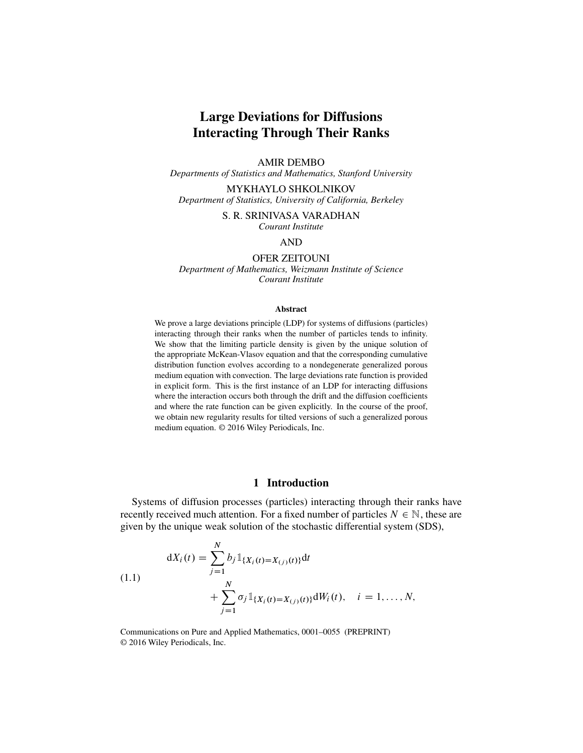# Large Deviations for Diffusions Interacting Through Their Ranks

AMIR DEMBO
*Departments of Statistics and Mathematics, Stanford University*

MYKHAYLO SHKOLNIKOV
*Department of Statistics, University of California, Berkeley*

S. R. SRINIVASA VARADHAN
*Courant Institute*

AND

OFER ZEITOUNI
*Department of Mathematics, Weizmann Institute of Science*
*Courant Institute*

#### Abstract

We prove a large deviations principle (LDP) for systems of diffusions (particles) interacting through their ranks when the number of particles tends to infinity. We show that the limiting particle density is given by the unique solution of the appropriate McKean-Vlasov equation and that the corresponding cumulative distribution function evolves according to a nondegenerate generalized porous medium equation with convection. The large deviations rate function is provided in explicit form. This is the first instance of an LDP for interacting diffusions where the interaction occurs both through the drift and the diffusion coefficients and where the rate function can be given explicitly. In the course of the proof, we obtain new regularity results for tilted versions of such a generalized porous medium equation. © 2016 Wiley Periodicals, Inc.

## 1 Introduction

Systems of diffusion processes (particles) interacting through their ranks have recently received much attention. For a fixed number of particles $N \in \mathbb{N}$, these are given by the unique weak solution of the stochastic differential system (SDS),

$$
\begin{aligned}
\mathrm{d}X_i(t) &= \sum_{j=1}^{N} b_j \mathbb{1}_{\{X_i(t)=X_{(j)}(t)\}}\mathrm{d}t \\
&\quad + \sum_{j=1}^{N} \sigma_j \mathbb{1}_{\{X_i(t)=X_{(j)}(t)\}}\mathrm{d}W_i(t), \quad i = 1, \dots, N,
\end{aligned}
\tag{1.1}
$$

Communications on Pure and Applied Mathematics, 0001–0055 (PREPRINT)
© 2016 Wiley Periodicals, Inc.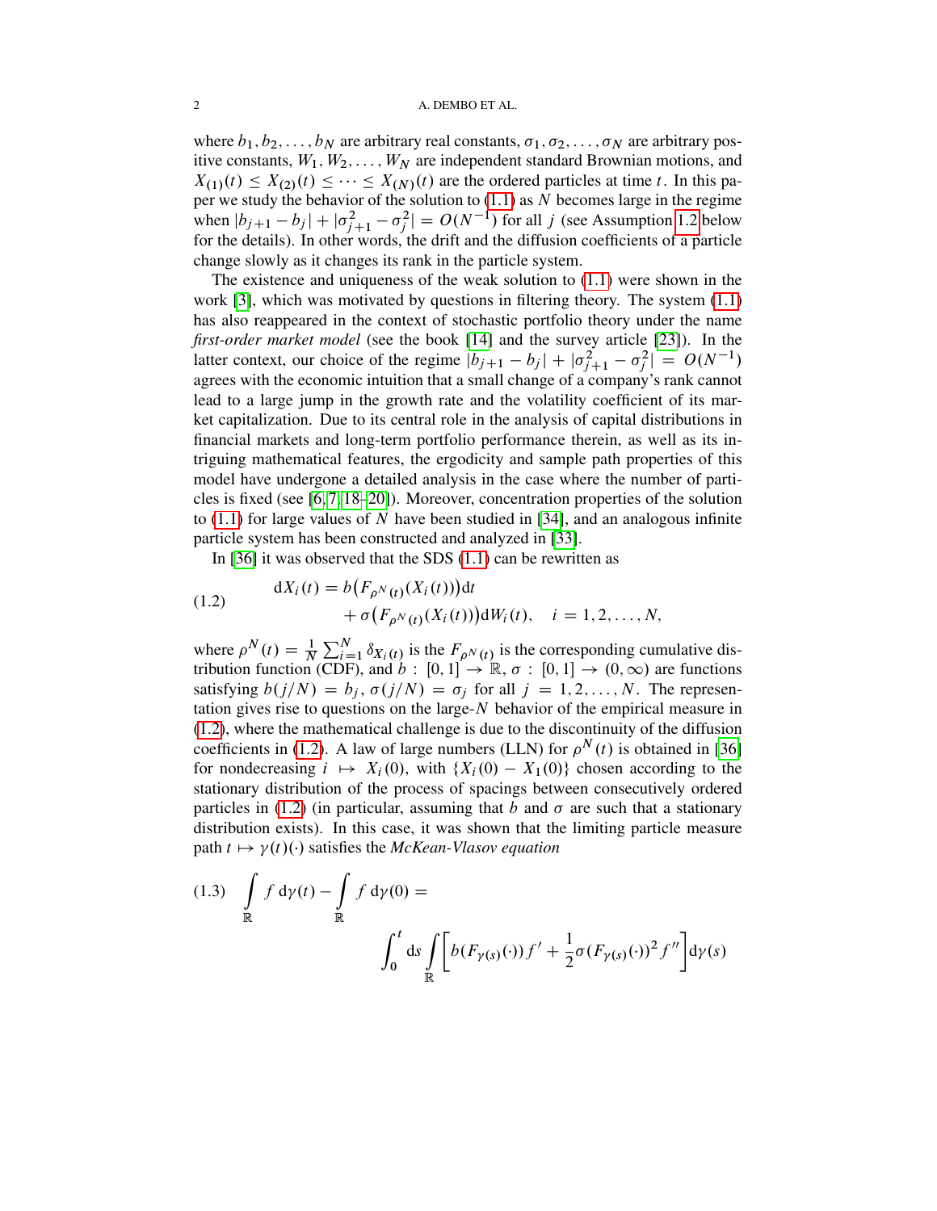where $b_1, b_2, \dots, b_N$ are arbitrary real constants, $\sigma_1, \sigma_2, \dots, \sigma_N$ are arbitrary positive constants, $W_1, W_2, \dots, W_N$ are independent standard Brownian motions, and $X_{(1)}(t) \le X_{(2)}(t) \le \dots \le X_{(N)}(t)$ are the ordered particles at time $t$. In this paper we study the behavior of the solution to (1.1) as $N$ becomes large in the regime when $|b_{j+1} - b_j| + |\sigma_{j+1}^2 - \sigma_j^2| = O(N^{-1})$ for all $j$ (see Assumption 1.2 below for the details). In other words, the drift and the diffusion coefficients of a particle change slowly as it changes its rank in the particle system.

The existence and uniqueness of the weak solution to (1.1) were shown in the work [3], which was motivated by questions in filtering theory. The system (1.1) has also reappeared in the context of stochastic portfolio theory under the name *first-order market model* (see the book [14] and the survey article [23]). In the latter context, our choice of the regime $|b_{j+1} - b_j| + |\sigma_{j+1}^2 - \sigma_j^2| = O(N^{-1})$ agrees with the economic intuition that a small change of a company's rank cannot lead to a large jump in the growth rate and the volatility coefficient of its market capitalization. Due to its central role in the analysis of capital distributions in financial markets and long-term portfolio performance therein, as well as its intriguing mathematical features, the ergodicity and sample path properties of this model have undergone a detailed analysis in the case where the number of particles is fixed (see [6, 7, 18–20]). Moreover, concentration properties of the solution to (1.1) for large values of $N$ have been studied in [34], and an analogous infinite particle system has been constructed and analyzed in [33].

In [36] it was observed that the SDS (1.1) can be rewritten as

$$
\begin{aligned}
\mathrm{d}X_i(t) &= b\big(F_{\rho^N(t)}(X_i(t))\big)\mathrm{d}t \\
&\quad + \sigma\big(F_{\rho^N(t)}(X_i(t))\big)\mathrm{d}W_i(t), \quad i = 1, 2, \dots, N,
\end{aligned}
\tag{1.2}
$$

where $\rho^N(t) = \frac{1}{N}\sum_{i=1}^N \delta_{X_i(t)}$ is the $F_{\rho^N(t)}$ is the corresponding cumulative distribution function (CDF), and $b : [0,1] \to \mathbb{R}$, $\sigma : [0,1] \to (0,\infty)$ are functions satisfying $b(j/N) = b_j$, $\sigma(j/N) = \sigma_j$ for all $j = 1, 2, \dots, N$. The representation gives rise to questions on the large-$N$ behavior of the empirical measure in (1.2), where the mathematical challenge is due to the discontinuity of the diffusion coefficients in (1.2). A law of large numbers (LLN) for $\rho^N(t)$ is obtained in [36] for nondecreasing $i \mapsto X_i(0)$, with $\{X_i(0) - X_1(0)\}$ chosen according to the stationary distribution of the process of spacings between consecutively ordered particles in (1.2) (in particular, assuming that $b$ and $\sigma$ are such that a stationary distribution exists). In this case, it was shown that the limiting particle measure path $t \mapsto \gamma(t)(\cdot)$ satisfies the *McKean-Vlasov equation*

$$
\int_{\mathbb{R}} f \,\mathrm{d}\gamma(t) - \int_{\mathbb{R}} f \,\mathrm{d}\gamma(0) = \int_0^t \mathrm{d}s \int_{\mathbb{R}} \Big[ b(F_{\gamma(s)}(\cdot))\, f' + \frac{1}{2}\sigma(F_{\gamma(s)}(\cdot))^2 f'' \Big] \mathrm{d}\gamma(s)
\tag{1.3}
$$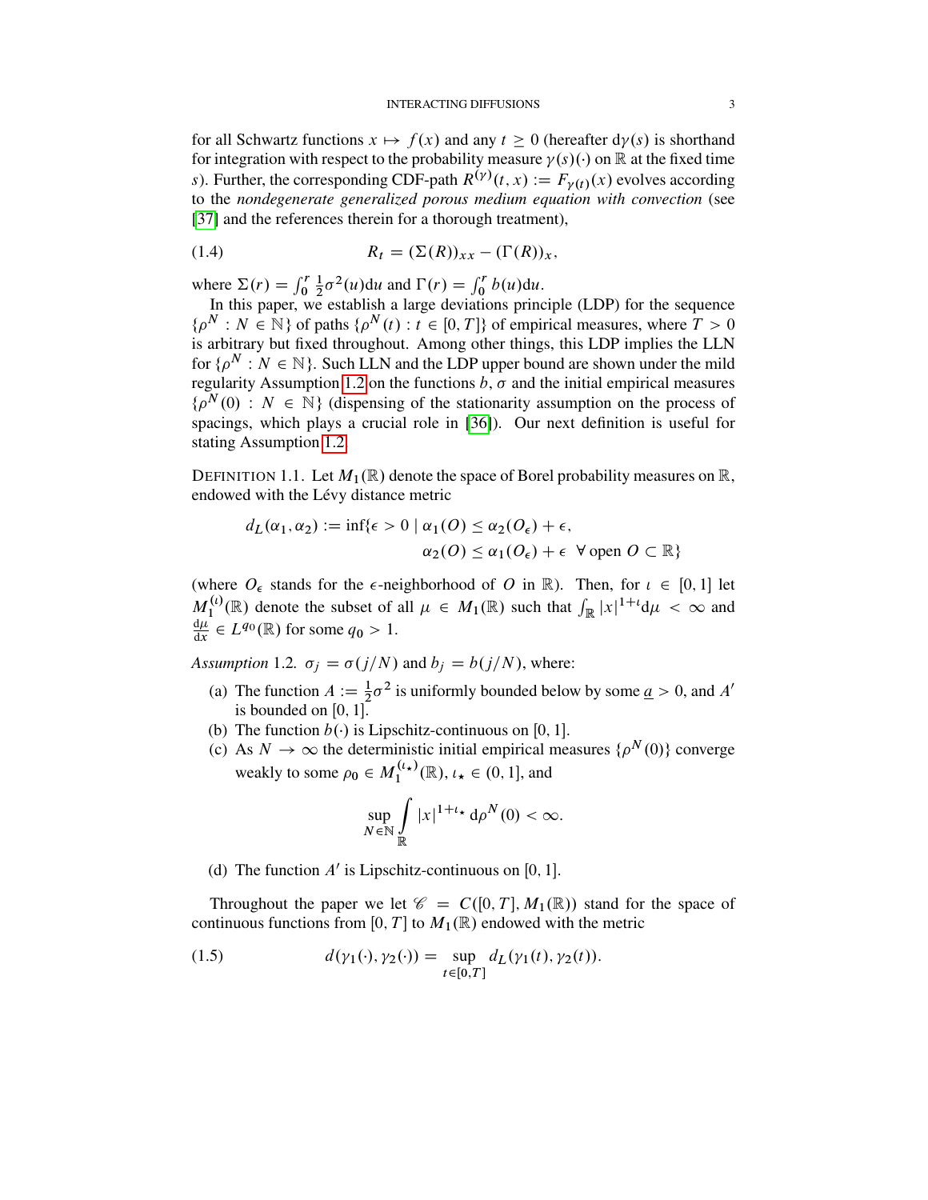for all Schwartz functions $x \mapsto f(x)$ and any $t \geq 0$ (hereafter $\mathrm{d}\gamma(s)$ is shorthand for integration with respect to the probability measure $\gamma(s)(\cdot)$ on $\mathbb{R}$ at the fixed time $s$). Further, the corresponding CDF-path $R^{(\gamma)}(t,x) := F_{\gamma(t)}(x)$ evolves according to the *nondegenerate generalized porous medium equation with convection* (see [37] and the references therein for a thorough treatment),

$$R_t = (\Sigma(R))_{xx} - (\Gamma(R))_x, \tag{1.4}$$

where $\Sigma(r) = \int_0^r \frac{1}{2}\sigma^2(u)\mathrm{d}u$ and $\Gamma(r) = \int_0^r b(u)\mathrm{d}u$.

In this paper, we establish a large deviations principle (LDP) for the sequence $\{\rho^N : N \in \mathbb{N}\}$ of paths $\{\rho^N(t) : t \in [0,T]\}$ of empirical measures, where $T > 0$ is arbitrary but fixed throughout. Among other things, this LDP implies the LLN for $\{\rho^N : N \in \mathbb{N}\}$. Such LLN and the LDP upper bound are shown under the mild regularity Assumption 1.2 on the functions $b$, $\sigma$ and the initial empirical measures $\{\rho^N(0) : N \in \mathbb{N}\}$ (dispensing of the stationarity assumption on the process of spacings, which plays a crucial role in [36]). Our next definition is useful for stating Assumption 1.2.

Definition 1.1. Let $M_1(\mathbb{R})$ denote the space of Borel probability measures on $\mathbb{R}$, endowed with the Lévy distance metric

$$d_L(\alpha_1, \alpha_2) := \inf\{\epsilon > 0 \mid \alpha_1(O) \leq \alpha_2(O_\epsilon) + \epsilon, \\ \alpha_2(O) \leq \alpha_1(O_\epsilon) + \epsilon \;\; \forall \text{ open } O \subset \mathbb{R}\}$$

(where $O_\epsilon$ stands for the $\epsilon$-neighborhood of $O$ in $\mathbb{R}$). Then, for $\iota \in [0,1]$ let $M_1^{(\iota)}(\mathbb{R})$ denote the subset of all $\mu \in M_1(\mathbb{R})$ such that $\int_{\mathbb{R}} |x|^{1+\iota}\mathrm{d}\mu < \infty$ and $\frac{\mathrm{d}\mu}{\mathrm{d}x} \in L^{q_0}(\mathbb{R})$ for some $q_0 > 1$.

*Assumption* 1.2. $\sigma_j = \sigma(j/N)$ and $b_j = b(j/N)$, where:

- (a) The function $A := \frac{1}{2}\sigma^2$ is uniformly bounded below by some $\underline{a} > 0$, and $A'$ is bounded on $[0,1]$.
- (b) The function $b(\cdot)$ is Lipschitz-continuous on $[0,1]$.
- (c) As $N \to \infty$ the deterministic initial empirical measures $\{\rho^N(0)\}$ converge weakly to some $\rho_0 \in M_1^{(\iota_\star)}(\mathbb{R})$, $\iota_\star \in (0,1]$, and

$$\sup_{N \in \mathbb{N}} \int_{\mathbb{R}} |x|^{1+\iota_\star}\, \mathrm{d}\rho^N(0) < \infty.$$

- (d) The function $A'$ is Lipschitz-continuous on $[0,1]$.

Throughout the paper we let $\mathscr{C} = C([0,T], M_1(\mathbb{R}))$ stand for the space of continuous functions from $[0,T]$ to $M_1(\mathbb{R})$ endowed with the metric

$$d(\gamma_1(\cdot), \gamma_2(\cdot)) = \sup_{t \in [0,T]} d_L(\gamma_1(t), \gamma_2(t)). \tag{1.5}$$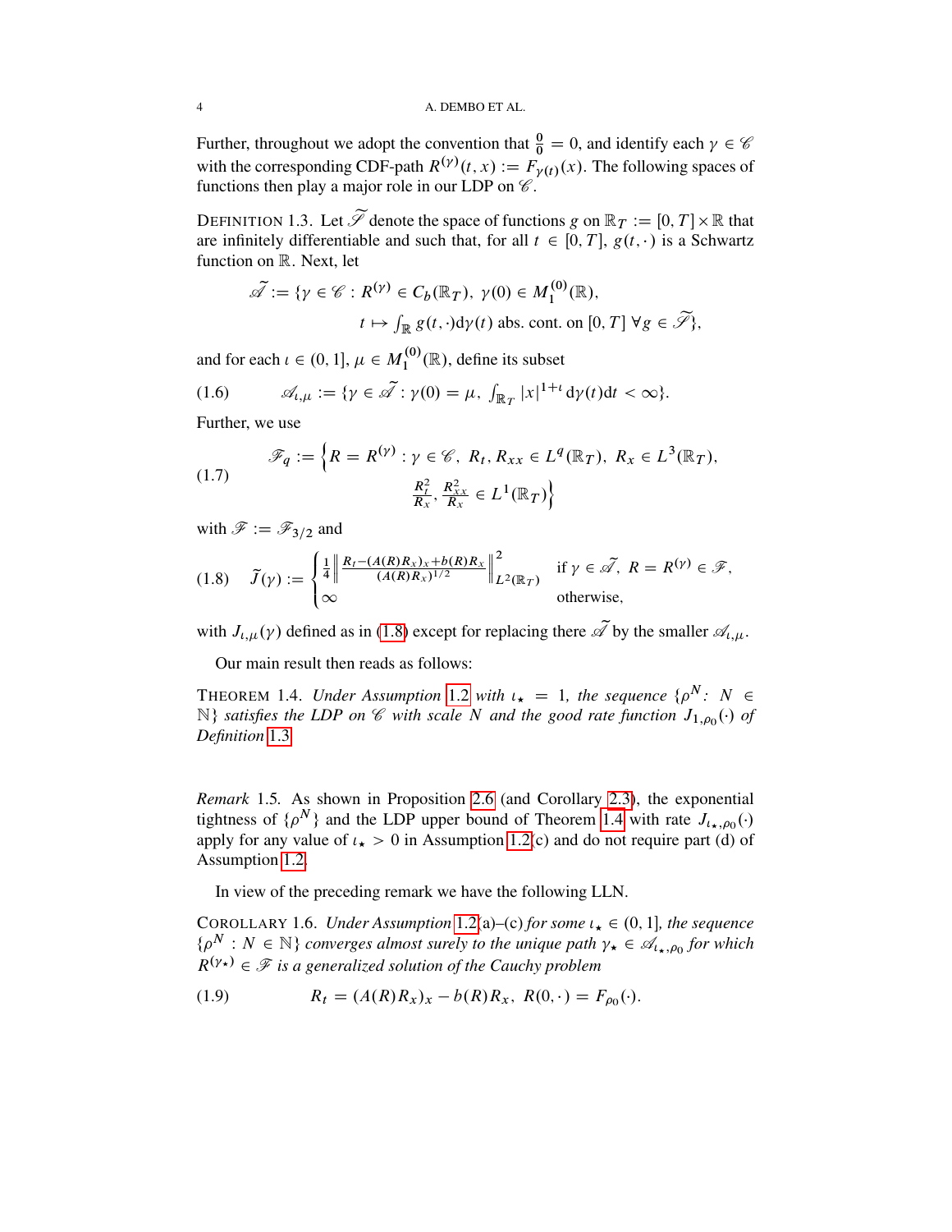Further, throughout we adopt the convention that $\frac{0}{0} = 0$, and identify each $\gamma \in \mathscr{C}$ with the corresponding CDF-path $R^{(\gamma)}(t,x) := F_{\gamma(t)}(x)$. The following spaces of functions then play a major role in our LDP on $\mathscr{C}$.

DEFINITION 1.3. Let $\widetilde{\mathscr{S}}$ denote the space of functions $g$ on $\mathbb{R}_T := [0,T] \times \mathbb{R}$ that are infinitely differentiable and such that, for all $t \in [0,T]$, $g(t,\cdot)$ is a Schwartz function on $\mathbb{R}$. Next, let

$$
\begin{aligned}
\widetilde{\mathscr{A}} := \{\gamma \in \mathscr{C} : R^{(\gamma)} \in C_b(\mathbb{R}_T),\ \gamma(0) \in M_1^{(0)}(\mathbb{R}), \\
t \mapsto \textstyle\int_{\mathbb{R}} g(t,\cdot)\mathrm{d}\gamma(t) \text{ abs. cont. on } [0,T]\ \forall g \in \widetilde{\mathscr{S}}\},
\end{aligned}
$$

and for each $\iota \in (0,1]$, $\mu \in M_1^{(0)}(\mathbb{R})$, define its subset

$$
\mathscr{A}_{\iota,\mu} := \{\gamma \in \widetilde{\mathscr{A}} : \gamma(0) = \mu,\ \textstyle\int_{\mathbb{R}_T} |x|^{1+\iota}\,\mathrm{d}\gamma(t)\mathrm{d}t < \infty\}. \tag{1.6}
$$

Further, we use

$$
\mathscr{F}_q := \Big\{ R = R^{(\gamma)} : \gamma \in \mathscr{C},\ R_t, R_{xx} \in L^q(\mathbb{R}_T),\ R_x \in L^3(\mathbb{R}_T), \\
\frac{R_t^2}{R_x}, \frac{R_{xx}^2}{R_x} \in L^1(\mathbb{R}_T) \Big\} \tag{1.7}
$$

with $\mathscr{F} := \mathscr{F}_{3/2}$ and

$$
\widetilde{J}(\gamma) := \begin{cases} \frac{1}{4}\left\| \frac{R_t - (A(R)R_x)_x + b(R)R_x}{(A(R)R_x)^{1/2}} \right\|^2_{L^2(\mathbb{R}_T)} & \text{if } \gamma \in \widetilde{\mathscr{A}},\ R = R^{(\gamma)} \in \mathscr{F}, \\ \infty & \text{otherwise,} \end{cases} \tag{1.8}
$$

with $J_{\iota,\mu}(\gamma)$ defined as in (1.8) except for replacing there $\widetilde{\mathscr{A}}$ by the smaller $\mathscr{A}_{\iota,\mu}$.

Our main result then reads as follows:

THEOREM 1.4. *Under Assumption 1.2 with $\iota_\star = 1$, the sequence $\{\rho^N : N \in \mathbb{N}\}$ satisfies the LDP on $\mathscr{C}$ with scale $N$ and the good rate function $J_{1,\rho_0}(\cdot)$ of Definition 1.3.*

*Remark* 1.5. As shown in Proposition 2.6 (and Corollary 2.3), the exponential tightness of $\{\rho^N\}$ and the LDP upper bound of Theorem 1.4 with rate $J_{\iota_\star,\rho_0}(\cdot)$ apply for any value of $\iota_\star > 0$ in Assumption 1.2(c) and do not require part (d) of Assumption 1.2.

In view of the preceding remark we have the following LLN.

COROLLARY 1.6. *Under Assumption 1.2(a)–(c) for some $\iota_\star \in (0,1]$, the sequence $\{\rho^N : N \in \mathbb{N}\}$ converges almost surely to the unique path $\gamma_\star \in \mathscr{A}_{\iota_\star,\rho_0}$ for which $R^{(\gamma_\star)} \in \mathscr{F}$ is a generalized solution of the Cauchy problem*

$$
R_t = (A(R)R_x)_x - b(R)R_x,\ R(0,\cdot) = F_{\rho_0}(\cdot). \tag{1.9}
$$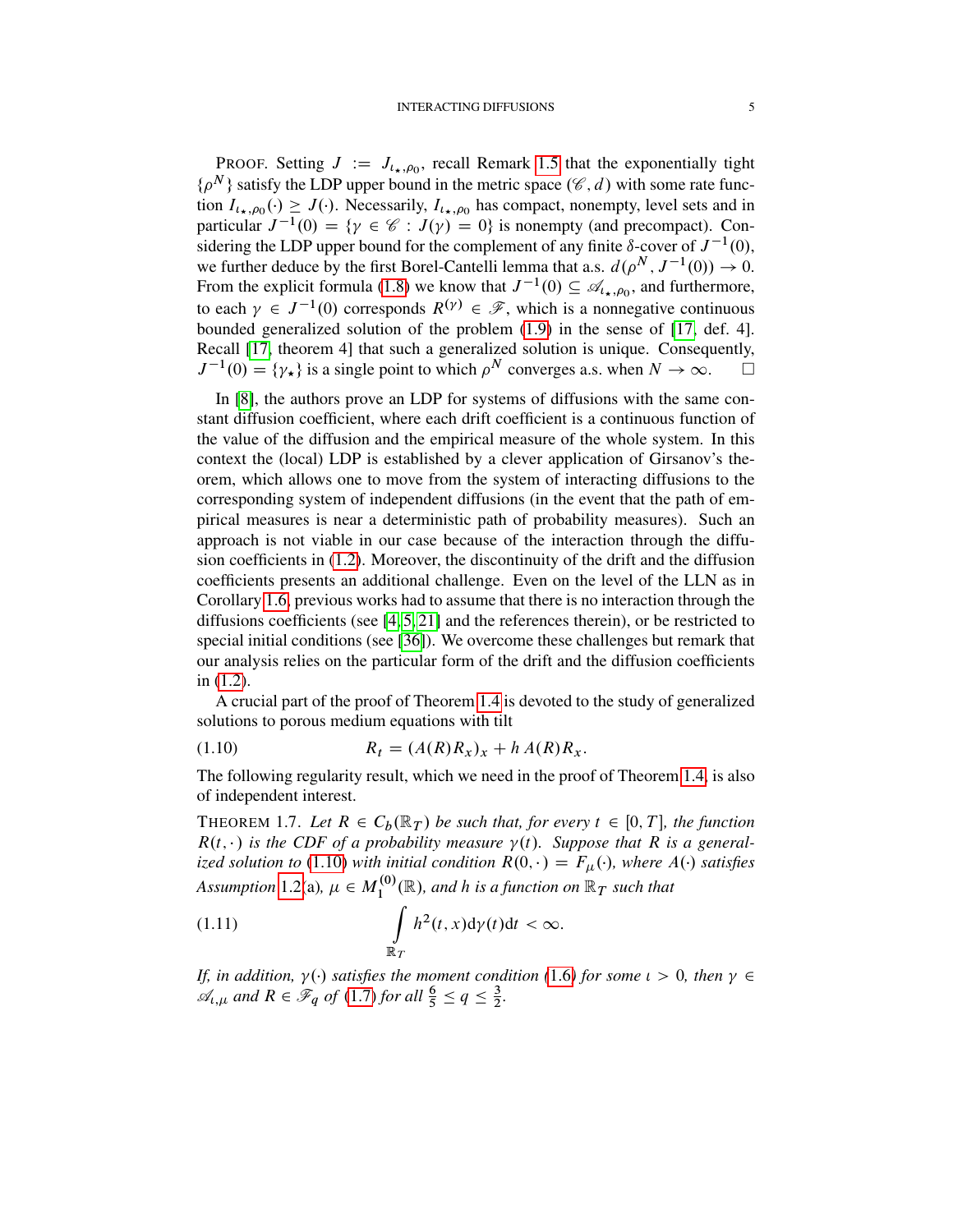PROOF. Setting $J := J_{\iota_\star,\rho_0}$, recall Remark 1.5 that the exponentially tight $\{\rho^N\}$ satisfy the LDP upper bound in the metric space $(\mathscr{C}, d)$ with some rate function $I_{\iota_\star,\rho_0}(\cdot) \geq J(\cdot)$. Necessarily, $I_{\iota_\star,\rho_0}$ has compact, nonempty, level sets and in particular $J^{-1}(0) = \{\gamma \in \mathscr{C} : J(\gamma) = 0\}$ is nonempty (and precompact). Considering the LDP upper bound for the complement of any finite $\delta$-cover of $J^{-1}(0)$, we further deduce by the first Borel-Cantelli lemma that a.s. $d(\rho^N, J^{-1}(0)) \to 0$. From the explicit formula (1.8) we know that $J^{-1}(0) \subseteq \mathscr{A}_{\iota_\star,\rho_0}$, and furthermore, to each $\gamma \in J^{-1}(0)$ corresponds $R^{(\gamma)} \in \mathscr{F}$, which is a nonnegative continuous bounded generalized solution of the problem (1.9) in the sense of [17, def. 4]. Recall [17, theorem 4] that such a generalized solution is unique. Consequently, $J^{-1}(0) = \{\gamma_\star\}$ is a single point to which $\rho^N$ converges a.s. when $N \to \infty$. □

In [8], the authors prove an LDP for systems of diffusions with the same constant diffusion coefficient, where each drift coefficient is a continuous function of the value of the diffusion and the empirical measure of the whole system. In this context the (local) LDP is established by a clever application of Girsanov's theorem, which allows one to move from the system of interacting diffusions to the corresponding system of independent diffusions (in the event that the path of empirical measures is near a deterministic path of probability measures). Such an approach is not viable in our case because of the interaction through the diffusion coefficients in (1.2). Moreover, the discontinuity of the drift and the diffusion coefficients presents an additional challenge. Even on the level of the LLN as in Corollary 1.6, previous works had to assume that there is no interaction through the diffusions coefficients (see [4,5,21] and the references therein), or be restricted to special initial conditions (see [36]). We overcome these challenges but remark that our analysis relies on the particular form of the drift and the diffusion coefficients in (1.2).

A crucial part of the proof of Theorem 1.4 is devoted to the study of generalized solutions to porous medium equations with tilt

$$R_t = (A(R)R_x)_x + h\,A(R)R_x. \tag{1.10}$$

The following regularity result, which we need in the proof of Theorem 1.4, is also of independent interest.

THEOREM 1.7. *Let $R \in C_b(\mathbb{R}_T)$ be such that, for every $t \in [0,T]$, the function $R(t,\cdot)$ is the CDF of a probability measure $\gamma(t)$. Suppose that $R$ is a generalized solution to (1.10) with initial condition $R(0,\cdot) = F_\mu(\cdot)$, where $A(\cdot)$ satisfies Assumption 1.2(a), $\mu \in M_1^{(0)}(\mathbb{R})$, and $h$ is a function on $\mathbb{R}_T$ such that*

$$\int_{\mathbb{R}_T} h^2(t,x)\mathrm{d}\gamma(t)\mathrm{d}t < \infty. \tag{1.11}$$

*If, in addition, $\gamma(\cdot)$ satisfies the moment condition (1.6) for some $\iota > 0$, then $\gamma \in \mathscr{A}_{\iota,\mu}$ and $R \in \mathscr{F}_q$ of (1.7) for all $\frac{6}{5} \leq q \leq \frac{3}{2}$.*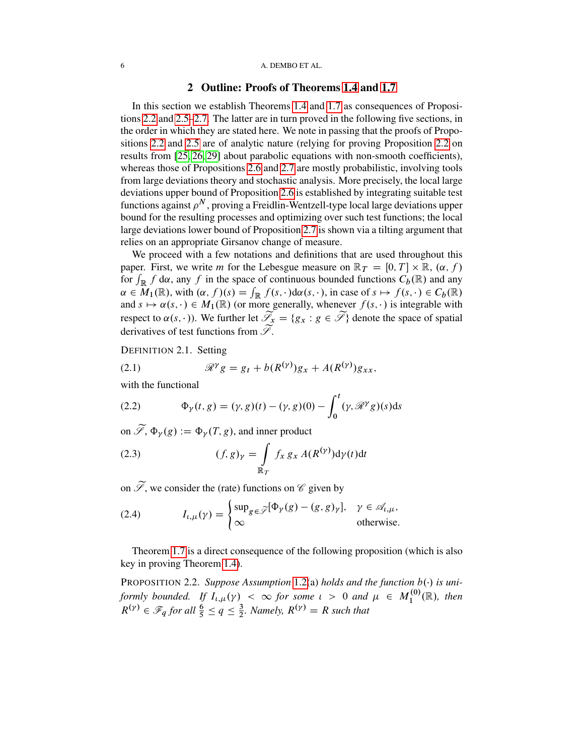## 2 Outline: Proofs of Theorems 1.4 and 1.7

In this section we establish Theorems 1.4 and 1.7 as consequences of Propositions 2.2 and 2.5–2.7. The latter are in turn proved in the following five sections, in the order in which they are stated here. We note in passing that the proofs of Propositions 2.2 and 2.5 are of analytic nature (relying for proving Proposition 2.2 on results from [25, 26, 29] about parabolic equations with non-smooth coefficients), whereas those of Propositions 2.6 and 2.7 are mostly probabilistic, involving tools from large deviations theory and stochastic analysis. More precisely, the local large deviations upper bound of Proposition 2.6 is established by integrating suitable test functions against $\rho^N$, proving a Freidlin-Wentzell-type local large deviations upper bound for the resulting processes and optimizing over such test functions; the local large deviations lower bound of Proposition 2.7 is shown via a tilting argument that relies on an appropriate Girsanov change of measure.

We proceed with a few notations and definitions that are used throughout this paper. First, we write $m$ for the Lebesgue measure on $\mathbb{R}_T = [0,T] \times \mathbb{R}$, $(\alpha, f)$ for $\int_{\mathbb{R}} f \,\mathrm{d}\alpha$, any $f$ in the space of continuous bounded functions $C_b(\mathbb{R})$ and any $\alpha \in M_1(\mathbb{R})$, with $(\alpha, f)(s) = \int_{\mathbb{R}} f(s,\cdot)\mathrm{d}\alpha(s,\cdot)$, in case of $s \mapsto f(s,\cdot) \in C_b(\mathbb{R})$ and $s \mapsto \alpha(s,\cdot) \in M_1(\mathbb{R})$ (or more generally, whenever $f(s,\cdot)$ is integrable with respect to $\alpha(s,\cdot)$). We further let $\widetilde{\mathscr{S}}_x = \{g_x : g \in \widetilde{\mathscr{S}}\}$ denote the space of spatial derivatives of test functions from $\widetilde{\mathscr{S}}$.

DEFINITION 2.1. Setting

$$\mathscr{R}^\gamma g = g_t + b(R^{(\gamma)})g_x + A(R^{(\gamma)})g_{xx}, \tag{2.1}$$

with the functional

$$\Phi_\gamma(t,g) = (\gamma, g)(t) - (\gamma, g)(0) - \int_0^t (\gamma, \mathscr{R}^\gamma g)(s)\mathrm{d}s \tag{2.2}$$

on $\widetilde{\mathscr{S}}$, $\Phi_\gamma(g) := \Phi_\gamma(T,g)$, and inner product

$$(f,g)_\gamma = \int_{\mathbb{R}_T} f_x\, g_x\, A(R^{(\gamma)})\mathrm{d}\gamma(t)\mathrm{d}t \tag{2.3}$$

on $\widetilde{\mathscr{S}}$, we consider the (rate) functions on $\mathscr{C}$ given by

$$I_{\iota,\mu}(\gamma) = \begin{cases} \sup_{g \in \widetilde{\mathscr{S}}}[\Phi_\gamma(g) - (g,g)_\gamma], & \gamma \in \mathscr{A}_{\iota,\mu}, \\ \infty & \text{otherwise}. \end{cases} \tag{2.4}$$

Theorem 1.7 is a direct consequence of the following proposition (which is also key in proving Theorem 1.4).

PROPOSITION 2.2. *Suppose Assumption 1.2(a) holds and the function $b(\cdot)$ is uniformly bounded. If $I_{\iota,\mu}(\gamma) < \infty$ for some $\iota > 0$ and $\mu \in M_1^{(0)}(\mathbb{R})$, then $R^{(\gamma)} \in \mathscr{F}_q$ for all $\frac{6}{5} \le q \le \frac{3}{2}$. Namely, $R^{(\gamma)} = R$ such that*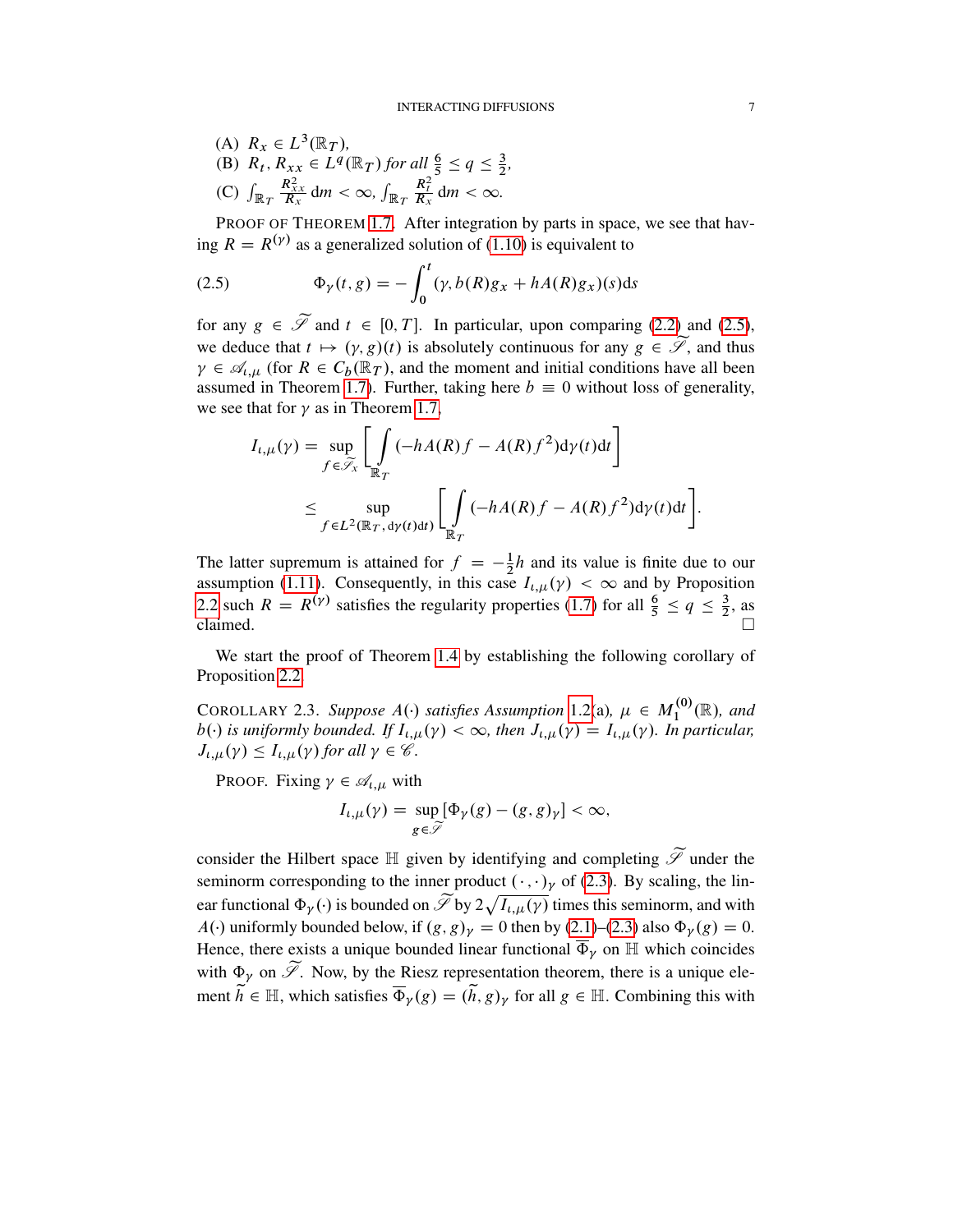(A) $R_x \in L^3(\mathbb{R}_T)$,

(B) $R_t, R_{xx} \in L^q(\mathbb{R}_T)$ *for all* $\frac{6}{5} \le q \le \frac{3}{2}$,

(C) $\int_{\mathbb{R}_T} \frac{R_{xx}^2}{R_x} \mathrm{d}m < \infty$, $\int_{\mathbb{R}_T} \frac{R_t^2}{R_x} \mathrm{d}m < \infty$.

PROOF OF THEOREM 1.7. After integration by parts in space, we see that having $R = R^{(\gamma)}$ as a generalized solution of (1.10) is equivalent to

$$\Phi_\gamma(t,g) = -\int_0^t (\gamma, b(R)g_x + hA(R)g_x)(s)\mathrm{d}s \tag{2.5}$$

for any $g \in \widetilde{\mathscr{S}}$ and $t \in [0,T]$. In particular, upon comparing (2.2) and (2.5), we deduce that $t \mapsto (\gamma, g)(t)$ is absolutely continuous for any $g \in \widetilde{\mathscr{S}}$, and thus $\gamma \in \mathscr{A}_{\iota,\mu}$ (for $R \in C_b(\mathbb{R}_T)$, and the moment and initial conditions have all been assumed in Theorem 1.7). Further, taking here $b \equiv 0$ without loss of generality, we see that for $\gamma$ as in Theorem 1.7,

$$\begin{aligned} I_{\iota,\mu}(\gamma) &= \sup_{f \in \widetilde{\mathscr{S}}_x} \left[ \int_{\mathbb{R}_T} (-hA(R)f - A(R)f^2)\mathrm{d}\gamma(t)\mathrm{d}t \right] \\ &\le \sup_{f \in L^2(\mathbb{R}_T, \mathrm{d}\gamma(t)\mathrm{d}t)} \left[ \int_{\mathbb{R}_T} (-hA(R)f - A(R)f^2)\mathrm{d}\gamma(t)\mathrm{d}t \right]. \end{aligned}$$

The latter supremum is attained for $f = -\frac{1}{2}h$ and its value is finite due to our assumption (1.11). Consequently, in this case $I_{\iota,\mu}(\gamma) < \infty$ and by Proposition 2.2 such $R = R^{(\gamma)}$ satisfies the regularity properties (1.7) for all $\frac{6}{5} \le q \le \frac{3}{2}$, as claimed. $\square$

We start the proof of Theorem 1.4 by establishing the following corollary of Proposition 2.2.

COROLLARY 2.3. *Suppose $A(\cdot)$ satisfies Assumption 1.2(a), $\mu \in M_1^{(0)}(\mathbb{R})$, and $b(\cdot)$ is uniformly bounded. If $I_{\iota,\mu}(\gamma) < \infty$, then $J_{\iota,\mu}(\gamma) = I_{\iota,\mu}(\gamma)$. In particular, $J_{\iota,\mu}(\gamma) \le I_{\iota,\mu}(\gamma)$ for all $\gamma \in \mathscr{C}$.*

PROOF. Fixing $\gamma \in \mathscr{A}_{\iota,\mu}$ with

$$I_{\iota,\mu}(\gamma) = \sup_{g \in \widetilde{\mathscr{S}}} [\Phi_\gamma(g) - (g,g)_\gamma] < \infty,$$

consider the Hilbert space $\mathbb{H}$ given by identifying and completing $\widetilde{\mathscr{S}}$ under the seminorm corresponding to the inner product $(\cdot,\cdot)_\gamma$ of (2.3). By scaling, the linear functional $\Phi_\gamma(\cdot)$ is bounded on $\widetilde{\mathscr{S}}$ by $2\sqrt{I_{\iota,\mu}(\gamma)}$ times this seminorm, and with $A(\cdot)$ uniformly bounded below, if $(g,g)_\gamma = 0$ then by (2.1)–(2.3) also $\Phi_\gamma(g) = 0$. Hence, there exists a unique bounded linear functional $\overline{\Phi}_\gamma$ on $\mathbb{H}$ which coincides with $\Phi_\gamma$ on $\widetilde{\mathscr{S}}$. Now, by the Riesz representation theorem, there is a unique element $\widetilde{h} \in \mathbb{H}$, which satisfies $\overline{\Phi}_\gamma(g) = (\widetilde{h}, g)_\gamma$ for all $g \in \mathbb{H}$. Combining this with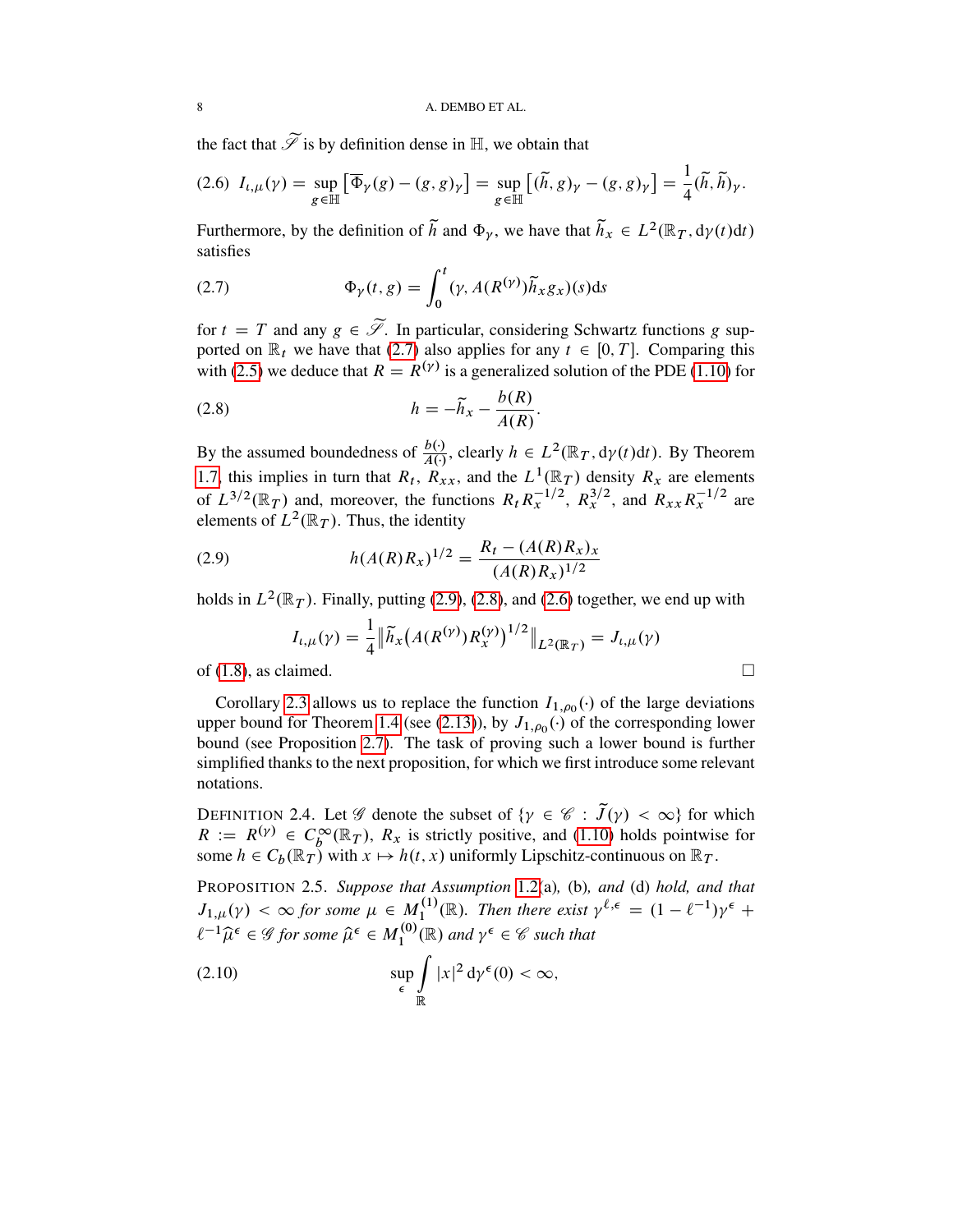the fact that $\widetilde{\mathscr{S}}$ is by definition dense in $\mathbb{H}$, we obtain that

$$I_{\iota,\mu}(\gamma) = \sup_{g\in\mathbb{H}} \left[\overline{\Phi}_\gamma(g) - (g,g)_\gamma\right] = \sup_{g\in\mathbb{H}} \left[(\widetilde{h},g)_\gamma - (g,g)_\gamma\right] = \frac{1}{4}(\widetilde{h},\widetilde{h})_\gamma. \tag{2.6}$$

Furthermore, by the definition of $\widetilde{h}$ and $\Phi_\gamma$, we have that $\widetilde{h}_x \in L^2(\mathbb{R}_T, \mathrm{d}\gamma(t)\mathrm{d}t)$ satisfies

$$\Phi_\gamma(t,g) = \int_0^t (\gamma, A(R^{(\gamma)})\widetilde{h}_x g_x)(s)\mathrm{d}s \tag{2.7}$$

for $t = T$ and any $g \in \widetilde{\mathscr{S}}$. In particular, considering Schwartz functions $g$ supported on $\mathbb{R}_t$ we have that (2.7) also applies for any $t \in [0,T]$. Comparing this with (2.5) we deduce that $R = R^{(\gamma)}$ is a generalized solution of the PDE (1.10) for

$$h = -\widetilde{h}_x - \frac{b(R)}{A(R)}. \tag{2.8}$$

By the assumed boundedness of $\frac{b(\cdot)}{A(\cdot)}$, clearly $h \in L^2(\mathbb{R}_T, \mathrm{d}\gamma(t)\mathrm{d}t)$. By Theorem 1.7, this implies in turn that $R_t$, $R_{xx}$, and the $L^1(\mathbb{R}_T)$ density $R_x$ are elements of $L^{3/2}(\mathbb{R}_T)$ and, moreover, the functions $R_t R_x^{-1/2}$, $R_x^{3/2}$, and $R_{xx}R_x^{-1/2}$ are elements of $L^2(\mathbb{R}_T)$. Thus, the identity

$$h(A(R)R_x)^{1/2} = \frac{R_t - (A(R)R_x)_x}{(A(R)R_x)^{1/2}} \tag{2.9}$$

holds in $L^2(\mathbb{R}_T)$. Finally, putting (2.9), (2.8), and (2.6) together, we end up with

$$I_{\iota,\mu}(\gamma) = \frac{1}{4}\left\|\widetilde{h}_x\big(A(R^{(\gamma)})R_x^{(\gamma)}\big)^{1/2}\right\|_{L^2(\mathbb{R}_T)} = J_{\iota,\mu}(\gamma)$$

of (1.8), as claimed. □

Corollary 2.3 allows us to replace the function $I_{1,\rho_0}(\cdot)$ of the large deviations upper bound for Theorem 1.4 (see (2.13)), by $J_{1,\rho_0}(\cdot)$ of the corresponding lower bound (see Proposition 2.7). The task of proving such a lower bound is further simplified thanks to the next proposition, for which we first introduce some relevant notations.

DEFINITION 2.4. Let $\mathscr{G}$ denote the subset of $\{\gamma \in \mathscr{C} : \widetilde{J}(\gamma) < \infty\}$ for which $R := R^{(\gamma)} \in C_b^\infty(\mathbb{R}_T)$, $R_x$ is strictly positive, and (1.10) holds pointwise for some $h \in C_b(\mathbb{R}_T)$ with $x \mapsto h(t,x)$ uniformly Lipschitz-continuous on $\mathbb{R}_T$.

PROPOSITION 2.5. *Suppose that Assumption* 1.2(a), (b), *and* (d) *hold, and that* $J_{1,\mu}(\gamma) < \infty$ *for some* $\mu \in M_1^{(1)}(\mathbb{R})$. *Then there exist* $\gamma^{\ell,\epsilon} = (1-\ell^{-1})\gamma^\epsilon + \ell^{-1}\widehat{\mu}^\epsilon \in \mathscr{G}$ *for some* $\widehat{\mu}^\epsilon \in M_1^{(0)}(\mathbb{R})$ *and* $\gamma^\epsilon \in \mathscr{C}$ *such that*

$$\sup_\epsilon \int_{\mathbb{R}} |x|^2\, \mathrm{d}\gamma^\epsilon(0) < \infty, \tag{2.10}$$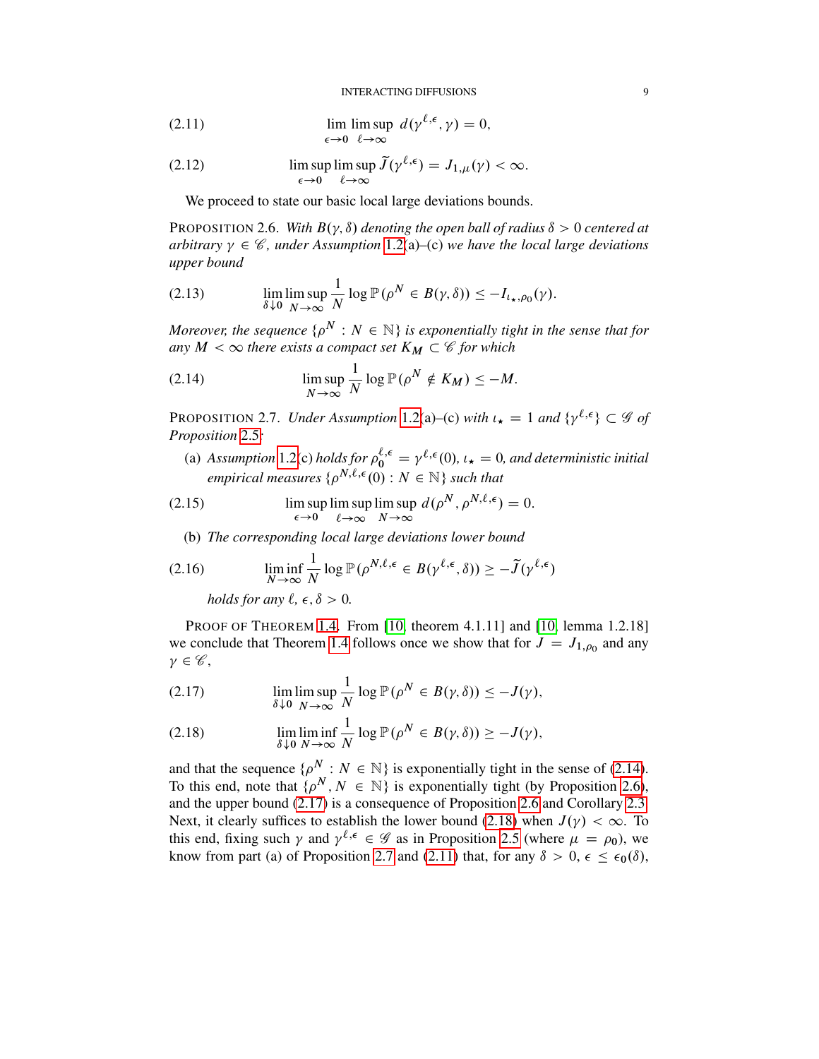$$\lim_{\epsilon \to 0} \limsup_{\ell \to \infty} d(\gamma^{\ell,\epsilon}, \gamma) = 0, \tag{2.11}$$

$$\limsup_{\epsilon \to 0} \limsup_{\ell \to \infty} \widetilde{J}(\gamma^{\ell,\epsilon}) = J_{1,\mu}(\gamma) < \infty. \tag{2.12}$$

We proceed to state our basic local large deviations bounds.

PROPOSITION 2.6. *With $B(\gamma, \delta)$ denoting the open ball of radius $\delta > 0$ centered at arbitrary $\gamma \in \mathscr{C}$, under Assumption 1.2(a)–(c) we have the local large deviations upper bound*

$$\lim_{\delta \downarrow 0} \limsup_{N \to \infty} \frac{1}{N} \log \mathbb{P}(\rho^N \in B(\gamma, \delta)) \leq -I_{\iota_\star, \rho_0}(\gamma). \tag{2.13}$$

*Moreover, the sequence $\{\rho^N : N \in \mathbb{N}\}$ is exponentially tight in the sense that for any $M < \infty$ there exists a compact set $K_M \subset \mathscr{C}$ for which*

$$\limsup_{N \to \infty} \frac{1}{N} \log \mathbb{P}(\rho^N \notin K_M) \leq -M. \tag{2.14}$$

PROPOSITION 2.7. *Under Assumption 1.2(a)–(c) with $\iota_\star = 1$ and $\{\gamma^{\ell,\epsilon}\} \subset \mathscr{G}$ of Proposition 2.5:*

(a) *Assumption 1.2(c) holds for $\rho_0^{\ell,\epsilon} = \gamma^{\ell,\epsilon}(0)$, $\iota_\star = 0$, and deterministic initial empirical measures $\{\rho^{N,\ell,\epsilon}(0) : N \in \mathbb{N}\}$ such that*

$$\limsup_{\epsilon \to 0} \limsup_{\ell \to \infty} \limsup_{N \to \infty} d(\rho^N, \rho^{N,\ell,\epsilon}) = 0. \tag{2.15}$$

(b) *The corresponding local large deviations lower bound*

$$\liminf_{N \to \infty} \frac{1}{N} \log \mathbb{P}(\rho^{N,\ell,\epsilon} \in B(\gamma^{\ell,\epsilon}, \delta)) \geq -\widetilde{J}(\gamma^{\ell,\epsilon}) \tag{2.16}$$

*holds for any $\ell, \epsilon, \delta > 0$.*

PROOF OF THEOREM 1.4. From [10, theorem 4.1.11] and [10, lemma 1.2.18] we conclude that Theorem 1.4 follows once we show that for $J = J_{1,\rho_0}$ and any $\gamma \in \mathscr{C}$,

$$\lim_{\delta \downarrow 0} \limsup_{N \to \infty} \frac{1}{N} \log \mathbb{P}(\rho^N \in B(\gamma, \delta)) \leq -J(\gamma), \tag{2.17}$$

$$\lim_{\delta \downarrow 0} \liminf_{N \to \infty} \frac{1}{N} \log \mathbb{P}(\rho^N \in B(\gamma, \delta)) \geq -J(\gamma), \tag{2.18}$$

and that the sequence $\{\rho^N : N \in \mathbb{N}\}$ is exponentially tight in the sense of (2.14). To this end, note that $\{\rho^N, N \in \mathbb{N}\}$ is exponentially tight (by Proposition 2.6), and the upper bound (2.17) is a consequence of Proposition 2.6 and Corollary 2.3. Next, it clearly suffices to establish the lower bound (2.18) when $J(\gamma) < \infty$. To this end, fixing such $\gamma$ and $\gamma^{\ell,\epsilon} \in \mathscr{G}$ as in Proposition 2.5 (where $\mu = \rho_0$), we know from part (a) of Proposition 2.7 and (2.11) that, for any $\delta > 0$, $\epsilon \leq \epsilon_0(\delta)$,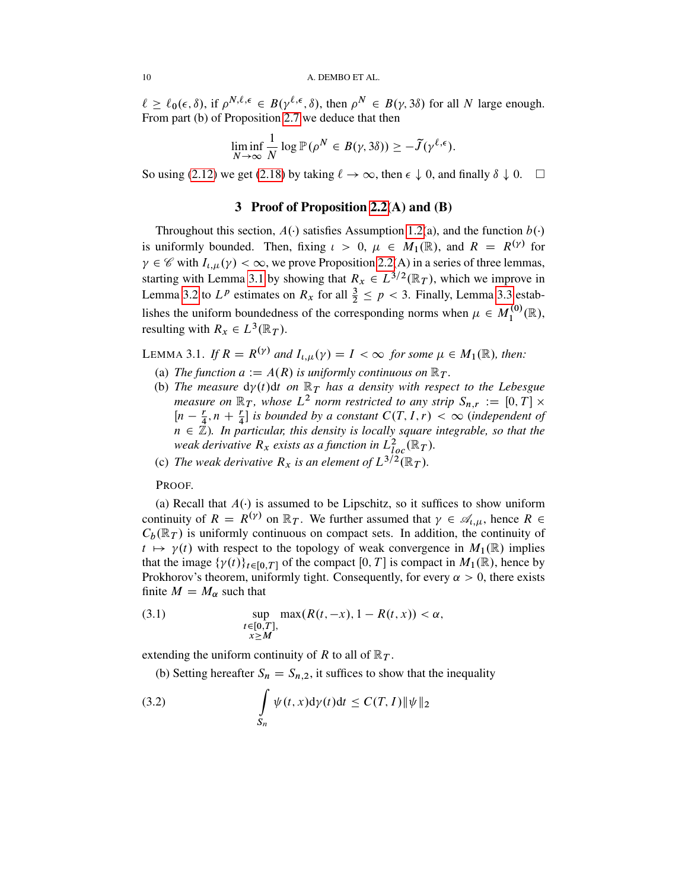$\ell \geq \ell_0(\epsilon, \delta)$, if $\rho^{N,\ell,\epsilon} \in B(\gamma^{\ell,\epsilon}, \delta)$, then $\rho^N \in B(\gamma, 3\delta)$ for all $N$ large enough. From part (b) of Proposition 2.7 we deduce that then

$$\liminf_{N\to\infty} \frac{1}{N} \log \mathbb{P}(\rho^N \in B(\gamma, 3\delta)) \geq -\widetilde{J}(\gamma^{\ell,\epsilon}).$$

So using (2.12) we get (2.18) by taking $\ell \to \infty$, then $\epsilon \downarrow 0$, and finally $\delta \downarrow 0$. $\square$

## 3 Proof of Proposition 2.2(A) and (B)

Throughout this section, $A(\cdot)$ satisfies Assumption 1.2(a), and the function $b(\cdot)$ is uniformly bounded. Then, fixing $\iota > 0$, $\mu \in M_1(\mathbb{R})$, and $R = R^{(\gamma)}$ for $\gamma \in \mathscr{C}$ with $I_{\iota,\mu}(\gamma) < \infty$, we prove Proposition 2.2(A) in a series of three lemmas, starting with Lemma 3.1 by showing that $R_x \in L^{3/2}(\mathbb{R}_T)$, which we improve in Lemma 3.2 to $L^p$ estimates on $R_x$ for all $\frac{3}{2} \leq p < 3$. Finally, Lemma 3.3 establishes the uniform boundedness of the corresponding norms when $\mu \in M_1^{(0)}(\mathbb{R})$, resulting with $R_x \in L^3(\mathbb{R}_T)$.

LEMMA 3.1. *If $R = R^{(\gamma)}$ and $I_{\iota,\mu}(\gamma) = I < \infty$ for some $\mu \in M_1(\mathbb{R})$, then:*

- (a) *The function $a := A(R)$ is uniformly continuous on $\mathbb{R}_T$.*
- (b) *The measure $d\gamma(t)dt$ on $\mathbb{R}_T$ has a density with respect to the Lebesgue measure on $\mathbb{R}_T$, whose $L^2$ norm restricted to any strip $S_{n,r} := [0, T] \times [n - \frac{r}{4}, n + \frac{r}{4}]$ is bounded by a constant $C(T, I, r) < \infty$ (independent of $n \in \mathbb{Z}$). In particular, this density is locally square integrable, so that the weak derivative $R_x$ exists as a function in $L^2_{loc}(\mathbb{R}_T)$.*
- (c) *The weak derivative $R_x$ is an element of $L^{3/2}(\mathbb{R}_T)$.*

PROOF.

(a) Recall that $A(\cdot)$ is assumed to be Lipschitz, so it suffices to show uniform continuity of $R = R^{(\gamma)}$ on $\mathbb{R}_T$. We further assumed that $\gamma \in \mathscr{A}_{\iota,\mu}$, hence $R \in C_b(\mathbb{R}_T)$ is uniformly continuous on compact sets. In addition, the continuity of $t \mapsto \gamma(t)$ with respect to the topology of weak convergence in $M_1(\mathbb{R})$ implies that the image $\{\gamma(t)\}_{t\in[0,T]}$ of the compact $[0, T]$ is compact in $M_1(\mathbb{R})$, hence by Prokhorov's theorem, uniformly tight. Consequently, for every $\alpha > 0$, there exists finite $M = M_\alpha$ such that

$$\sup_{\substack{t\in[0,T],\\ x\geq M}} \max(R(t, -x), 1 - R(t, x)) < \alpha, \tag{3.1}$$

extending the uniform continuity of $R$ to all of $\mathbb{R}_T$.

(b) Setting hereafter $S_n = S_{n,2}$, it suffices to show that the inequality

$$\int_{S_n} \psi(t, x) d\gamma(t) dt \leq C(T, I) \|\psi\|_2 \tag{3.2}$$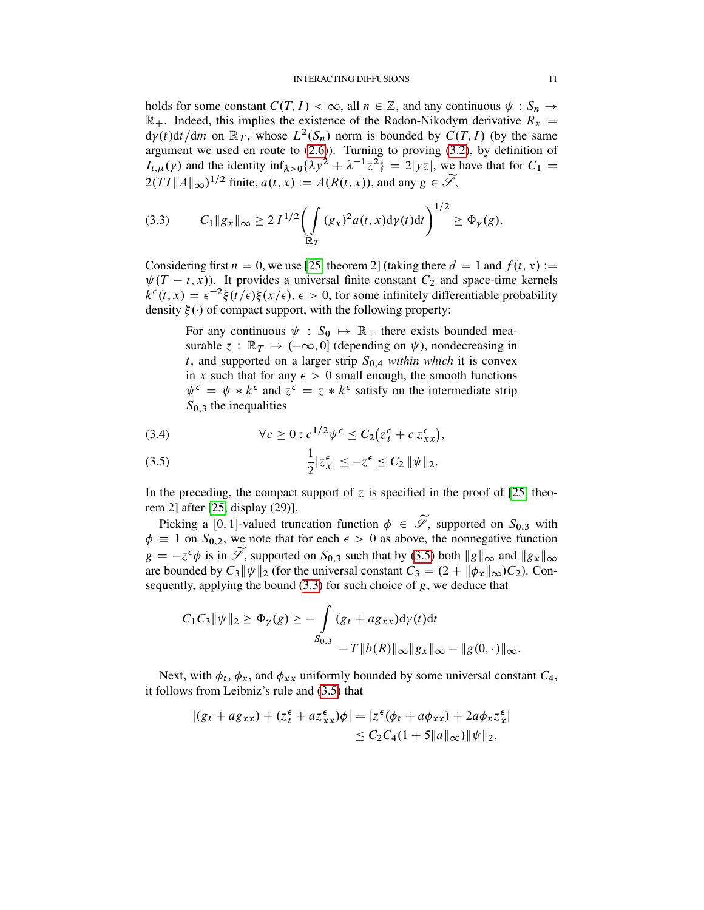holds for some constant $C(T, I) < \infty$, all $n \in \mathbb{Z}$, and any continuous $\psi : S_n \to \mathbb{R}_+$. Indeed, this implies the existence of the Radon-Nikodym derivative $R_x = \mathrm{d}\gamma(t)\mathrm{d}t/\mathrm{d}m$ on $\mathbb{R}_T$, whose $L^2(S_n)$ norm is bounded by $C(T, I)$ (by the same argument we used en route to (2.6)). Turning to proving (3.2), by definition of $I_{\iota,\mu}(\gamma)$ and the identity $\inf_{\lambda>0}\{\lambda y^2 + \lambda^{-1}z^2\} = 2|yz|$, we have that for $C_1 = 2(TI\|A\|_\infty)^{1/2}$ finite, $a(t, x) := A(R(t, x))$, and any $g \in \widetilde{\mathscr{S}}$,

$$
C_1\|g_x\|_\infty \geq 2\, I^{1/2}\bigg(\int\limits_{\mathbb{R}_T} (g_x)^2 a(t, x)\mathrm{d}\gamma(t)\mathrm{d}t\bigg)^{1/2} \geq \Phi_\gamma(g). \tag{3.3}
$$

Considering first $n = 0$, we use [25, theorem 2] (taking there $d = 1$ and $f(t, x) := \psi(T - t, x)$). It provides a universal finite constant $C_2$ and space-time kernels $k^\epsilon(t, x) = \epsilon^{-2}\xi(t/\epsilon)\xi(x/\epsilon)$, $\epsilon > 0$, for some infinitely differentiable probability density $\xi(\cdot)$ of compact support, with the following property:

> For any continuous $\psi : S_0 \mapsto \mathbb{R}_+$ there exists bounded measurable $z : \mathbb{R}_T \mapsto (-\infty, 0]$ (depending on $\psi$), nondecreasing in $t$, and supported on a larger strip $S_{0,4}$ *within which* it is convex in $x$ such that for any $\epsilon > 0$ small enough, the smooth functions $\psi^\epsilon = \psi * k^\epsilon$ and $z^\epsilon = z * k^\epsilon$ satisfy on the intermediate strip $S_{0,3}$ the inequalities

$$
\forall c \geq 0 : c^{1/2}\psi^\epsilon \leq C_2\big(z^\epsilon_t + c\, z^\epsilon_{xx}\big), \tag{3.4}
$$

$$
\frac{1}{2}|z^\epsilon_x| \leq -z^\epsilon \leq C_2\,\|\psi\|_2. \tag{3.5}
$$

In the preceding, the compact support of $z$ is specified in the proof of [25, theorem 2] after [25, display (29)].

Picking a $[0, 1]$-valued truncation function $\phi \in \widetilde{\mathscr{S}}$, supported on $S_{0,3}$ with $\phi \equiv 1$ on $S_{0,2}$, we note that for each $\epsilon > 0$ as above, the nonnegative function $g = -z^\epsilon\phi$ is in $\widetilde{\mathscr{S}}$, supported on $S_{0,3}$ such that by (3.5) both $\|g\|_\infty$ and $\|g_x\|_\infty$ are bounded by $C_3\|\psi\|_2$ (for the universal constant $C_3 = (2 + \|\phi_x\|_\infty)C_2$). Consequently, applying the bound (3.3) for such choice of $g$, we deduce that

$$
C_1C_3\|\psi\|_2 \geq \Phi_\gamma(g) \geq -\int\limits_{S_{0,3}} (g_t + a g_{xx})\mathrm{d}\gamma(t)\mathrm{d}t \\ - T\|b(R)\|_\infty\|g_x\|_\infty - \|g(0,\cdot)\|_\infty.
$$

Next, with $\phi_t$, $\phi_x$, and $\phi_{xx}$ uniformly bounded by some universal constant $C_4$, it follows from Leibniz's rule and (3.5) that

$$
\begin{aligned}
|(g_t + a g_{xx}) + (z^\epsilon_t + a z^\epsilon_{xx})\phi| &= |z^\epsilon(\phi_t + a\phi_{xx}) + 2a\phi_x z^\epsilon_x| \\
&\leq C_2C_4(1 + 5\|a\|_\infty)\|\psi\|_2,
\end{aligned}
$$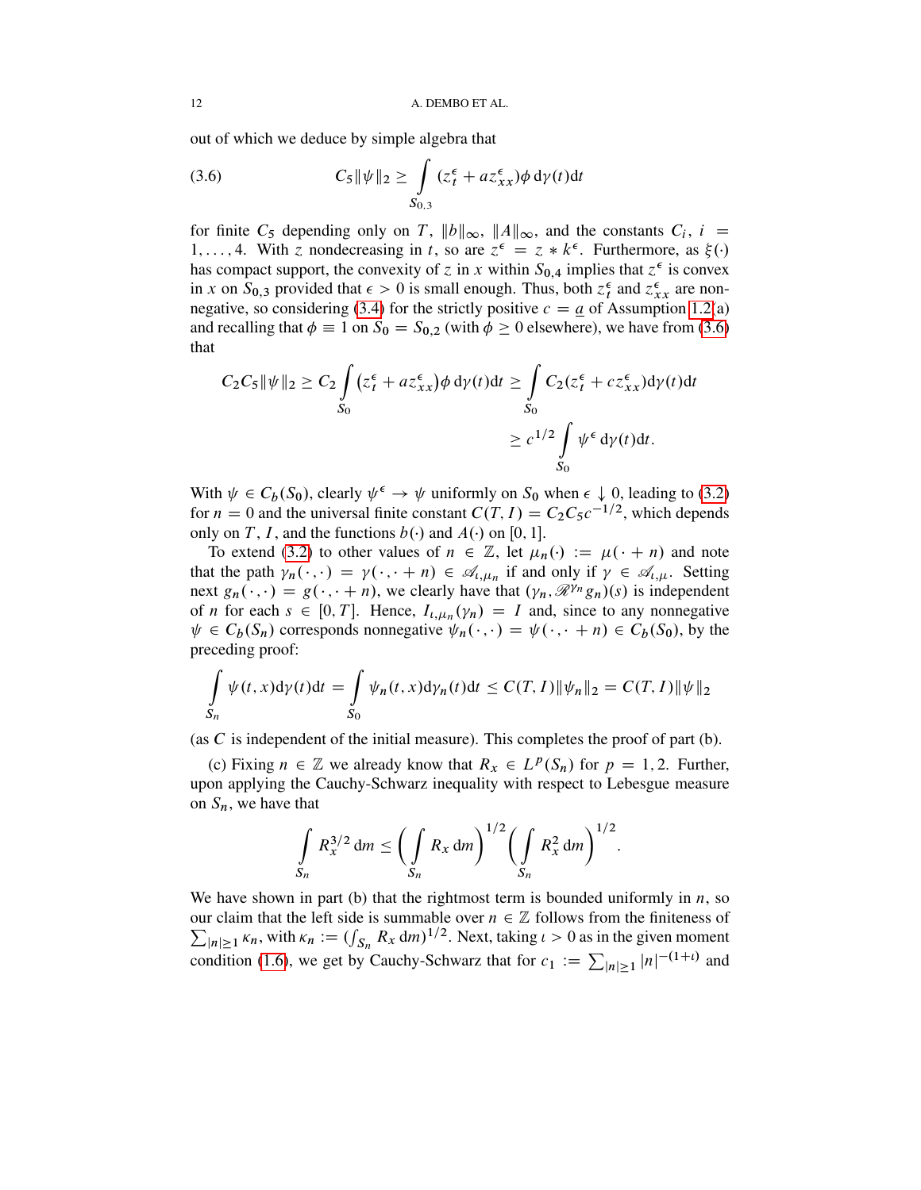out of which we deduce by simple algebra that

$$C_5\|\psi\|_2 \geq \int\limits_{S_{0,3}} (z^\epsilon_t + a z^\epsilon_{xx})\phi \, \mathrm{d}\gamma(t)\mathrm{d}t \tag{3.6}$$

for finite $C_5$ depending only on $T$, $\|b\|_\infty$, $\|A\|_\infty$, and the constants $C_i$, $i = 1,\dots,4$. With $z$ nondecreasing in $t$, so are $z^\epsilon = z * k^\epsilon$. Furthermore, as $\xi(\cdot)$ has compact support, the convexity of $z$ in $x$ within $S_{0,4}$ implies that $z^\epsilon$ is convex in $x$ on $S_{0,3}$ provided that $\epsilon > 0$ is small enough. Thus, both $z^\epsilon_t$ and $z^\epsilon_{xx}$ are nonnegative, so considering (3.4) for the strictly positive $c = \underline{a}$ of Assumption 1.2(a) and recalling that $\phi \equiv 1$ on $S_0 = S_{0,2}$ (with $\phi \geq 0$ elsewhere), we have from (3.6) that

$$\begin{aligned} C_2 C_5 \|\psi\|_2 \geq C_2 \int\limits_{S_0} \big(z^\epsilon_t + a z^\epsilon_{xx}\big)\phi \, \mathrm{d}\gamma(t)\mathrm{d}t &\geq \int\limits_{S_0} C_2(z^\epsilon_t + c z^\epsilon_{xx})\mathrm{d}\gamma(t)\mathrm{d}t \\ &\geq c^{1/2} \int\limits_{S_0} \psi^\epsilon \, \mathrm{d}\gamma(t)\mathrm{d}t. \end{aligned}$$

With $\psi \in C_b(S_0)$, clearly $\psi^\epsilon \to \psi$ uniformly on $S_0$ when $\epsilon \downarrow 0$, leading to (3.2) for $n = 0$ and the universal finite constant $C(T, I) = C_2 C_5 c^{-1/2}$, which depends only on $T$, $I$, and the functions $b(\cdot)$ and $A(\cdot)$ on $[0, 1]$.

To extend (3.2) to other values of $n \in \mathbb{Z}$, let $\mu_n(\cdot) := \mu(\cdot + n)$ and note that the path $\gamma_n(\cdot,\cdot) = \gamma(\cdot,\cdot + n) \in \mathscr{A}_{\iota,\mu_n}$ if and only if $\gamma \in \mathscr{A}_{\iota,\mu}$. Setting next $g_n(\cdot,\cdot) = g(\cdot,\cdot + n)$, we clearly have that $(\gamma_n, \mathscr{R}^{\gamma_n} g_n)(s)$ is independent of $n$ for each $s \in [0, T]$. Hence, $I_{\iota,\mu_n}(\gamma_n) = I$ and, since to any nonnegative $\psi \in C_b(S_n)$ corresponds nonnegative $\psi_n(\cdot,\cdot) = \psi(\cdot,\cdot + n) \in C_b(S_0)$, by the preceding proof:

$$\int\limits_{S_n} \psi(t, x)\mathrm{d}\gamma(t)\mathrm{d}t = \int\limits_{S_0} \psi_n(t, x)\mathrm{d}\gamma_n(t)\mathrm{d}t \leq C(T, I)\|\psi_n\|_2 = C(T, I)\|\psi\|_2$$

(as $C$ is independent of the initial measure). This completes the proof of part (b).

(c) Fixing $n \in \mathbb{Z}$ we already know that $R_x \in L^p(S_n)$ for $p = 1, 2$. Further, upon applying the Cauchy-Schwarz inequality with respect to Lebesgue measure on $S_n$, we have that

$$\int\limits_{S_n} R_x^{3/2} \,\mathrm{d}m \leq \Bigg(\int\limits_{S_n} R_x \,\mathrm{d}m\Bigg)^{1/2} \Bigg(\int\limits_{S_n} R_x^2 \,\mathrm{d}m\Bigg)^{1/2}.$$

We have shown in part (b) that the rightmost term is bounded uniformly in $n$, so our claim that the left side is summable over $n \in \mathbb{Z}$ follows from the finiteness of $\sum_{|n|\geq 1} \kappa_n$, with $\kappa_n := (\int_{S_n} R_x \,\mathrm{d}m)^{1/2}$. Next, taking $\iota > 0$ as in the given moment condition (1.6), we get by Cauchy-Schwarz that for $c_1 := \sum_{|n|\geq 1} |n|^{-(1+\iota)}$ and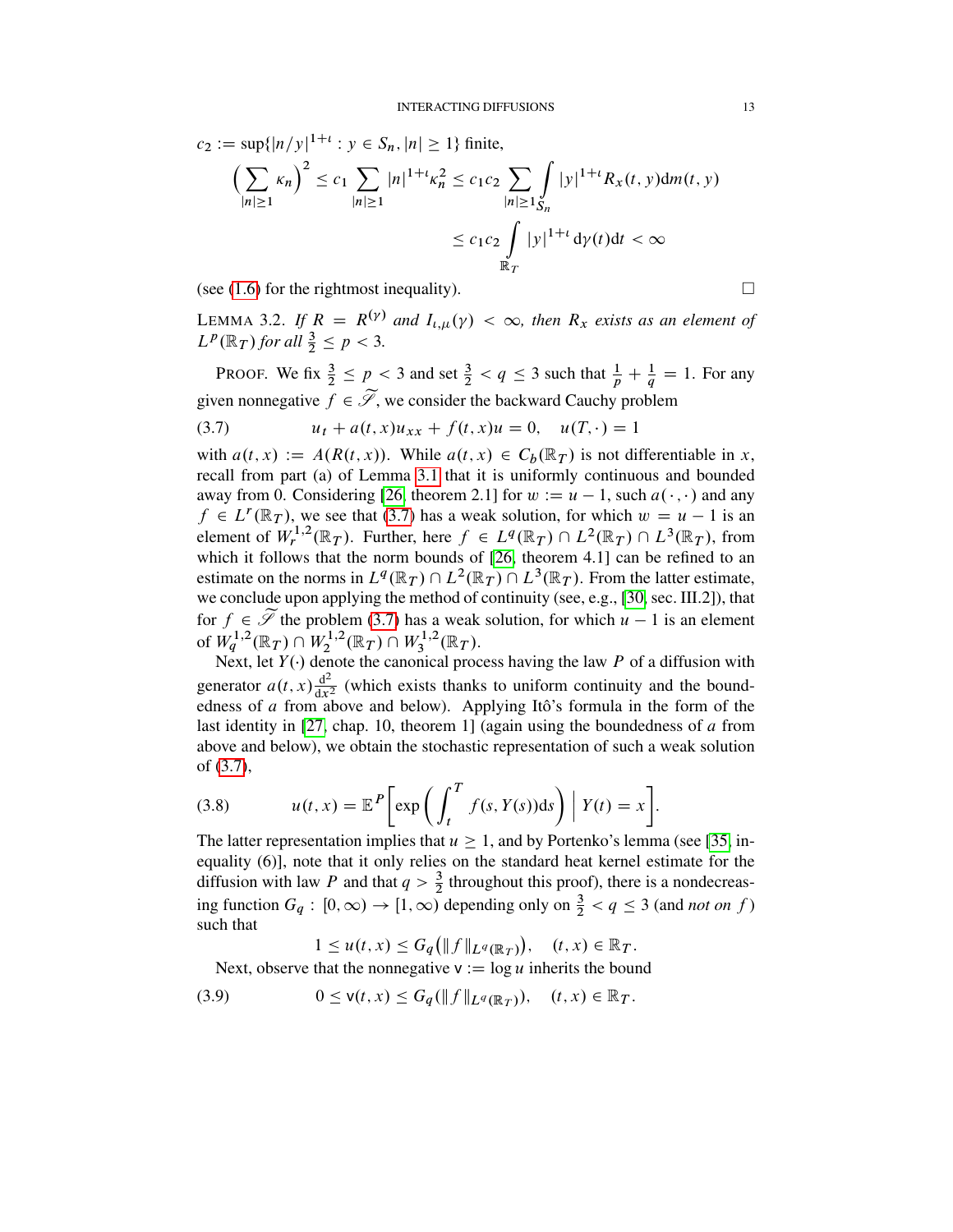$c_2 := \sup\{|n/y|^{1+\iota} : y \in S_n, |n| \geq 1\}$ finite,

$$
\Big(\sum_{|n|\geq 1} \kappa_n\Big)^2 \leq c_1 \sum_{|n|\geq 1} |n|^{1+\iota}\kappa_n^2 \leq c_1 c_2 \sum_{|n|\geq 1} \int_{S_n} |y|^{1+\iota} R_x(t,y) \mathrm{d}m(t,y)
$$

$$
\leq c_1 c_2 \int_{\mathbb{R}_T} |y|^{1+\iota} \,\mathrm{d}\gamma(t)\mathrm{d}t < \infty
$$

(see (1.6) for the rightmost inequality). □

LEMMA 3.2. *If $R = R^{(\gamma)}$ and $I_{\iota,\mu}(\gamma) < \infty$, then $R_x$ exists as an element of $L^p(\mathbb{R}_T)$ for all $\frac{3}{2} \leq p < 3$.*

PROOF. We fix $\frac{3}{2} \leq p < 3$ and set $\frac{3}{2} < q \leq 3$ such that $\frac{1}{p} + \frac{1}{q} = 1$. For any given nonnegative $f \in \widetilde{\mathscr{S}}$, we consider the backward Cauchy problem

$$
u_t + a(t,x)u_{xx} + f(t,x)u = 0, \quad u(T,\cdot) = 1 \tag{3.7}
$$

with $a(t,x) := A(R(t,x))$. While $a(t,x) \in C_b(\mathbb{R}_T)$ is not differentiable in $x$, recall from part (a) of Lemma 3.1 that it is uniformly continuous and bounded away from 0. Considering [26, theorem 2.1] for $w := u - 1$, such $a(\cdot,\cdot)$ and any $f \in L^r(\mathbb{R}_T)$, we see that (3.7) has a weak solution, for which $w = u - 1$ is an element of $W_r^{1,2}(\mathbb{R}_T)$. Further, here $f \in L^q(\mathbb{R}_T) \cap L^2(\mathbb{R}_T) \cap L^3(\mathbb{R}_T)$, from which it follows that the norm bounds of [26, theorem 4.1] can be refined to an estimate on the norms in $L^q(\mathbb{R}_T) \cap L^2(\mathbb{R}_T) \cap L^3(\mathbb{R}_T)$. From the latter estimate, we conclude upon applying the method of continuity (see, e.g., [30, sec. III.2]), that for $f \in \widetilde{\mathscr{S}}$ the problem (3.7) has a weak solution, for which $u - 1$ is an element of $W_q^{1,2}(\mathbb{R}_T) \cap W_2^{1,2}(\mathbb{R}_T) \cap W_3^{1,2}(\mathbb{R}_T)$.

Next, let $Y(\cdot)$ denote the canonical process having the law $P$ of a diffusion with generator $a(t,x)\frac{\mathrm{d}^2}{\mathrm{d}x^2}$ (which exists thanks to uniform continuity and the boundedness of $a$ from above and below). Applying Itô's formula in the form of the last identity in [27, chap. 10, theorem 1] (again using the boundedness of $a$ from above and below), we obtain the stochastic representation of such a weak solution of (3.7),

$$
u(t,x) = \mathbb{E}^P\bigg[\exp\bigg(\int_t^T f(s,Y(s))\mathrm{d}s\bigg) \,\bigg|\, Y(t) = x\bigg]. \tag{3.8}
$$

The latter representation implies that $u \geq 1$, and by Portenko's lemma (see [35, inequality (6)], note that it only relies on the standard heat kernel estimate for the diffusion with law $P$ and that $q > \frac{3}{2}$ throughout this proof), there is a nondecreasing function $G_q : [0,\infty) \to [1,\infty)$ depending only on $\frac{3}{2} < q \leq 3$ (and *not on* $f$) such that

$$
1 \leq u(t,x) \leq G_q\big(\|f\|_{L^q(\mathbb{R}_T)}\big), \quad (t,x) \in \mathbb{R}_T.
$$

Next, observe that the nonnegative $\mathsf{v} := \log u$ inherits the bound

$$
0 \leq \mathsf{v}(t,x) \leq G_q(\|f\|_{L^q(\mathbb{R}_T)}), \quad (t,x) \in \mathbb{R}_T. \tag{3.9}
$$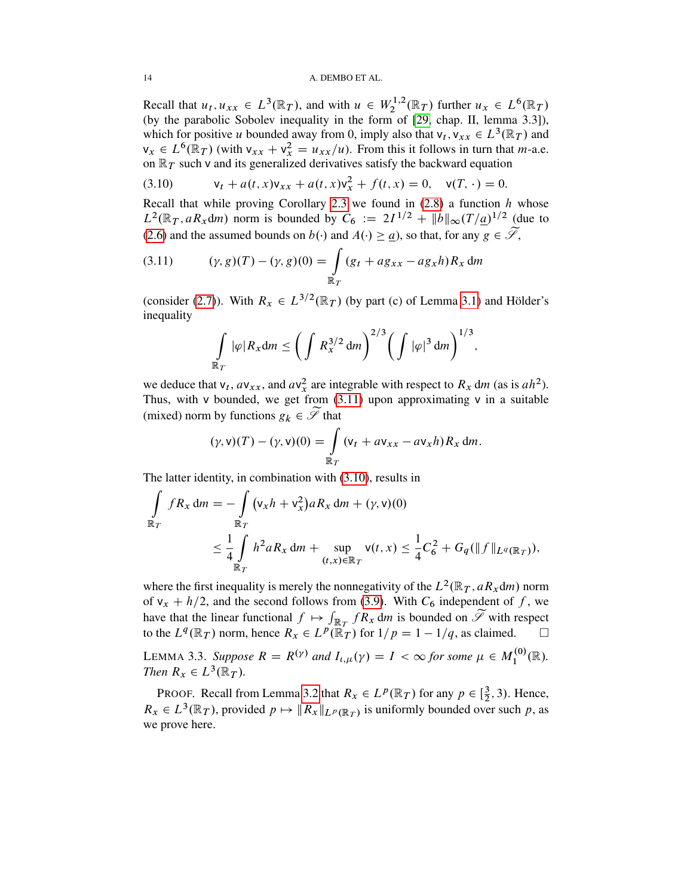Recall that $u_t, u_{xx} \in L^3(\mathbb{R}_T)$, and with $u \in W_2^{1,2}(\mathbb{R}_T)$ further $u_x \in L^6(\mathbb{R}_T)$ (by the parabolic Sobolev inequality in the form of [29, chap. II, lemma 3.3]), which for positive $u$ bounded away from 0, imply also that $\mathsf{v}_t, \mathsf{v}_{xx} \in L^3(\mathbb{R}_T)$ and $\mathsf{v}_x \in L^6(\mathbb{R}_T)$ (with $\mathsf{v}_{xx} + \mathsf{v}_x^2 = u_{xx}/u$). From this it follows in turn that $m$-a.e. on $\mathbb{R}_T$ such $\mathsf{v}$ and its generalized derivatives satisfy the backward equation

$$\mathsf{v}_t + a(t,x)\mathsf{v}_{xx} + a(t,x)\mathsf{v}_x^2 + f(t,x) = 0, \quad \mathsf{v}(T,\cdot) = 0. \tag{3.10}$$

Recall that while proving Corollary 2.3 we found in (2.8) a function $h$ whose $L^2(\mathbb{R}_T, aR_x \mathrm{d}m)$ norm is bounded by $C_6 := 2I^{1/2} + \|b\|_\infty (T/\underline{a})^{1/2}$ (due to (2.6) and the assumed bounds on $b(\cdot)$ and $A(\cdot) \geq \underline{a}$), so that, for any $g \in \widetilde{\mathscr{S}}$,

$$(\gamma, g)(T) - (\gamma, g)(0) = \int_{\mathbb{R}_T} (g_t + ag_{xx} - ag_x h) R_x \,\mathrm{d}m \tag{3.11}$$

(consider (2.7)). With $R_x \in L^{3/2}(\mathbb{R}_T)$ (by part (c) of Lemma 3.1) and Hölder's inequality

$$\int_{\mathbb{R}_T} |\varphi| R_x \mathrm{d}m \leq \left( \int R_x^{3/2} \,\mathrm{d}m \right)^{2/3} \left( \int |\varphi|^3 \,\mathrm{d}m \right)^{1/3},$$

we deduce that $\mathsf{v}_t$, $a\mathsf{v}_{xx}$, and $a\mathsf{v}_x^2$ are integrable with respect to $R_x \,\mathrm{d}m$ (as is $ah^2$). Thus, with $\mathsf{v}$ bounded, we get from (3.11) upon approximating $\mathsf{v}$ in a suitable (mixed) norm by functions $g_k \in \widetilde{\mathscr{S}}$ that

$$(\gamma, \mathsf{v})(T) - (\gamma, \mathsf{v})(0) = \int_{\mathbb{R}_T} (\mathsf{v}_t + a\mathsf{v}_{xx} - a\mathsf{v}_x h) R_x \,\mathrm{d}m.$$

The latter identity, in combination with (3.10), results in

$$\begin{aligned}
\int_{\mathbb{R}_T} f R_x \,\mathrm{d}m &= -\int_{\mathbb{R}_T} \left(\mathsf{v}_x h + \mathsf{v}_x^2\right) a R_x \,\mathrm{d}m + (\gamma, \mathsf{v})(0) \\
&\leq \frac{1}{4} \int_{\mathbb{R}_T} h^2 a R_x \,\mathrm{d}m + \sup_{(t,x)\in\mathbb{R}_T} \mathsf{v}(t,x) \leq \frac{1}{4} C_6^2 + G_q(\|f\|_{L^q(\mathbb{R}_T)}),
\end{aligned}$$

where the first inequality is merely the nonnegativity of the $L^2(\mathbb{R}_T, aR_x \mathrm{d}m)$ norm of $\mathsf{v}_x + h/2$, and the second follows from (3.9). With $C_6$ independent of $f$, we have that the linear functional $f \mapsto \int_{\mathbb{R}_T} f R_x \,\mathrm{d}m$ is bounded on $\widetilde{\mathscr{S}}$ with respect to the $L^q(\mathbb{R}_T)$ norm, hence $R_x \in L^p(\mathbb{R}_T)$ for $1/p = 1 - 1/q$, as claimed. $\square$

LEMMA 3.3. *Suppose $R = R^{(\gamma)}$ and $I_{\iota,\mu}(\gamma) = I < \infty$ for some $\mu \in M_1^{(0)}(\mathbb{R})$. Then $R_x \in L^3(\mathbb{R}_T)$.*

PROOF. Recall from Lemma 3.2 that $R_x \in L^p(\mathbb{R}_T)$ for any $p \in [\frac{3}{2}, 3)$. Hence, $R_x \in L^3(\mathbb{R}_T)$, provided $p \mapsto \|R_x\|_{L^p(\mathbb{R}_T)}$ is uniformly bounded over such $p$, as we prove here.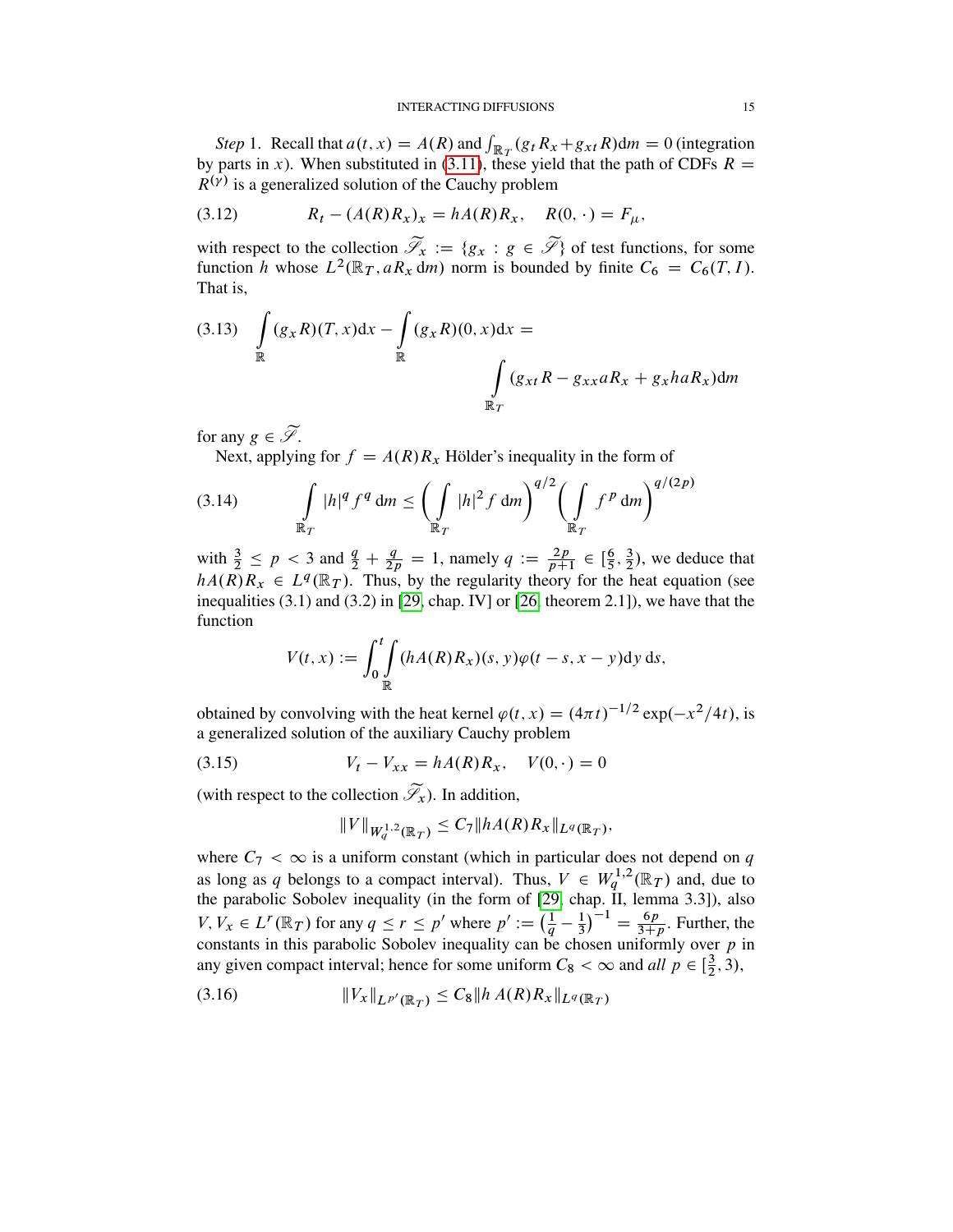*Step* 1. Recall that $a(t,x) = A(R)$ and $\int_{\mathbb{R}_T}(g_t R_x + g_{xt} R)\mathrm{d}m = 0$ (integration by parts in $x$). When substituted in (3.11), these yield that the path of CDFs $R = R^{(\gamma)}$ is a generalized solution of the Cauchy problem

$$
R_t - (A(R)R_x)_x = hA(R)R_x, \quad R(0,\cdot) = F_\mu, \tag{3.12}
$$

with respect to the collection $\widetilde{\mathscr{S}}_x := \{g_x : g \in \widetilde{\mathscr{S}}\}$ of test functions, for some function $h$ whose $L^2(\mathbb{R}_T, aR_x\,\mathrm{d}m)$ norm is bounded by finite $C_6 = C_6(T, I)$. That is,

$$
\int_{\mathbb{R}} (g_x R)(T,x)\mathrm{d}x - \int_{\mathbb{R}} (g_x R)(0,x)\mathrm{d}x = \int_{\mathbb{R}_T} (g_{xt} R - g_{xx} a R_x + g_x h a R_x)\mathrm{d}m \tag{3.13}
$$

for any $g \in \widetilde{\mathscr{S}}$.

Next, applying for $f = A(R)R_x$ Hölder's inequality in the form of

$$
\int_{\mathbb{R}_T} |h|^q f^q \,\mathrm{d}m \le \Big( \int_{\mathbb{R}_T} |h|^2 f \,\mathrm{d}m \Big)^{q/2} \Big( \int_{\mathbb{R}_T} f^p \,\mathrm{d}m \Big)^{q/(2p)} \tag{3.14}
$$

with $\frac{3}{2} \le p < 3$ and $\frac{q}{2} + \frac{q}{2p} = 1$, namely $q := \frac{2p}{p+1} \in [\frac{6}{5}, \frac{3}{2})$, we deduce that $hA(R)R_x \in L^q(\mathbb{R}_T)$. Thus, by the regularity theory for the heat equation (see inequalities (3.1) and (3.2) in [29, chap. IV] or [26, theorem 2.1]), we have that the function

$$
V(t,x) := \int_0^t \int_{\mathbb{R}} (hA(R)R_x)(s,y)\varphi(t-s, x-y)\mathrm{d}y\,\mathrm{d}s,
$$

obtained by convolving with the heat kernel $\varphi(t,x) = (4\pi t)^{-1/2}\exp(-x^2/4t)$, is a generalized solution of the auxiliary Cauchy problem

$$
V_t - V_{xx} = hA(R)R_x, \quad V(0,\cdot) = 0 \tag{3.15}
$$

(with respect to the collection $\widetilde{\mathscr{S}}_x$). In addition,

$$
\|V\|_{W_q^{1,2}(\mathbb{R}_T)} \le C_7 \|hA(R)R_x\|_{L^q(\mathbb{R}_T)},
$$

where $C_7 < \infty$ is a uniform constant (which in particular does not depend on $q$ as long as $q$ belongs to a compact interval). Thus, $V \in W_q^{1,2}(\mathbb{R}_T)$ and, due to the parabolic Sobolev inequality (in the form of [29, chap. II, lemma 3.3]), also $V, V_x \in L^r(\mathbb{R}_T)$ for any $q \le r \le p'$ where $p' := \big(\frac{1}{q} - \frac{1}{3}\big)^{-1} = \frac{6p}{3+p}$. Further, the constants in this parabolic Sobolev inequality can be chosen uniformly over $p$ in any given compact interval; hence for some uniform $C_8 < \infty$ and *all* $p \in [\frac{3}{2}, 3)$,

$$
\|V_x\|_{L^{p'}(\mathbb{R}_T)} \le C_8 \|h\,A(R)R_x\|_{L^q(\mathbb{R}_T)} \tag{3.16}
$$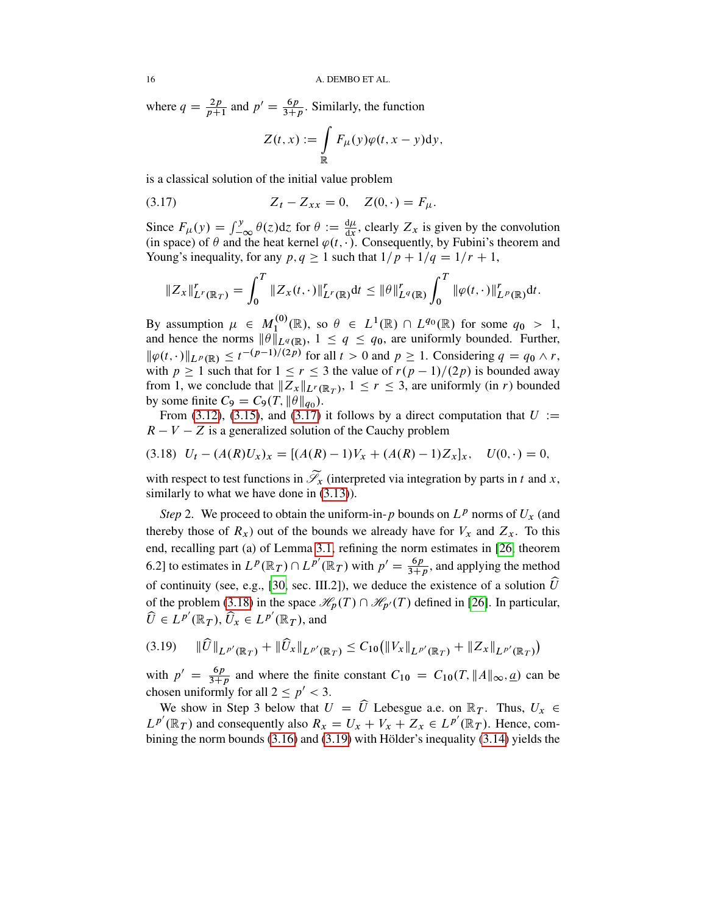where $q = \frac{2p}{p+1}$ and $p' = \frac{6p}{3+p}$. Similarly, the function

$$Z(t,x) := \int_{\mathbb{R}} F_\mu(y)\varphi(t, x-y)\mathrm{d}y,$$

is a classical solution of the initial value problem

$$Z_t - Z_{xx} = 0, \quad Z(0,\cdot) = F_\mu. \tag{3.17}$$

Since $F_\mu(y) = \int_{-\infty}^{y} \theta(z)\mathrm{d}z$ for $\theta := \frac{\mathrm{d}\mu}{\mathrm{d}x}$, clearly $Z_x$ is given by the convolution (in space) of $\theta$ and the heat kernel $\varphi(t,\cdot)$. Consequently, by Fubini's theorem and Young's inequality, for any $p, q \geq 1$ such that $1/p + 1/q = 1/r + 1$,

$$\|Z_x\|^r_{L^r(\mathbb{R}_T)} = \int_0^T \|Z_x(t,\cdot)\|^r_{L^r(\mathbb{R})}\mathrm{d}t \leq \|\theta\|^r_{L^q(\mathbb{R})} \int_0^T \|\varphi(t,\cdot)\|^r_{L^p(\mathbb{R})}\mathrm{d}t.$$

By assumption $\mu \in M_1^{(0)}(\mathbb{R})$, so $\theta \in L^1(\mathbb{R}) \cap L^{q_0}(\mathbb{R})$ for some $q_0 > 1$, and hence the norms $\|\theta\|_{L^q(\mathbb{R})}$, $1 \leq q \leq q_0$, are uniformly bounded. Further, $\|\varphi(t,\cdot)\|_{L^p(\mathbb{R})} \leq t^{-(p-1)/(2p)}$ for all $t > 0$ and $p \geq 1$. Considering $q = q_0 \wedge r$, with $p \geq 1$ such that for $1 \leq r \leq 3$ the value of $r(p-1)/(2p)$ is bounded away from 1, we conclude that $\|Z_x\|_{L^r(\mathbb{R}_T)}$, $1 \leq r \leq 3$, are uniformly (in $r$) bounded by some finite $C_9 = C_9(T, \|\theta\|_{q_0})$.

From (3.12), (3.15), and (3.17) it follows by a direct computation that $U := R - V - Z$ is a generalized solution of the Cauchy problem

$$U_t - (A(R)U_x)_x = [(A(R)-1)V_x + (A(R)-1)Z_x]_x, \quad U(0,\cdot) = 0, \tag{3.18}$$

with respect to test functions in $\widetilde{\mathscr{T}}_x$ (interpreted via integration by parts in $t$ and $x$, similarly to what we have done in (3.13)).

*Step* 2. We proceed to obtain the uniform-in-$p$ bounds on $L^p$ norms of $U_x$ (and thereby those of $R_x$) out of the bounds we already have for $V_x$ and $Z_x$. To this end, recalling part (a) of Lemma 3.1, refining the norm estimates in [26, theorem 6.2] to estimates in $L^p(\mathbb{R}_T) \cap L^{p'}(\mathbb{R}_T)$ with $p' = \frac{6p}{3+p}$, and applying the method of continuity (see, e.g., [30, sec. III.2]), we deduce the existence of a solution $\widehat{U}$ of the problem (3.18) in the space $\mathscr{H}_p(T) \cap \mathscr{H}_{p'}(T)$ defined in [26]. In particular, $\widehat{U} \in L^{p'}(\mathbb{R}_T)$, $\widehat{U}_x \in L^{p'}(\mathbb{R}_T)$, and

$$\|\widehat{U}\|_{L^{p'}(\mathbb{R}_T)} + \|\widehat{U}_x\|_{L^{p'}(\mathbb{R}_T)} \leq C_{10}\big(\|V_x\|_{L^{p'}(\mathbb{R}_T)} + \|Z_x\|_{L^{p'}(\mathbb{R}_T)}\big) \tag{3.19}$$

with $p' = \frac{6p}{3+p}$ and where the finite constant $C_{10} = C_{10}(T, \|A\|_\infty, \underline{a})$ can be chosen uniformly for all $2 \leq p' < 3$.

We show in Step 3 below that $U = \widehat{U}$ Lebesgue a.e. on $\mathbb{R}_T$. Thus, $U_x \in L^{p'}(\mathbb{R}_T)$ and consequently also $R_x = U_x + V_x + Z_x \in L^{p'}(\mathbb{R}_T)$. Hence, combining the norm bounds (3.16) and (3.19) with Hölder's inequality (3.14) yields the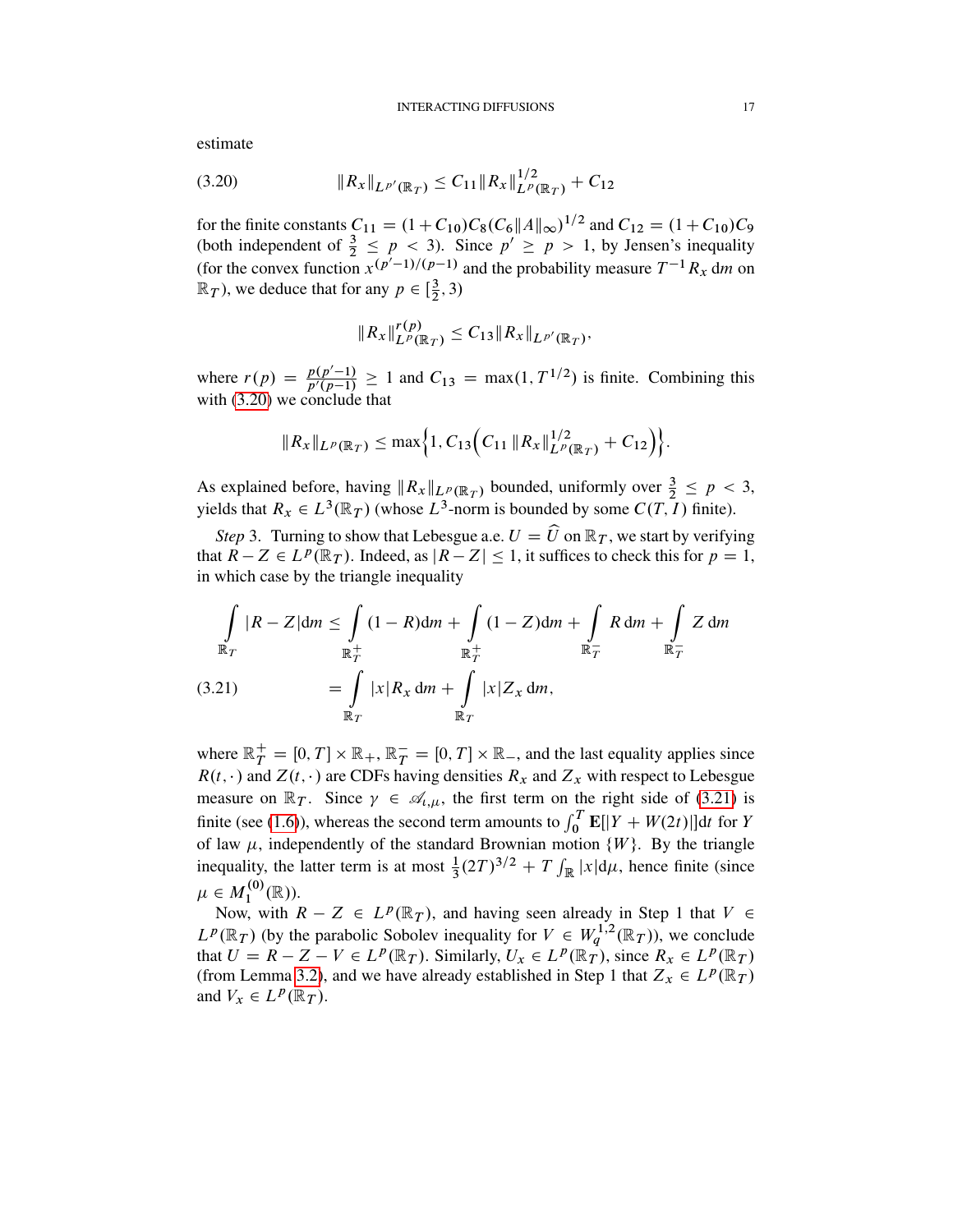estimate

$$\|R_x\|_{L^{p'}(\mathbb{R}_T)} \le C_{11}\|R_x\|^{1/2}_{L^p(\mathbb{R}_T)} + C_{12} \tag{3.20}$$

for the finite constants $C_{11} = (1 + C_{10})C_8(C_6\|A\|_\infty)^{1/2}$ and $C_{12} = (1 + C_{10})C_9$ (both independent of $\frac{3}{2} \le p < 3$). Since $p' \ge p > 1$, by Jensen's inequality (for the convex function $x^{(p'-1)/(p-1)}$ and the probability measure $T^{-1}R_x\,\mathrm{d}m$ on $\mathbb{R}_T$), we deduce that for any $p \in [\frac{3}{2}, 3)$

$$\|R_x\|^{r(p)}_{L^p(\mathbb{R}_T)} \le C_{13}\|R_x\|_{L^{p'}(\mathbb{R}_T)},$$

where $r(p) = \frac{p(p'-1)}{p'(p-1)} \ge 1$ and $C_{13} = \max(1, T^{1/2})$ is finite. Combining this with (3.20) we conclude that

$$\|R_x\|_{L^p(\mathbb{R}_T)} \le \max\Big\{1, C_{13}\Big(C_{11}\,\|R_x\|^{1/2}_{L^p(\mathbb{R}_T)} + C_{12}\Big)\Big\}.$$

As explained before, having $\|R_x\|_{L^p(\mathbb{R}_T)}$ bounded, uniformly over $\frac{3}{2} \le p < 3$, yields that $R_x \in L^3(\mathbb{R}_T)$ (whose $L^3$-norm is bounded by some $C(T, I)$ finite).

*Step* 3. Turning to show that Lebesgue a.e. $U = \widehat{U}$ on $\mathbb{R}_T$, we start by verifying that $R - Z \in L^p(\mathbb{R}_T)$. Indeed, as $|R - Z| \le 1$, it suffices to check this for $p = 1$, in which case by the triangle inequality

$$\begin{aligned}
\int_{\mathbb{R}_T} |R - Z|\mathrm{d}m &\le \int_{\mathbb{R}_T^+} (1 - R)\mathrm{d}m + \int_{\mathbb{R}_T^+} (1 - Z)\mathrm{d}m + \int_{\mathbb{R}_T^-} R\,\mathrm{d}m + \int_{\mathbb{R}_T^-} Z\,\mathrm{d}m \\
&= \int_{\mathbb{R}_T} |x|R_x\,\mathrm{d}m + \int_{\mathbb{R}_T} |x|Z_x\,\mathrm{d}m,
\end{aligned} \tag{3.21}$$

where $\mathbb{R}_T^+ = [0, T] \times \mathbb{R}_+$, $\mathbb{R}_T^- = [0, T] \times \mathbb{R}_-$, and the last equality applies since $R(t, \cdot)$ and $Z(t, \cdot)$ are CDFs having densities $R_x$ and $Z_x$ with respect to Lebesgue measure on $\mathbb{R}_T$. Since $\gamma \in \mathscr{A}_{\iota,\mu}$, the first term on the right side of (3.21) is finite (see (1.6)), whereas the second term amounts to $\int_0^T \mathbf{E}[|Y + W(2t)|]\mathrm{d}t$ for $Y$ of law $\mu$, independently of the standard Brownian motion $\{W\}$. By the triangle inequality, the latter term is at most $\frac{1}{3}(2T)^{3/2} + T\int_{\mathbb{R}} |x|\mathrm{d}\mu$, hence finite (since $\mu \in M_1^{(0)}(\mathbb{R})$).

Now, with $R - Z \in L^p(\mathbb{R}_T)$, and having seen already in Step 1 that $V \in L^p(\mathbb{R}_T)$ (by the parabolic Sobolev inequality for $V \in W_q^{1,2}(\mathbb{R}_T)$), we conclude that $U = R - Z - V \in L^p(\mathbb{R}_T)$. Similarly, $U_x \in L^p(\mathbb{R}_T)$, since $R_x \in L^p(\mathbb{R}_T)$ (from Lemma 3.2), and we have already established in Step 1 that $Z_x \in L^p(\mathbb{R}_T)$ and $V_x \in L^p(\mathbb{R}_T)$.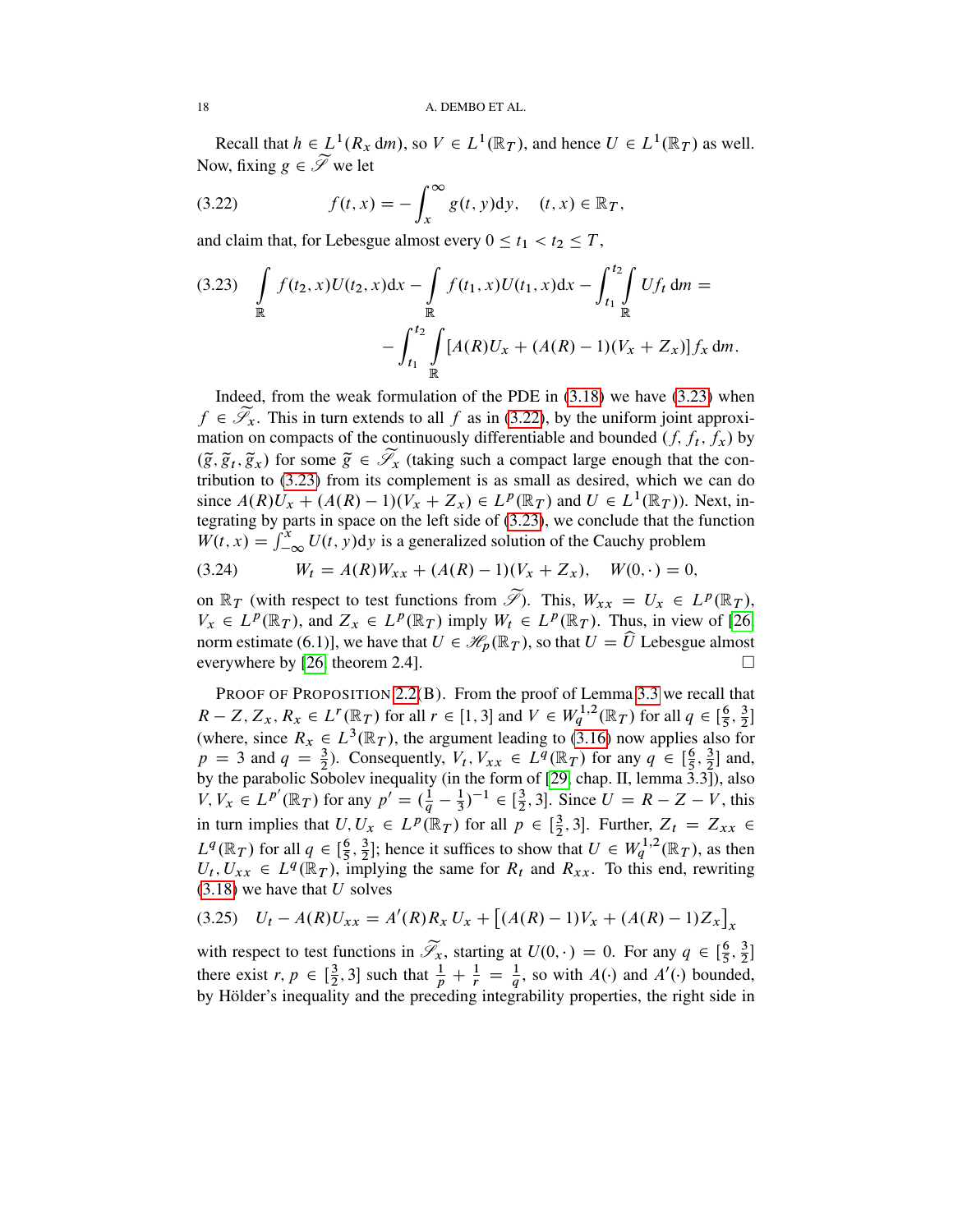Recall that $h \in L^1(R_x \, \mathrm{d}m)$, so $V \in L^1(\mathbb{R}_T)$, and hence $U \in L^1(\mathbb{R}_T)$ as well. Now, fixing $g \in \widetilde{\mathscr{S}}$ we let

$$f(t,x) = -\int_x^\infty g(t,y)\mathrm{d}y, \quad (t,x) \in \mathbb{R}_T, \tag{3.22}$$

and claim that, for Lebesgue almost every $0 \le t_1 < t_2 \le T$,

$$\int_{\mathbb{R}} f(t_2,x)U(t_2,x)\mathrm{d}x - \int_{\mathbb{R}} f(t_1,x)U(t_1,x)\mathrm{d}x - \int_{t_1}^{t_2}\int_{\mathbb{R}} U f_t \, \mathrm{d}m = \\ -\int_{t_1}^{t_2}\int_{\mathbb{R}} [A(R)U_x + (A(R)-1)(V_x + Z_x)] f_x \, \mathrm{d}m. \tag{3.23}$$

Indeed, from the weak formulation of the PDE in (3.18) we have (3.23) when $f \in \widetilde{\mathscr{S}}_x$. This in turn extends to all $f$ as in (3.22), by the uniform joint approximation on compacts of the continuously differentiable and bounded $(f, f_t, f_x)$ by $(\widetilde{g}, \widetilde{g}_t, \widetilde{g}_x)$ for some $\widetilde{g} \in \widetilde{\mathscr{S}}_x$ (taking such a compact large enough that the contribution to (3.23) from its complement is as small as desired, which we can do since $A(R)U_x + (A(R)-1)(V_x + Z_x) \in L^p(\mathbb{R}_T)$ and $U \in L^1(\mathbb{R}_T)$). Next, integrating by parts in space on the left side of (3.23), we conclude that the function $W(t,x) = \int_{-\infty}^x U(t,y)\mathrm{d}y$ is a generalized solution of the Cauchy problem

$$W_t = A(R)W_{xx} + (A(R)-1)(V_x + Z_x), \quad W(0,\cdot) = 0, \tag{3.24}$$

on $\mathbb{R}_T$ (with respect to test functions from $\widetilde{\mathscr{S}}$). This, $W_{xx} = U_x \in L^p(\mathbb{R}_T)$, $V_x \in L^p(\mathbb{R}_T)$, and $Z_x \in L^p(\mathbb{R}_T)$ imply $W_t \in L^p(\mathbb{R}_T)$. Thus, in view of [26, norm estimate (6.1)], we have that $U \in \mathscr{H}_p(\mathbb{R}_T)$, so that $U = \widehat{U}$ Lebesgue almost everywhere by [26, theorem 2.4]. $\square$

PROOF OF PROPOSITION 2.2(B). From the proof of Lemma 3.3 we recall that $R - Z, Z_x, R_x \in L^r(\mathbb{R}_T)$ for all $r \in [1,3]$ and $V \in W_q^{1,2}(\mathbb{R}_T)$ for all $q \in [\frac{6}{5}, \frac{3}{2}]$ (where, since $R_x \in L^3(\mathbb{R}_T)$, the argument leading to (3.16) now applies also for $p = 3$ and $q = \frac{3}{2}$). Consequently, $V_t, V_{xx} \in L^q(\mathbb{R}_T)$ for any $q \in [\frac{6}{5}, \frac{3}{2}]$ and, by the parabolic Sobolev inequality (in the form of [29, chap. II, lemma 3.3]), also $V, V_x \in L^{p'}(\mathbb{R}_T)$ for any $p' = (\frac{1}{q} - \frac{1}{3})^{-1} \in [\frac{3}{2}, 3]$. Since $U = R - Z - V$, this in turn implies that $U, U_x \in L^p(\mathbb{R}_T)$ for all $p \in [\frac{3}{2}, 3]$. Further, $Z_t = Z_{xx} \in L^q(\mathbb{R}_T)$ for all $q \in [\frac{6}{5}, \frac{3}{2}]$; hence it suffices to show that $U \in W_q^{1,2}(\mathbb{R}_T)$, as then $U_t, U_{xx} \in L^q(\mathbb{R}_T)$, implying the same for $R_t$ and $R_{xx}$. To this end, rewriting (3.18) we have that $U$ solves

$$U_t - A(R)U_{xx} = A'(R)R_x\, U_x + \big[(A(R)-1)V_x + (A(R)-1)Z_x\big]_x \tag{3.25}$$

with respect to test functions in $\widetilde{\mathscr{S}}_x$, starting at $U(0,\cdot) = 0$. For any $q \in [\frac{6}{5}, \frac{3}{2}]$ there exist $r, p \in [\frac{3}{2}, 3]$ such that $\frac{1}{p} + \frac{1}{r} = \frac{1}{q}$, so with $A(\cdot)$ and $A'(\cdot)$ bounded, by Hölder's inequality and the preceding integrability properties, the right side in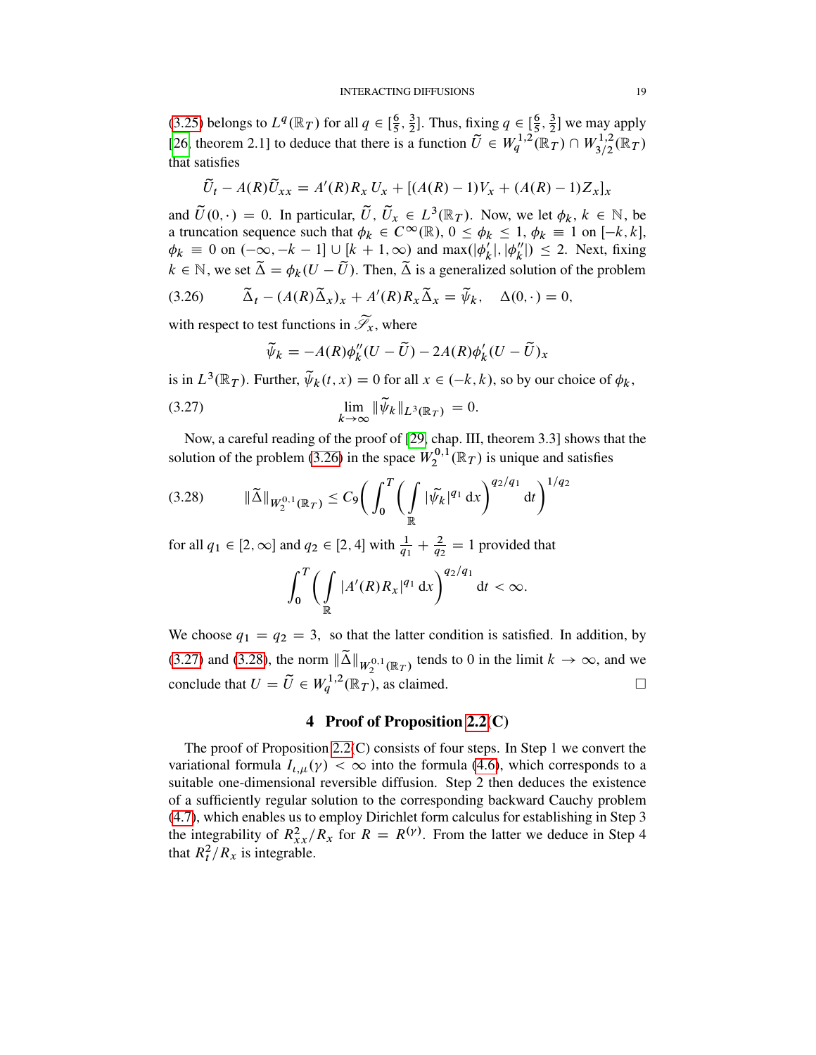(3.25) belongs to $L^q(\mathbb{R}_T)$ for all $q \in [\frac{6}{5}, \frac{3}{2}]$. Thus, fixing $q \in [\frac{6}{5}, \frac{3}{2}]$ we may apply [26, theorem 2.1] to deduce that there is a function $\widetilde{U} \in W_q^{1,2}(\mathbb{R}_T) \cap W_{3/2}^{1,2}(\mathbb{R}_T)$ that satisfies

$$\widetilde{U}_t - A(R)\widetilde{U}_{xx} = A'(R)R_x\, U_x + [(A(R)-1)V_x + (A(R)-1)Z_x]_x$$

and $\widetilde{U}(0,\cdot) = 0$. In particular, $\widetilde{U},\, \widetilde{U}_x \in L^3(\mathbb{R}_T)$. Now, we let $\phi_k$, $k \in \mathbb{N}$, be a truncation sequence such that $\phi_k \in C^\infty(\mathbb{R})$, $0 \le \phi_k \le 1$, $\phi_k \equiv 1$ on $[-k,k]$, $\phi_k \equiv 0$ on $(-\infty, -k-1] \cup [k+1, \infty)$ and $\max(|\phi_k'|, |\phi_k''|) \le 2$. Next, fixing $k \in \mathbb{N}$, we set $\widetilde{\Delta} = \phi_k(U - \widetilde{U})$. Then, $\widetilde{\Delta}$ is a generalized solution of the problem

$$\widetilde{\Delta}_t - (A(R)\widetilde{\Delta}_x)_x + A'(R)R_x\widetilde{\Delta}_x = \widetilde{\psi}_k, \quad \Delta(0,\cdot) = 0, \tag{3.26}$$

with respect to test functions in $\widetilde{\mathscr{T}}_x$, where

$$\widetilde{\psi}_k = -A(R)\phi_k''(U - \widetilde{U}) - 2A(R)\phi_k'(U - \widetilde{U})_x$$

is in $L^3(\mathbb{R}_T)$. Further, $\widetilde{\psi}_k(t,x) = 0$ for all $x \in (-k,k)$, so by our choice of $\phi_k$,

$$\lim_{k\to\infty} \|\widetilde{\psi}_k\|_{L^3(\mathbb{R}_T)} = 0. \tag{3.27}$$

Now, a careful reading of the proof of [29, chap. III, theorem 3.3] shows that the solution of the problem (3.26) in the space $W_2^{0,1}(\mathbb{R}_T)$ is unique and satisfies

$$\|\widetilde{\Delta}\|_{W_2^{0,1}(\mathbb{R}_T)} \le C_9 \bigg( \int_0^T \bigg( \int_{\mathbb{R}} |\widetilde{\psi}_k|^{q_1}\,\mathrm{d}x \bigg)^{q_2/q_1} \mathrm{d}t \bigg)^{1/q_2} \tag{3.28}$$

for all $q_1 \in [2,\infty]$ and $q_2 \in [2,4]$ with $\frac{1}{q_1} + \frac{2}{q_2} = 1$ provided that

$$\int_0^T \bigg( \int_{\mathbb{R}} |A'(R)R_x|^{q_1}\,\mathrm{d}x \bigg)^{q_2/q_1} \mathrm{d}t < \infty.$$

We choose $q_1 = q_2 = 3$, so that the latter condition is satisfied. In addition, by (3.27) and (3.28), the norm $\|\widetilde{\Delta}\|_{W_2^{0,1}(\mathbb{R}_T)}$ tends to 0 in the limit $k \to \infty$, and we conclude that $U = \widetilde{U} \in W_q^{1,2}(\mathbb{R}_T)$, as claimed. □

## 4 Proof of Proposition 2.2(C)

The proof of Proposition 2.2(C) consists of four steps. In Step 1 we convert the variational formula $I_{\iota,\mu}(\gamma) < \infty$ into the formula (4.6), which corresponds to a suitable one-dimensional reversible diffusion. Step 2 then deduces the existence of a sufficiently regular solution to the corresponding backward Cauchy problem (4.7), which enables us to employ Dirichlet form calculus for establishing in Step 3 the integrability of $R_{xx}^2/R_x$ for $R = R^{(\gamma)}$. From the latter we deduce in Step 4 that $R_t^2/R_x$ is integrable.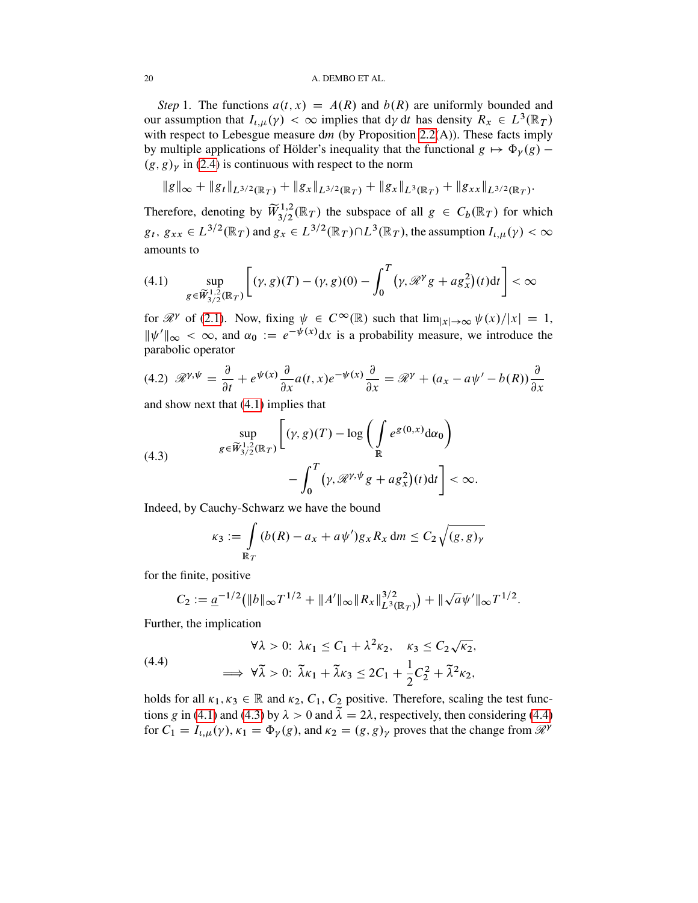*Step* 1. The functions $a(t,x) = A(R)$ and $b(R)$ are uniformly bounded and our assumption that $I_{\iota,\mu}(\gamma) < \infty$ implies that $\mathrm{d}\gamma\,\mathrm{d}t$ has density $R_x \in L^3(\mathbb{R}_T)$ with respect to Lebesgue measure $\mathrm{d}m$ (by Proposition 2.2(A)). These facts imply by multiple applications of Hölder's inequality that the functional $g \mapsto \Phi_\gamma(g) - (g,g)_\gamma$ in (2.4) is continuous with respect to the norm

$$\|g\|_\infty + \|g_t\|_{L^{3/2}(\mathbb{R}_T)} + \|g_x\|_{L^{3/2}(\mathbb{R}_T)} + \|g_x\|_{L^3(\mathbb{R}_T)} + \|g_{xx}\|_{L^{3/2}(\mathbb{R}_T)}.$$

Therefore, denoting by $\widetilde{W}^{1,2}_{3/2}(\mathbb{R}_T)$ the subspace of all $g \in C_b(\mathbb{R}_T)$ for which $g_t,\, g_{xx} \in L^{3/2}(\mathbb{R}_T)$ and $g_x \in L^{3/2}(\mathbb{R}_T) \cap L^3(\mathbb{R}_T)$, the assumption $I_{\iota,\mu}(\gamma) < \infty$ amounts to

$$\sup_{g \in \widetilde{W}^{1,2}_{3/2}(\mathbb{R}_T)} \left[ (\gamma, g)(T) - (\gamma, g)(0) - \int_0^T \left(\gamma, \mathscr{R}^\gamma g + a g_x^2\right)(t)\mathrm{d}t \right] < \infty \tag{4.1}$$

for $\mathscr{R}^\gamma$ of (2.1). Now, fixing $\psi \in C^\infty(\mathbb{R})$ such that $\lim_{|x|\to\infty} \psi(x)/|x| = 1$, $\|\psi'\|_\infty < \infty$, and $\alpha_0 := e^{-\psi(x)}\mathrm{d}x$ is a probability measure, we introduce the parabolic operator

$$\mathscr{R}^{\gamma,\psi} = \frac{\partial}{\partial t} + e^{\psi(x)}\frac{\partial}{\partial x} a(t,x) e^{-\psi(x)}\frac{\partial}{\partial x} = \mathscr{R}^\gamma + (a_x - a\psi' - b(R))\frac{\partial}{\partial x} \tag{4.2}$$

and show next that (4.1) implies that

$$\sup_{g \in \widetilde{W}^{1,2}_{3/2}(\mathbb{R}_T)} \left[ (\gamma, g)(T) - \log\left( \int_{\mathbb{R}} e^{g(0,x)}\mathrm{d}\alpha_0 \right) - \int_0^T \left(\gamma, \mathscr{R}^{\gamma,\psi} g + a g_x^2\right)(t)\mathrm{d}t \right] < \infty. \tag{4.3}$$

Indeed, by Cauchy-Schwarz we have the bound

$$\kappa_3 := \int_{\mathbb{R}_T} (b(R) - a_x + a\psi') g_x R_x \,\mathrm{d}m \le C_2 \sqrt{(g,g)_\gamma}$$

for the finite, positive

$$C_2 := \underline{a}^{-1/2}\big(\|b\|_\infty T^{1/2} + \|A'\|_\infty \|R_x\|^{3/2}_{L^3(\mathbb{R}_T)}\big) + \|\sqrt{a}\,\psi'\|_\infty T^{1/2}.$$

Further, the implication

$$\begin{aligned} &\forall \lambda > 0\colon\ \lambda\kappa_1 \le C_1 + \lambda^2\kappa_2, \quad \kappa_3 \le C_2\sqrt{\kappa_2}, \\ &\implies \forall \widetilde{\lambda} > 0\colon\ \widetilde{\lambda}\kappa_1 + \widetilde{\lambda}\kappa_3 \le 2C_1 + \frac{1}{2}C_2^2 + \widetilde{\lambda}^2\kappa_2, \end{aligned} \tag{4.4}$$

holds for all $\kappa_1, \kappa_3 \in \mathbb{R}$ and $\kappa_2$, $C_1$, $C_2$ positive. Therefore, scaling the test functions $g$ in (4.1) and (4.3) by $\lambda > 0$ and $\widetilde{\lambda} = 2\lambda$, respectively, then considering (4.4) for $C_1 = I_{\iota,\mu}(\gamma)$, $\kappa_1 = \Phi_\gamma(g)$, and $\kappa_2 = (g,g)_\gamma$ proves that the change from $\mathscr{R}^\gamma$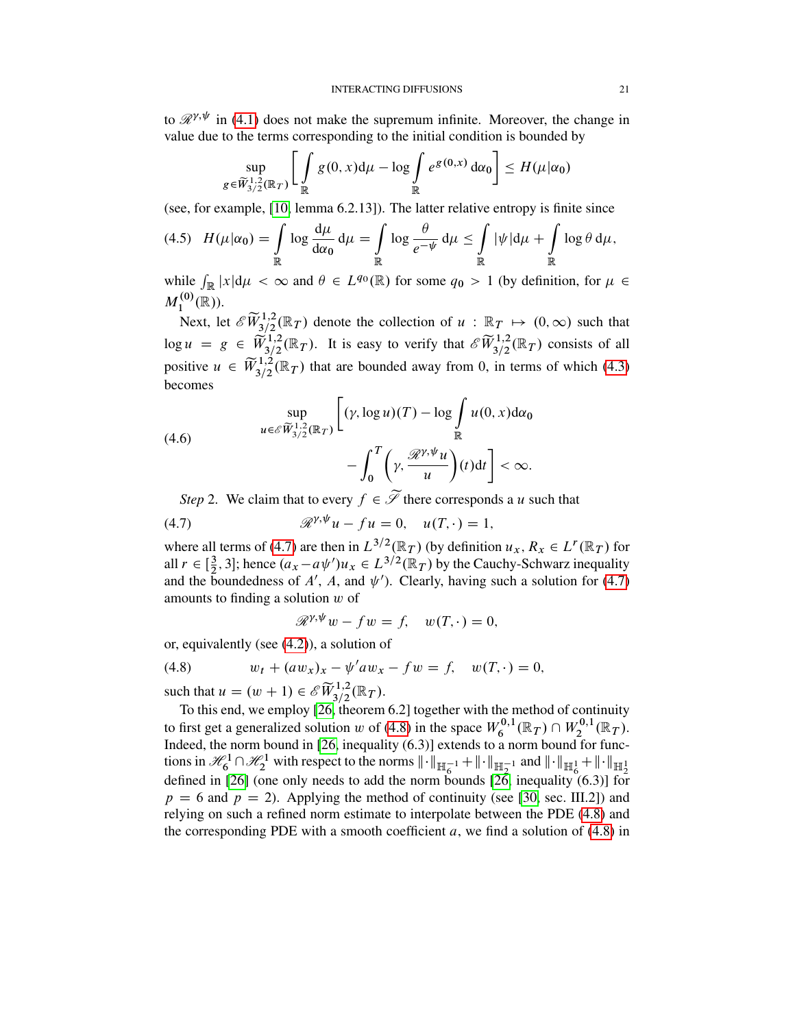to $\mathscr{R}^{\gamma,\psi}$ in (4.1) does not make the supremum infinite. Moreover, the change in value due to the terms corresponding to the initial condition is bounded by

$$\sup_{g \in \widetilde{W}^{1,2}_{3/2}(\mathbb{R}_T)} \left[ \int_{\mathbb{R}} g(0,x) \mathrm{d}\mu - \log \int_{\mathbb{R}} e^{g(0,x)} \, \mathrm{d}\alpha_0 \right] \leq H(\mu|\alpha_0)$$

(see, for example, [10, lemma 6.2.13]). The latter relative entropy is finite since

$$H(\mu|\alpha_0) = \int_{\mathbb{R}} \log \frac{\mathrm{d}\mu}{\mathrm{d}\alpha_0} \, \mathrm{d}\mu = \int_{\mathbb{R}} \log \frac{\theta}{e^{-\psi}} \, \mathrm{d}\mu \leq \int_{\mathbb{R}} |\psi| \mathrm{d}\mu + \int_{\mathbb{R}} \log \theta \, \mathrm{d}\mu, \tag{4.5}$$

while $\int_{\mathbb{R}} |x| \mathrm{d}\mu < \infty$ and $\theta \in L^{q_0}(\mathbb{R})$ for some $q_0 > 1$ (by definition, for $\mu \in M_1^{(0)}(\mathbb{R})$).

Next, let $\mathscr{E}\widetilde{W}^{1,2}_{3/2}(\mathbb{R}_T)$ denote the collection of $u : \mathbb{R}_T \mapsto (0,\infty)$ such that $\log u = g \in \widetilde{W}^{1,2}_{3/2}(\mathbb{R}_T)$. It is easy to verify that $\mathscr{E}\widetilde{W}^{1,2}_{3/2}(\mathbb{R}_T)$ consists of all positive $u \in \widetilde{W}^{1,2}_{3/2}(\mathbb{R}_T)$ that are bounded away from 0, in terms of which (4.3) becomes

$$\sup_{u \in \mathscr{E}\widetilde{W}^{1,2}_{3/2}(\mathbb{R}_T)} \left[ (\gamma, \log u)(T) - \log \int_{\mathbb{R}} u(0,x) \mathrm{d}\alpha_0 - \int_0^T \left( \gamma, \frac{\mathscr{R}^{\gamma,\psi} u}{u} \right)(t) \mathrm{d}t \right] < \infty. \tag{4.6}$$

*Step* 2. We claim that to every $f \in \widetilde{\mathscr{F}}$ there corresponds a $u$ such that

$$\mathscr{R}^{\gamma,\psi} u - f u = 0, \quad u(T, \cdot) = 1, \tag{4.7}$$

where all terms of (4.7) are then in $L^{3/2}(\mathbb{R}_T)$ (by definition $u_x, R_x \in L^r(\mathbb{R}_T)$ for all $r \in [\frac{3}{2}, 3]$; hence $(a_x - a\psi')u_x \in L^{3/2}(\mathbb{R}_T)$ by the Cauchy-Schwarz inequality and the boundedness of $A'$, $A$, and $\psi'$). Clearly, having such a solution for (4.7) amounts to finding a solution $w$ of

$$\mathscr{R}^{\gamma,\psi} w - f w = f, \quad w(T, \cdot) = 0,$$

or, equivalently (see (4.2)), a solution of

$$w_t + (a w_x)_x - \psi' a w_x - f w = f, \quad w(T, \cdot) = 0, \tag{4.8}$$

such that $u = (w+1) \in \mathscr{E}\widetilde{W}^{1,2}_{3/2}(\mathbb{R}_T)$.

To this end, we employ [26, theorem 6.2] together with the method of continuity to first get a generalized solution $w$ of (4.8) in the space $W^{0,1}_6(\mathbb{R}_T) \cap W^{0,1}_2(\mathbb{R}_T)$. Indeed, the norm bound in [26, inequality (6.3)] extends to a norm bound for functions in $\mathscr{H}^1_6 \cap \mathscr{H}^1_2$ with respect to the norms $\|\cdot\|_{\mathbb{H}^{-1}_6} + \|\cdot\|_{\mathbb{H}^{-1}_2}$ and $\|\cdot\|_{\mathbb{H}^1_6} + \|\cdot\|_{\mathbb{H}^1_2}$ defined in [26] (one only needs to add the norm bounds [26, inequality (6.3)] for $p = 6$ and $p = 2$). Applying the method of continuity (see [30, sec. III.2]) and relying on such a refined norm estimate to interpolate between the PDE (4.8) and the corresponding PDE with a smooth coefficient $a$, we find a solution of (4.8) in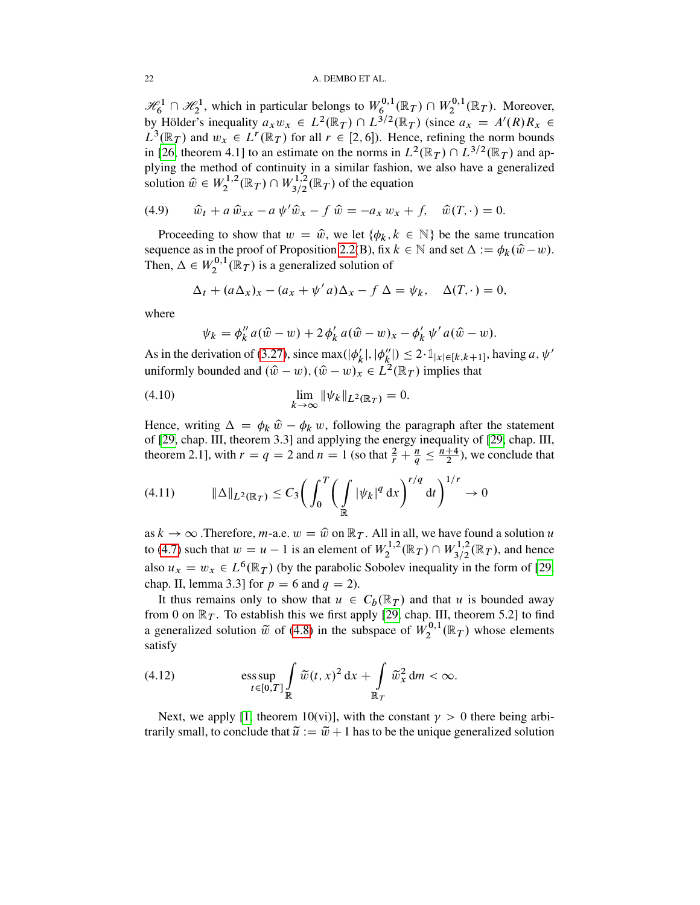$\mathscr{H}_6^1 \cap \mathscr{H}_2^1$, which in particular belongs to $W_6^{0,1}(\mathbb{R}_T) \cap W_2^{0,1}(\mathbb{R}_T)$. Moreover, by Hölder's inequality $a_x w_x \in L^2(\mathbb{R}_T) \cap L^{3/2}(\mathbb{R}_T)$ (since $a_x = A'(R)R_x \in L^3(\mathbb{R}_T)$ and $w_x \in L^r(\mathbb{R}_T)$ for all $r \in [2,6]$). Hence, refining the norm bounds in [26, theorem 4.1] to an estimate on the norms in $L^2(\mathbb{R}_T) \cap L^{3/2}(\mathbb{R}_T)$ and applying the method of continuity in a similar fashion, we also have a generalized solution $\widehat{w} \in W_2^{1,2}(\mathbb{R}_T) \cap W_{3/2}^{1,2}(\mathbb{R}_T)$ of the equation

$$\widehat{w}_t + a\,\widehat{w}_{xx} - a\,\psi'\widehat{w}_x - f\,\widehat{w} = -a_x\,w_x + f, \quad \widehat{w}(T,\cdot) = 0. \tag{4.9}$$

Proceeding to show that $w = \widehat{w}$, we let $\{\phi_k, k \in \mathbb{N}\}$ be the same truncation sequence as in the proof of Proposition 2.2(B), fix $k \in \mathbb{N}$ and set $\Delta := \phi_k(\widehat{w} - w)$. Then, $\Delta \in W_2^{0,1}(\mathbb{R}_T)$ is a generalized solution of

$$\Delta_t + (a\Delta_x)_x - (a_x + \psi' a)\Delta_x - f\,\Delta = \psi_k, \quad \Delta(T,\cdot) = 0,$$

where

$$\psi_k = \phi_k''\,a(\widehat{w} - w) + 2\,\phi_k'\,a(\widehat{w} - w)_x - \phi_k'\,\psi'\,a(\widehat{w} - w).$$

As in the derivation of (3.27), since $\max(|\phi_k'|, |\phi_k''|) \le 2 \cdot \mathbb{1}_{|x| \in [k,k+1]}$, having $a, \psi'$ uniformly bounded and $(\widehat{w} - w), (\widehat{w} - w)_x \in L^2(\mathbb{R}_T)$ implies that

$$\lim_{k \to \infty} \|\psi_k\|_{L^2(\mathbb{R}_T)} = 0. \tag{4.10}$$

Hence, writing $\Delta = \phi_k\,\widehat{w} - \phi_k\,w$, following the paragraph after the statement of [29, chap. III, theorem 3.3] and applying the energy inequality of [29, chap. III, theorem 2.1], with $r = q = 2$ and $n = 1$ (so that $\frac{2}{r} + \frac{n}{q} \le \frac{n+4}{2}$), we conclude that

$$\|\Delta\|_{L^2(\mathbb{R}_T)} \le C_3 \left( \int_0^T \left( \int_{\mathbb{R}} |\psi_k|^q \,\mathrm{d}x \right)^{r/q} \mathrm{d}t \right)^{1/r} \to 0 \tag{4.11}$$

as $k \to \infty$ .Therefore, $m$-a.e. $w = \widehat{w}$ on $\mathbb{R}_T$. All in all, we have found a solution $u$ to (4.7) such that $w = u - 1$ is an element of $W_2^{1,2}(\mathbb{R}_T) \cap W_{3/2}^{1,2}(\mathbb{R}_T)$, and hence also $u_x = w_x \in L^6(\mathbb{R}_T)$ (by the parabolic Sobolev inequality in the form of [29, chap. II, lemma 3.3] for $p = 6$ and $q = 2$).

It thus remains only to show that $u \in C_b(\mathbb{R}_T)$ and that $u$ is bounded away from 0 on $\mathbb{R}_T$. To establish this we first apply [29, chap. III, theorem 5.2] to find a generalized solution $\widetilde{w}$ of (4.8) in the subspace of $W_2^{0,1}(\mathbb{R}_T)$ whose elements satisfy

$$\operatorname*{ess\,sup}_{t \in [0,T]} \int_{\mathbb{R}} \widetilde{w}(t,x)^2 \,\mathrm{d}x + \int_{\mathbb{R}_T} \widetilde{w}_x^2 \,\mathrm{d}m < \infty. \tag{4.12}$$

Next, we apply [1, theorem 10(vi)], with the constant $\gamma > 0$ there being arbitrarily small, to conclude that $\widetilde{u} := \widetilde{w} + 1$ has to be the unique generalized solution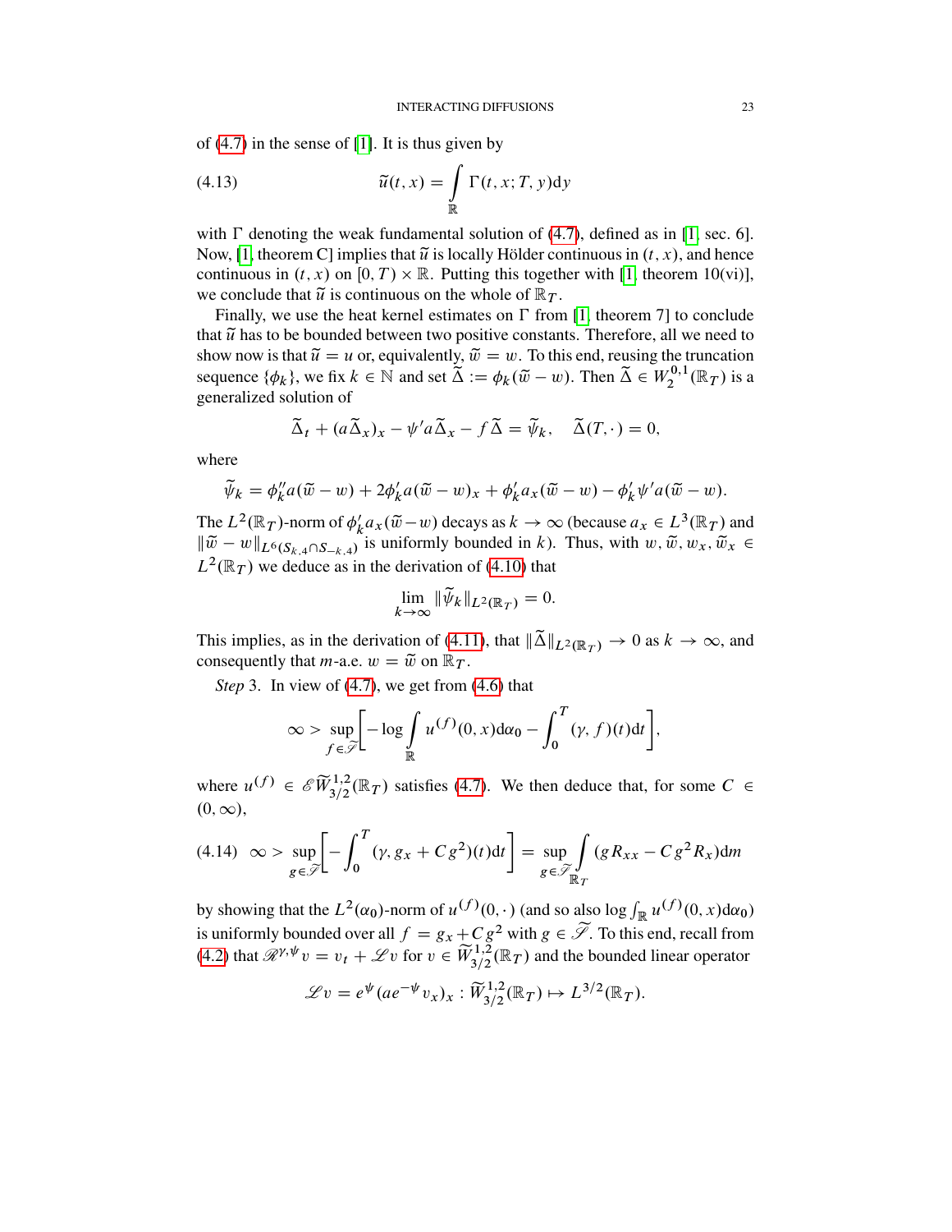of (4.7) in the sense of [1]. It is thus given by

$$\widetilde{u}(t,x) = \int_{\mathbb{R}} \Gamma(t,x;T,y)\mathrm{d}y \tag{4.13}$$

with $\Gamma$ denoting the weak fundamental solution of (4.7), defined as in [1, sec. 6]. Now, [1, theorem C] implies that $\widetilde{u}$ is locally Hölder continuous in $(t,x)$, and hence continuous in $(t,x)$ on $[0,T)\times\mathbb{R}$. Putting this together with [1, theorem 10(vi)], we conclude that $\widetilde{u}$ is continuous on the whole of $\mathbb{R}_T$.

Finally, we use the heat kernel estimates on $\Gamma$ from [1, theorem 7] to conclude that $\widetilde{u}$ has to be bounded between two positive constants. Therefore, all we need to show now is that $\widetilde{u} = u$ or, equivalently, $\widetilde{w} = w$. To this end, reusing the truncation sequence $\{\phi_k\}$, we fix $k \in \mathbb{N}$ and set $\widetilde{\Delta} := \phi_k(\widetilde{w} - w)$. Then $\widetilde{\Delta} \in W_2^{0,1}(\mathbb{R}_T)$ is a generalized solution of

$$\widetilde{\Delta}_t + (a\widetilde{\Delta}_x)_x - \psi' a\widetilde{\Delta}_x - f\widetilde{\Delta} = \widetilde{\psi}_k, \quad \widetilde{\Delta}(T,\cdot) = 0,$$

where

$$\widetilde{\psi}_k = \phi_k'' a(\widetilde{w} - w) + 2\phi_k' a(\widetilde{w} - w)_x + \phi_k' a_x(\widetilde{w} - w) - \phi_k'\psi' a(\widetilde{w} - w).$$

The $L^2(\mathbb{R}_T)$-norm of $\phi_k' a_x(\widetilde{w} - w)$ decays as $k \to \infty$ (because $a_x \in L^3(\mathbb{R}_T)$ and $\|\widetilde{w} - w\|_{L^6(S_{k,4}\cap S_{-k,4})}$ is uniformly bounded in $k$). Thus, with $w, \widetilde{w}, w_x, \widetilde{w}_x \in L^2(\mathbb{R}_T)$ we deduce as in the derivation of (4.10) that

$$\lim_{k\to\infty} \|\widetilde{\psi}_k\|_{L^2(\mathbb{R}_T)} = 0.$$

This implies, as in the derivation of (4.11), that $\|\widetilde{\Delta}\|_{L^2(\mathbb{R}_T)} \to 0$ as $k \to \infty$, and consequently that $m$-a.e. $w = \widetilde{w}$ on $\mathbb{R}_T$.

*Step* 3. In view of (4.7), we get from (4.6) that

$$\infty > \sup_{f\in\widetilde{\mathscr{S}}}\Big[-\log\int_{\mathbb{R}} u^{(f)}(0,x)\mathrm{d}\alpha_0 - \int_0^T (\gamma, f)(t)\mathrm{d}t\Big],$$

where $u^{(f)} \in \mathscr{E}\widetilde{W}^{1,2}_{3/2}(\mathbb{R}_T)$ satisfies (4.7). We then deduce that, for some $C \in (0,\infty)$,

$$\infty > \sup_{g\in\widetilde{\mathscr{S}}}\Big[-\int_0^T (\gamma, g_x + Cg^2)(t)\mathrm{d}t\Big] = \sup_{g\in\widetilde{\mathscr{S}}}\int_{\mathbb{R}_T}(gR_{xx} - Cg^2R_x)\mathrm{d}m \tag{4.14}$$

by showing that the $L^2(\alpha_0)$-norm of $u^{(f)}(0,\cdot)$ (and so also $\log\int_{\mathbb{R}} u^{(f)}(0,x)\mathrm{d}\alpha_0$) is uniformly bounded over all $f = g_x + Cg^2$ with $g \in \widetilde{\mathscr{S}}$. To this end, recall from (4.2) that $\mathscr{R}^{\gamma,\psi}v = v_t + \mathscr{L}v$ for $v \in \widetilde{W}^{1,2}_{3/2}(\mathbb{R}_T)$ and the bounded linear operator

$$\mathscr{L}v = e^{\psi}(ae^{-\psi}v_x)_x : \widetilde{W}^{1,2}_{3/2}(\mathbb{R}_T) \mapsto L^{3/2}(\mathbb{R}_T).$$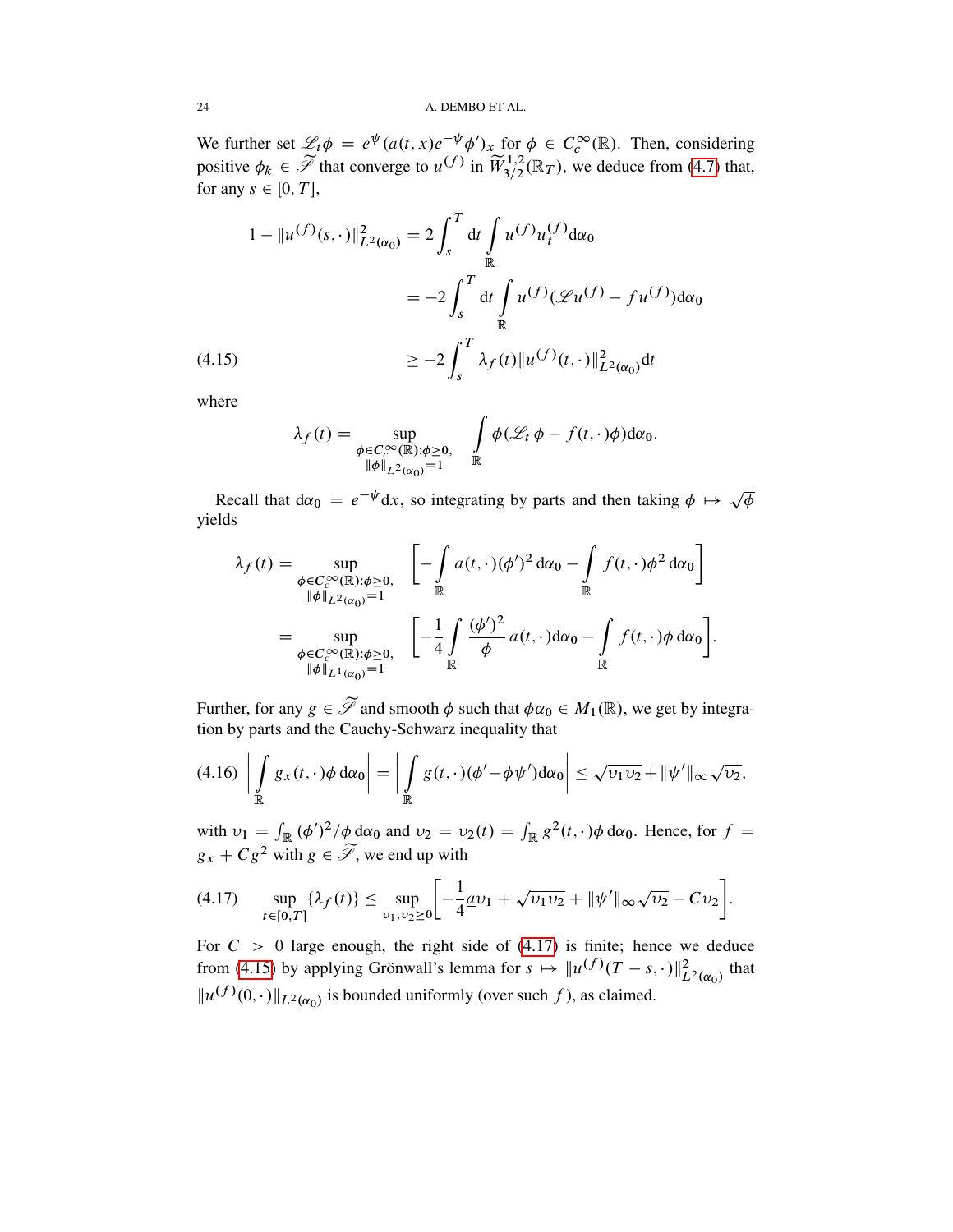We further set $\mathscr{L}_t\phi = e^{\psi}(a(t,x)e^{-\psi}\phi')_x$ for $\phi \in C_c^\infty(\mathbb{R})$. Then, considering positive $\phi_k \in \widetilde{\mathscr{S}}$ that converge to $u^{(f)}$ in $\widetilde{W}^{1,2}_{3/2}(\mathbb{R}_T)$, we deduce from (4.7) that, for any $s \in [0,T]$,

$$
\begin{aligned}
1 - \|u^{(f)}(s,\cdot)\|^2_{L^2(\alpha_0)} &= 2\int_s^T \mathrm{d}t \int_{\mathbb{R}} u^{(f)} u_t^{(f)} \mathrm{d}\alpha_0 \\
&= -2\int_s^T \mathrm{d}t \int_{\mathbb{R}} u^{(f)} (\mathscr{L} u^{(f)} - f u^{(f)}) \mathrm{d}\alpha_0 \\
&\geq -2\int_s^T \lambda_f(t) \|u^{(f)}(t,\cdot)\|^2_{L^2(\alpha_0)} \mathrm{d}t
\end{aligned}
\tag{4.15}
$$

where

$$
\lambda_f(t) = \sup_{\substack{\phi \in C_c^\infty(\mathbb{R}):\phi\geq 0, \\ \|\phi\|_{L^2(\alpha_0)}=1}} \int_{\mathbb{R}} \phi(\mathscr{L}_t\phi - f(t,\cdot)\phi)\mathrm{d}\alpha_0.
$$

Recall that $\mathrm{d}\alpha_0 = e^{-\psi}\mathrm{d}x$, so integrating by parts and then taking $\phi \mapsto \sqrt{\phi}$ yields

$$
\begin{aligned}
\lambda_f(t) &= \sup_{\substack{\phi \in C_c^\infty(\mathbb{R}):\phi\geq 0, \\ \|\phi\|_{L^2(\alpha_0)}=1}} \left[ -\int_{\mathbb{R}} a(t,\cdot)(\phi')^2 \,\mathrm{d}\alpha_0 - \int_{\mathbb{R}} f(t,\cdot)\phi^2 \,\mathrm{d}\alpha_0 \right] \\
&= \sup_{\substack{\phi \in C_c^\infty(\mathbb{R}):\phi\geq 0, \\ \|\phi\|_{L^1(\alpha_0)}=1}} \left[ -\frac{1}{4}\int_{\mathbb{R}} \frac{(\phi')^2}{\phi} a(t,\cdot)\mathrm{d}\alpha_0 - \int_{\mathbb{R}} f(t,\cdot)\phi \,\mathrm{d}\alpha_0 \right].
\end{aligned}
$$

Further, for any $g \in \widetilde{\mathscr{S}}$ and smooth $\phi$ such that $\phi\alpha_0 \in M_1(\mathbb{R})$, we get by integration by parts and the Cauchy-Schwarz inequality that

$$
\left| \int_{\mathbb{R}} g_x(t,\cdot)\phi \,\mathrm{d}\alpha_0 \right| = \left| \int_{\mathbb{R}} g(t,\cdot)(\phi' - \phi\psi')\mathrm{d}\alpha_0 \right| \leq \sqrt{\upsilon_1\upsilon_2} + \|\psi'\|_\infty \sqrt{\upsilon_2},
\tag{4.16}
$$

with $\upsilon_1 = \int_{\mathbb{R}} (\phi')^2/\phi \,\mathrm{d}\alpha_0$ and $\upsilon_2 = \upsilon_2(t) = \int_{\mathbb{R}} g^2(t,\cdot)\phi \,\mathrm{d}\alpha_0$. Hence, for $f = g_x + Cg^2$ with $g \in \widetilde{\mathscr{S}}$, we end up with

$$
\sup_{t\in[0,T]} \{\lambda_f(t)\} \leq \sup_{\upsilon_1,\upsilon_2\geq 0} \left[ -\frac{1}{4}\underline{a}\upsilon_1 + \sqrt{\upsilon_1\upsilon_2} + \|\psi'\|_\infty\sqrt{\upsilon_2} - C\upsilon_2 \right].
\tag{4.17}
$$

For $C > 0$ large enough, the right side of (4.17) is finite; hence we deduce from (4.15) by applying Grönwall's lemma for $s \mapsto \|u^{(f)}(T-s,\cdot)\|^2_{L^2(\alpha_0)}$ that $\|u^{(f)}(0,\cdot)\|_{L^2(\alpha_0)}$ is bounded uniformly (over such $f$), as claimed.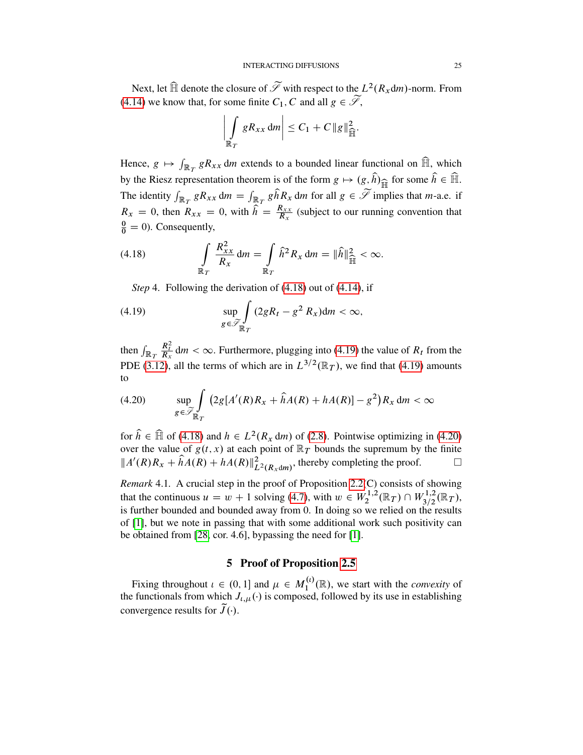Next, let $\widehat{\mathbb{H}}$ denote the closure of $\widetilde{\mathscr{S}}$ with respect to the $L^2(R_x \mathrm{d}m)$-norm. From (4.14) we know that, for some finite $C_1, C$ and all $g \in \widetilde{\mathscr{S}}$,

$$\Big| \int_{\mathbb{R}_T} g R_{xx} \, \mathrm{d}m \Big| \leq C_1 + C \|g\|_{\widehat{\mathbb{H}}}^2.$$

Hence, $g \mapsto \int_{\mathbb{R}_T} g R_{xx} \, \mathrm{d}m$ extends to a bounded linear functional on $\widehat{\mathbb{H}}$, which by the Riesz representation theorem is of the form $g \mapsto (g, \widehat{h})_{\widehat{\mathbb{H}}}$ for some $\widehat{h} \in \widehat{\mathbb{H}}$. The identity $\int_{\mathbb{R}_T} g R_{xx} \, \mathrm{d}m = \int_{\mathbb{R}_T} g \widehat{h} R_x \, \mathrm{d}m$ for all $g \in \widetilde{\mathscr{S}}$ implies that $m$-a.e. if $R_x = 0$, then $R_{xx} = 0$, with $\widehat{h} = \frac{R_{xx}}{R_x}$ (subject to our running convention that $\frac{0}{0} = 0$). Consequently,

$$\int_{\mathbb{R}_T} \frac{R_{xx}^2}{R_x} \, \mathrm{d}m = \int_{\mathbb{R}_T} \widehat{h}^2 R_x \, \mathrm{d}m = \|\widehat{h}\|_{\widehat{\mathbb{H}}}^2 < \infty. \tag{4.18}$$

*Step* 4. Following the derivation of (4.18) out of (4.14), if

$$\sup_{g \in \widetilde{\mathscr{S}}} \int_{\mathbb{R}_T} (2gR_t - g^2 R_x) \mathrm{d}m < \infty, \tag{4.19}$$

then $\int_{\mathbb{R}_T} \frac{R_t^2}{R_x} \, \mathrm{d}m < \infty$. Furthermore, plugging into (4.19) the value of $R_t$ from the PDE (3.12), all the terms of which are in $L^{3/2}(\mathbb{R}_T)$, we find that (4.19) amounts to

$$\sup_{g \in \widetilde{\mathscr{S}}} \int_{\mathbb{R}_T} \big(2g[A'(R)R_x + \widehat{h}A(R) + hA(R)] - g^2\big) R_x \, \mathrm{d}m < \infty \tag{4.20}$$

for $\widehat{h} \in \widehat{\mathbb{H}}$ of (4.18) and $h \in L^2(R_x \, \mathrm{d}m)$ of (2.8). Pointwise optimizing in (4.20) over the value of $g(t,x)$ at each point of $\mathbb{R}_T$ bounds the supremum by the finite $\|A'(R)R_x + \widehat{h}A(R) + hA(R)\|_{L^2(R_x \mathrm{d}m)}^2$, thereby completing the proof. $\square$

*Remark* 4.1. A crucial step in the proof of Proposition 2.2(C) consists of showing that the continuous $u = w + 1$ solving (4.7), with $w \in W_2^{1,2}(\mathbb{R}_T) \cap W_{3/2}^{1,2}(\mathbb{R}_T)$, is further bounded and bounded away from 0. In doing so we relied on the results of [1], but we note in passing that with some additional work such positivity can be obtained from [28, cor. 4.6], bypassing the need for [1].

## 5 Proof of Proposition 2.5

Fixing throughout $\iota \in (0, 1]$ and $\mu \in M_1^{(\iota)}(\mathbb{R})$, we start with the *convexity* of the functionals from which $J_{\iota,\mu}(\cdot)$ is composed, followed by its use in establishing convergence results for $\widetilde{J}(\cdot)$.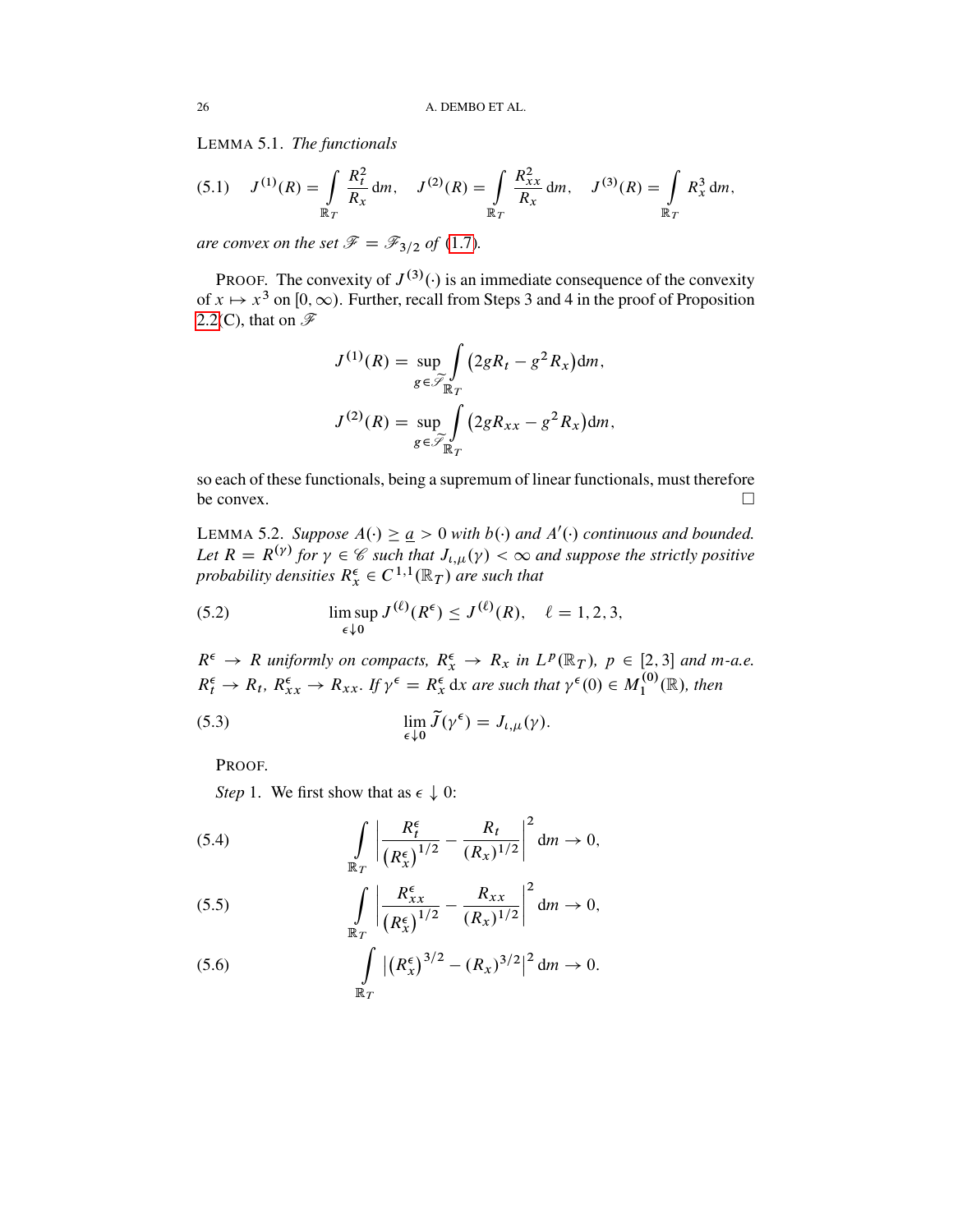LEMMA 5.1. *The functionals*

$$J^{(1)}(R) = \int_{\mathbb{R}_T} \frac{R_t^2}{R_x}\,\mathrm{d}m, \quad J^{(2)}(R) = \int_{\mathbb{R}_T} \frac{R_{xx}^2}{R_x}\,\mathrm{d}m, \quad J^{(3)}(R) = \int_{\mathbb{R}_T} R_x^3\,\mathrm{d}m, \tag{5.1}$$

*are convex on the set* $\mathscr{F} = \mathscr{F}_{3/2}$ *of* (1.7).

PROOF. The convexity of $J^{(3)}(\cdot)$ is an immediate consequence of the convexity of $x \mapsto x^3$ on $[0, \infty)$. Further, recall from Steps 3 and 4 in the proof of Proposition 2.2(C), that on $\mathscr{F}$

$$J^{(1)}(R) = \sup_{g \in \widetilde{\mathscr{F}}} \int_{\mathbb{R}_T} \left(2gR_t - g^2 R_x\right)\mathrm{d}m,$$

$$J^{(2)}(R) = \sup_{g \in \widetilde{\mathscr{F}}} \int_{\mathbb{R}_T} \left(2gR_{xx} - g^2 R_x\right)\mathrm{d}m,$$

so each of these functionals, being a supremum of linear functionals, must therefore be convex. $\square$

LEMMA 5.2. *Suppose $A(\cdot) \geq \underline{a} > 0$ with $b(\cdot)$ and $A'(\cdot)$ continuous and bounded. Let $R = R^{(\gamma)}$ for $\gamma \in \mathscr{C}$ such that $J_{\iota,\mu}(\gamma) < \infty$ and suppose the strictly positive probability densities $R_x^\epsilon \in C^{1,1}(\mathbb{R}_T)$ are such that*

$$\limsup_{\epsilon \downarrow 0} J^{(\ell)}(R^\epsilon) \leq J^{(\ell)}(R), \quad \ell = 1, 2, 3, \tag{5.2}$$

*$R^\epsilon \to R$ uniformly on compacts, $R_x^\epsilon \to R_x$ in $L^p(\mathbb{R}_T)$, $p \in [2, 3]$ and $m$-a.e. $R_t^\epsilon \to R_t$, $R_{xx}^\epsilon \to R_{xx}$. If $\gamma^\epsilon = R_x^\epsilon\,\mathrm{d}x$ are such that $\gamma^\epsilon(0) \in M_1^{(0)}(\mathbb{R})$, then*

$$\lim_{\epsilon \downarrow 0} \widetilde{J}(\gamma^\epsilon) = J_{\iota,\mu}(\gamma). \tag{5.3}$$

PROOF.

*Step* 1. We first show that as $\epsilon \downarrow 0$:

$$\int_{\mathbb{R}_T} \left| \frac{R_t^\epsilon}{(R_x^\epsilon)^{1/2}} - \frac{R_t}{(R_x)^{1/2}} \right|^2 \mathrm{d}m \to 0, \tag{5.4}$$

$$\int_{\mathbb{R}_T} \left| \frac{R_{xx}^\epsilon}{(R_x^\epsilon)^{1/2}} - \frac{R_{xx}}{(R_x)^{1/2}} \right|^2 \mathrm{d}m \to 0, \tag{5.5}$$

$$\int_{\mathbb{R}_T} \left| (R_x^\epsilon)^{3/2} - (R_x)^{3/2} \right|^2 \mathrm{d}m \to 0. \tag{5.6}$$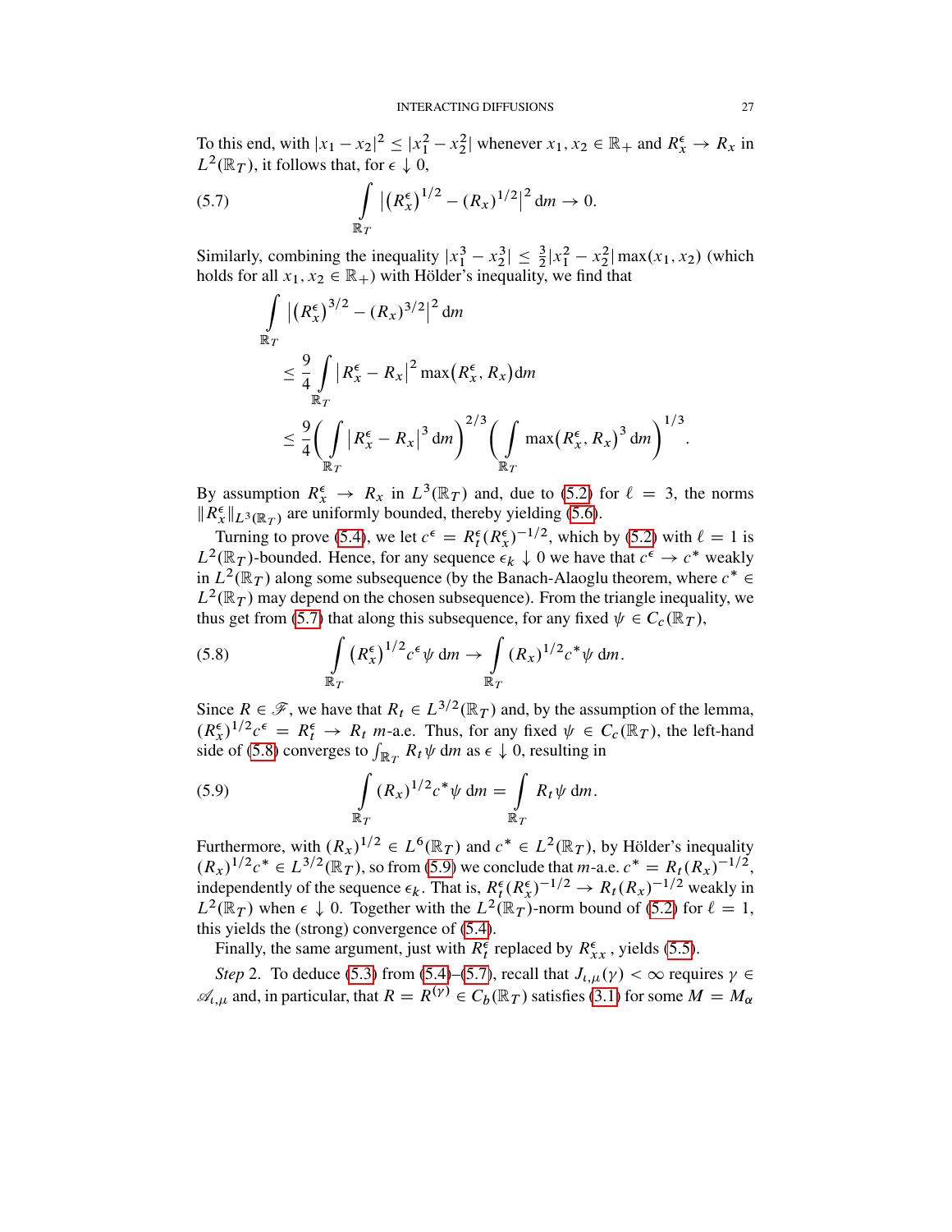To this end, with $|x_1 - x_2|^2 \le |x_1^2 - x_2^2|$ whenever $x_1, x_2 \in \mathbb{R}_+$ and $R_x^\epsilon \to R_x$ in $L^2(\mathbb{R}_T)$, it follows that, for $\epsilon \downarrow 0$,

$$\int_{\mathbb{R}_T} \left|(R_x^\epsilon)^{1/2} - (R_x)^{1/2}\right|^2 \mathrm{d}m \to 0. \tag{5.7}$$

Similarly, combining the inequality $|x_1^3 - x_2^3| \le \frac{3}{2}|x_1^2 - x_2^2| \max(x_1, x_2)$ (which holds for all $x_1, x_2 \in \mathbb{R}_+$) with Hölder's inequality, we find that

$$\begin{aligned}
&\int_{\mathbb{R}_T} \left|(R_x^\epsilon)^{3/2} - (R_x)^{3/2}\right|^2 \mathrm{d}m \\
&\quad \le \frac{9}{4} \int_{\mathbb{R}_T} \left|R_x^\epsilon - R_x\right|^2 \max\left(R_x^\epsilon, R_x\right) \mathrm{d}m \\
&\quad \le \frac{9}{4} \left( \int_{\mathbb{R}_T} \left|R_x^\epsilon - R_x\right|^3 \mathrm{d}m \right)^{2/3} \left( \int_{\mathbb{R}_T} \max\left(R_x^\epsilon, R_x\right)^3 \mathrm{d}m \right)^{1/3}.
\end{aligned}$$

By assumption $R_x^\epsilon \to R_x$ in $L^3(\mathbb{R}_T)$ and, due to (5.2) for $\ell = 3$, the norms $\|R_x^\epsilon\|_{L^3(\mathbb{R}_T)}$ are uniformly bounded, thereby yielding (5.6).

Turning to prove (5.4), we let $c^\epsilon = R_t^\epsilon (R_x^\epsilon)^{-1/2}$, which by (5.2) with $\ell = 1$ is $L^2(\mathbb{R}_T)$-bounded. Hence, for any sequence $\epsilon_k \downarrow 0$ we have that $c^\epsilon \to c^*$ weakly in $L^2(\mathbb{R}_T)$ along some subsequence (by the Banach-Alaoglu theorem, where $c^* \in L^2(\mathbb{R}_T)$ may depend on the chosen subsequence). From the triangle inequality, we thus get from (5.7) that along this subsequence, for any fixed $\psi \in C_c(\mathbb{R}_T)$,

$$\int_{\mathbb{R}_T} \left(R_x^\epsilon\right)^{1/2} c^\epsilon \psi \,\mathrm{d}m \to \int_{\mathbb{R}_T} (R_x)^{1/2} c^* \psi \,\mathrm{d}m. \tag{5.8}$$

Since $R \in \mathscr{F}$, we have that $R_t \in L^{3/2}(\mathbb{R}_T)$ and, by the assumption of the lemma, $(R_x^\epsilon)^{1/2} c^\epsilon = R_t^\epsilon \to R_t$ $m$-a.e. Thus, for any fixed $\psi \in C_c(\mathbb{R}_T)$, the left-hand side of (5.8) converges to $\int_{\mathbb{R}_T} R_t \psi \,\mathrm{d}m$ as $\epsilon \downarrow 0$, resulting in

$$\int_{\mathbb{R}_T} (R_x)^{1/2} c^* \psi \,\mathrm{d}m = \int_{\mathbb{R}_T} R_t \psi \,\mathrm{d}m. \tag{5.9}$$

Furthermore, with $(R_x)^{1/2} \in L^6(\mathbb{R}_T)$ and $c^* \in L^2(\mathbb{R}_T)$, by Hölder's inequality $(R_x)^{1/2} c^* \in L^{3/2}(\mathbb{R}_T)$, so from (5.9) we conclude that $m$-a.e. $c^* = R_t (R_x)^{-1/2}$, independently of the sequence $\epsilon_k$. That is, $R_t^\epsilon (R_x^\epsilon)^{-1/2} \to R_t (R_x)^{-1/2}$ weakly in $L^2(\mathbb{R}_T)$ when $\epsilon \downarrow 0$. Together with the $L^2(\mathbb{R}_T)$-norm bound of (5.2) for $\ell = 1$, this yields the (strong) convergence of (5.4).

Finally, the same argument, just with $R_t^\epsilon$ replaced by $R_{xx}^\epsilon$, yields (5.5).

*Step* 2. To deduce (5.3) from (5.4)–(5.7), recall that $J_{\iota,\mu}(\gamma) < \infty$ requires $\gamma \in \mathscr{A}_{\iota,\mu}$ and, in particular, that $R = R^{(\gamma)} \in C_b(\mathbb{R}_T)$ satisfies (3.1) for some $M = M_\alpha$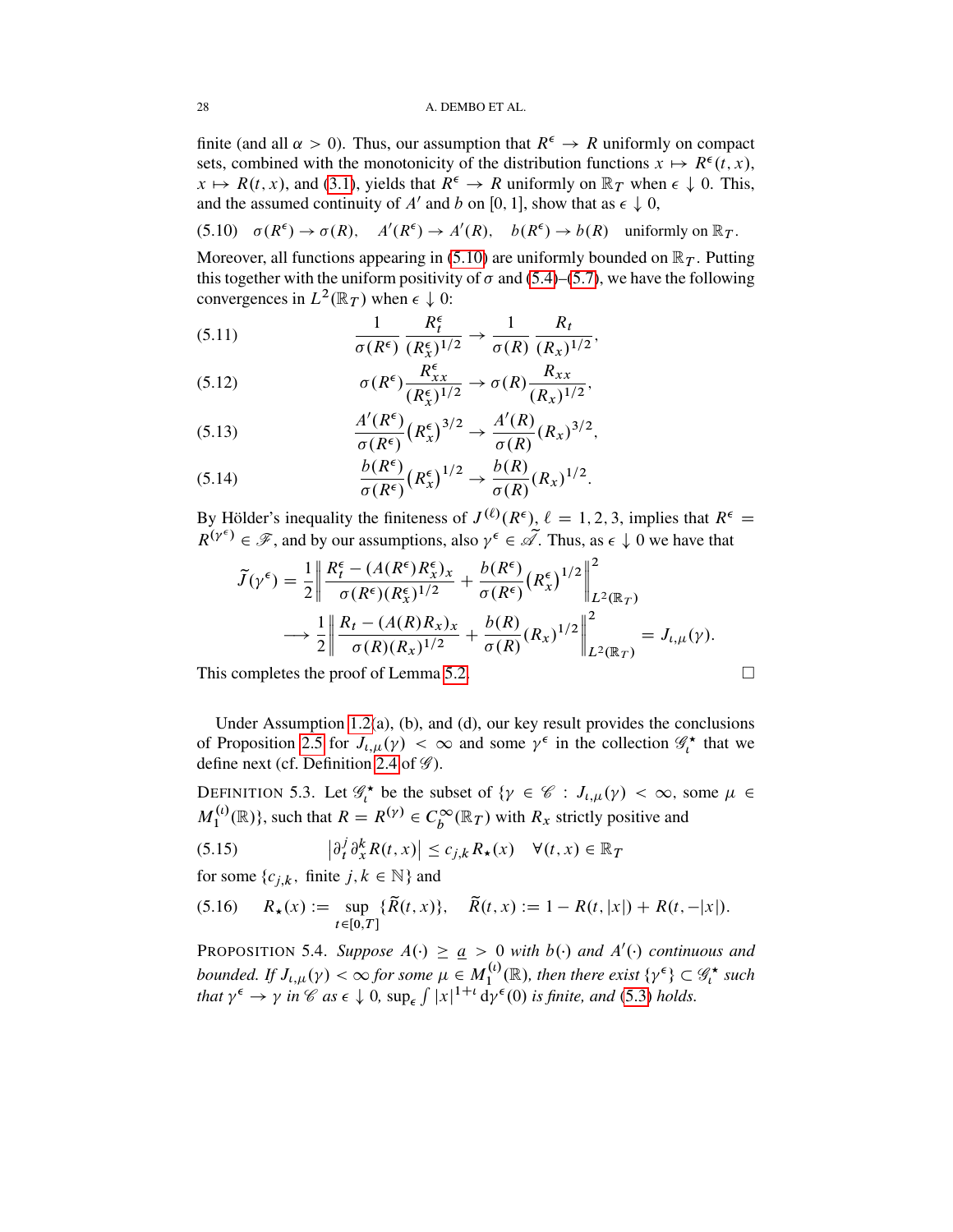finite (and all $\alpha > 0$). Thus, our assumption that $R^\epsilon \to R$ uniformly on compact sets, combined with the monotonicity of the distribution functions $x \mapsto R^\epsilon(t,x)$, $x \mapsto R(t,x)$, and (3.1), yields that $R^\epsilon \to R$ uniformly on $\mathbb{R}_T$ when $\epsilon \downarrow 0$. This, and the assumed continuity of $A'$ and $b$ on $[0,1]$, show that as $\epsilon \downarrow 0$,

$$\sigma(R^\epsilon) \to \sigma(R), \quad A'(R^\epsilon) \to A'(R), \quad b(R^\epsilon) \to b(R) \quad \text{uniformly on } \mathbb{R}_T. \tag{5.10}$$

Moreover, all functions appearing in (5.10) are uniformly bounded on $\mathbb{R}_T$. Putting this together with the uniform positivity of $\sigma$ and (5.4)–(5.7), we have the following convergences in $L^2(\mathbb{R}_T)$ when $\epsilon \downarrow 0$:

$$\frac{1}{\sigma(R^\epsilon)} \frac{R^\epsilon_t}{(R^\epsilon_x)^{1/2}} \to \frac{1}{\sigma(R)} \frac{R_t}{(R_x)^{1/2}}, \tag{5.11}$$

$$\sigma(R^\epsilon) \frac{R^\epsilon_{xx}}{(R^\epsilon_x)^{1/2}} \to \sigma(R) \frac{R_{xx}}{(R_x)^{1/2}}, \tag{5.12}$$

$$\frac{A'(R^\epsilon)}{\sigma(R^\epsilon)} (R^\epsilon_x)^{3/2} \to \frac{A'(R)}{\sigma(R)} (R_x)^{3/2}, \tag{5.13}$$

$$\frac{b(R^\epsilon)}{\sigma(R^\epsilon)} (R^\epsilon_x)^{1/2} \to \frac{b(R)}{\sigma(R)} (R_x)^{1/2}. \tag{5.14}$$

By Hölder's inequality the finiteness of $J^{(\ell)}(R^\epsilon)$, $\ell = 1,2,3$, implies that $R^\epsilon = R^{(\gamma^\epsilon)} \in \mathscr{F}$, and by our assumptions, also $\gamma^\epsilon \in \widetilde{\mathscr{A}}$. Thus, as $\epsilon \downarrow 0$ we have that

$$\begin{aligned}
\widetilde{J}(\gamma^\epsilon) &= \frac{1}{2} \left\| \frac{R^\epsilon_t - (A(R^\epsilon)R^\epsilon_x)_x}{\sigma(R^\epsilon)(R^\epsilon_x)^{1/2}} + \frac{b(R^\epsilon)}{\sigma(R^\epsilon)} (R^\epsilon_x)^{1/2} \right\|^2_{L^2(\mathbb{R}_T)} \\
&\longrightarrow \frac{1}{2} \left\| \frac{R_t - (A(R)R_x)_x}{\sigma(R)(R_x)^{1/2}} + \frac{b(R)}{\sigma(R)} (R_x)^{1/2} \right\|^2_{L^2(\mathbb{R}_T)} = J_{\iota,\mu}(\gamma).
\end{aligned}$$

This completes the proof of Lemma 5.2. $\square$

Under Assumption 1.2(a), (b), and (d), our key result provides the conclusions of Proposition 2.5 for $J_{\iota,\mu}(\gamma) < \infty$ and some $\gamma^\epsilon$ in the collection $\mathscr{G}^\star_\iota$ that we define next (cf. Definition 2.4 of $\mathscr{G}$).

DEFINITION 5.3. Let $\mathscr{G}^\star_\iota$ be the subset of $\{\gamma \in \mathscr{C} : J_{\iota,\mu}(\gamma) < \infty, \text{ some } \mu \in M_1^{(\iota)}(\mathbb{R})\}$, such that $R = R^{(\gamma)} \in C_b^\infty(\mathbb{R}_T)$ with $R_x$ strictly positive and

$$\left|\partial_t^j \partial_x^k R(t,x)\right| \le c_{j,k} R_\star(x) \quad \forall (t,x) \in \mathbb{R}_T \tag{5.15}$$

for some $\{c_{j,k}, \text{ finite } j,k \in \mathbb{N}\}$ and

$$R_\star(x) := \sup_{t \in [0,T]} \{\widetilde{R}(t,x)\}, \quad \widetilde{R}(t,x) := 1 - R(t,|x|) + R(t,-|x|). \tag{5.16}$$

PROPOSITION 5.4. *Suppose $A(\cdot) \ge \underline{a} > 0$ with $b(\cdot)$ and $A'(\cdot)$ continuous and bounded. If $J_{\iota,\mu}(\gamma) < \infty$ for some $\mu \in M_1^{(\iota)}(\mathbb{R})$, then there exist $\{\gamma^\epsilon\} \subset \mathscr{G}^\star_\iota$ such that $\gamma^\epsilon \to \gamma$ in $\mathscr{C}$ as $\epsilon \downarrow 0$, $\sup_\epsilon \int |x|^{1+\iota} \, d\gamma^\epsilon(0)$ is finite, and (5.3) holds.*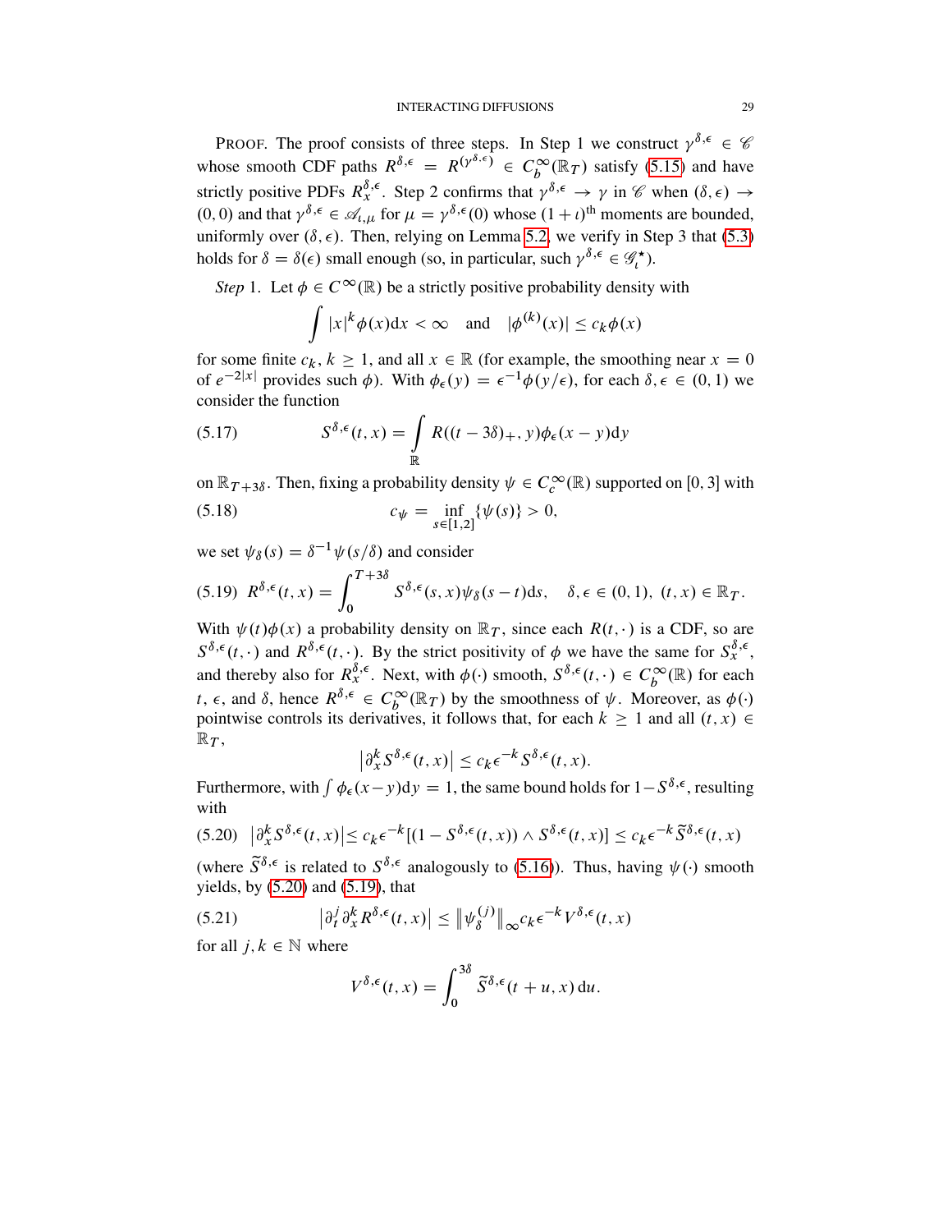PROOF. The proof consists of three steps. In Step 1 we construct $\gamma^{\delta,\epsilon} \in \mathscr{C}$ whose smooth CDF paths $R^{\delta,\epsilon} = R^{(\gamma^{\delta,\epsilon})} \in C_b^\infty(\mathbb{R}_T)$ satisfy (5.15) and have strictly positive PDFs $R_x^{\delta,\epsilon}$. Step 2 confirms that $\gamma^{\delta,\epsilon} \to \gamma$ in $\mathscr{C}$ when $(\delta,\epsilon) \to (0,0)$ and that $\gamma^{\delta,\epsilon} \in \mathscr{A}_{\iota,\mu}$ for $\mu = \gamma^{\delta,\epsilon}(0)$ whose $(1+\iota)^{\text{th}}$ moments are bounded, uniformly over $(\delta,\epsilon)$. Then, relying on Lemma 5.2, we verify in Step 3 that (5.3) holds for $\delta = \delta(\epsilon)$ small enough (so, in particular, such $\gamma^{\delta,\epsilon} \in \mathscr{G}_\iota^\star$).

*Step* 1. Let $\phi \in C^\infty(\mathbb{R})$ be a strictly positive probability density with

$$\int |x|^k \phi(x)\mathrm{d}x < \infty \quad \text{and} \quad |\phi^{(k)}(x)| \le c_k \phi(x)$$

for some finite $c_k$, $k \ge 1$, and all $x \in \mathbb{R}$ (for example, the smoothing near $x = 0$ of $e^{-2|x|}$ provides such $\phi$). With $\phi_\epsilon(y) = \epsilon^{-1}\phi(y/\epsilon)$, for each $\delta, \epsilon \in (0,1)$ we consider the function

$$S^{\delta,\epsilon}(t,x) = \int_{\mathbb{R}} R((t-3\delta)_+, y)\phi_\epsilon(x-y)\mathrm{d}y \tag{5.17}$$

on $\mathbb{R}_{T+3\delta}$. Then, fixing a probability density $\psi \in C_c^\infty(\mathbb{R})$ supported on $[0,3]$ with

$$c_\psi = \inf_{s\in[1,2]}\{\psi(s)\} > 0, \tag{5.18}$$

we set $\psi_\delta(s) = \delta^{-1}\psi(s/\delta)$ and consider

$$R^{\delta,\epsilon}(t,x) = \int_0^{T+3\delta} S^{\delta,\epsilon}(s,x)\psi_\delta(s-t)\mathrm{d}s, \quad \delta,\epsilon \in (0,1),\ (t,x) \in \mathbb{R}_T. \tag{5.19}$$

With $\psi(t)\phi(x)$ a probability density on $\mathbb{R}_T$, since each $R(t,\cdot)$ is a CDF, so are $S^{\delta,\epsilon}(t,\cdot)$ and $R^{\delta,\epsilon}(t,\cdot)$. By the strict positivity of $\phi$ we have the same for $S_x^{\delta,\epsilon}$, and thereby also for $R_x^{\delta,\epsilon}$. Next, with $\phi(\cdot)$ smooth, $S^{\delta,\epsilon}(t,\cdot) \in C_b^\infty(\mathbb{R})$ for each $t$, $\epsilon$, and $\delta$, hence $R^{\delta,\epsilon} \in C_b^\infty(\mathbb{R}_T)$ by the smoothness of $\psi$. Moreover, as $\phi(\cdot)$ pointwise controls its derivatives, it follows that, for each $k \ge 1$ and all $(t,x) \in \mathbb{R}_T$,

$$\left|\partial_x^k S^{\delta,\epsilon}(t,x)\right| \le c_k \epsilon^{-k} S^{\delta,\epsilon}(t,x).$$

Furthermore, with $\int \phi_\epsilon(x-y)\mathrm{d}y = 1$, the same bound holds for $1 - S^{\delta,\epsilon}$, resulting with

$$\left|\partial_x^k S^{\delta,\epsilon}(t,x)\right| \le c_k\epsilon^{-k}[(1-S^{\delta,\epsilon}(t,x)) \wedge S^{\delta,\epsilon}(t,x)] \le c_k\epsilon^{-k}\widetilde{S}^{\delta,\epsilon}(t,x) \tag{5.20}$$

(where $\widetilde{S}^{\delta,\epsilon}$ is related to $S^{\delta,\epsilon}$ analogously to (5.16)). Thus, having $\psi(\cdot)$ smooth yields, by (5.20) and (5.19), that

$$\left|\partial_t^j \partial_x^k R^{\delta,\epsilon}(t,x)\right| \le \left\|\psi_\delta^{(j)}\right\|_\infty c_k \epsilon^{-k} V^{\delta,\epsilon}(t,x) \tag{5.21}$$

for all $j,k \in \mathbb{N}$ where

$$V^{\delta,\epsilon}(t,x) = \int_0^{3\delta} \widetilde{S}^{\delta,\epsilon}(t+u,x)\,\mathrm{d}u.$$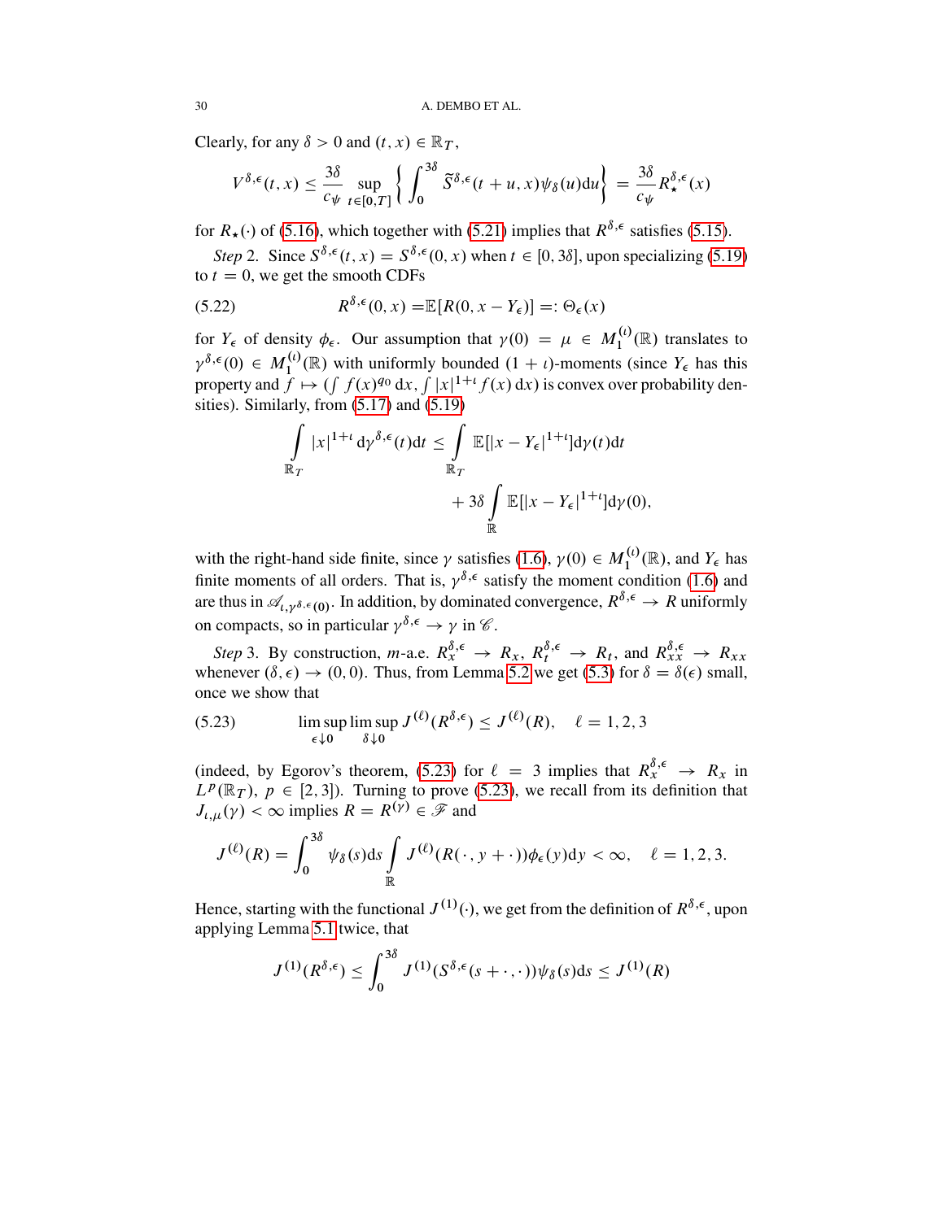Clearly, for any $\delta > 0$ and $(t, x) \in \mathbb{R}_T$,

$$V^{\delta,\epsilon}(t,x) \le \frac{3\delta}{c_\psi} \sup_{t\in[0,T]} \left\{ \int_0^{3\delta} \widetilde{S}^{\delta,\epsilon}(t+u,x)\psi_\delta(u)\mathrm{d}u \right\} = \frac{3\delta}{c_\psi} R_\star^{\delta,\epsilon}(x)$$

for $R_\star(\cdot)$ of (5.16), which together with (5.21) implies that $R^{\delta,\epsilon}$ satisfies (5.15).

*Step* 2. Since $S^{\delta,\epsilon}(t,x) = S^{\delta,\epsilon}(0,x)$ when $t \in [0, 3\delta]$, upon specializing (5.19) to $t = 0$, we get the smooth CDFs

$$R^{\delta,\epsilon}(0,x) = \mathbb{E}[R(0,x - Y_\epsilon)] =: \Theta_\epsilon(x) \tag{5.22}$$

for $Y_\epsilon$ of density $\phi_\epsilon$. Our assumption that $\gamma(0) = \mu \in M_1^{(\iota)}(\mathbb{R})$ translates to $\gamma^{\delta,\epsilon}(0) \in M_1^{(\iota)}(\mathbb{R})$ with uniformly bounded $(1+\iota)$-moments (since $Y_\epsilon$ has this property and $f \mapsto (\int f(x)^{q_0}\,\mathrm{d}x, \int |x|^{1+\iota} f(x)\,\mathrm{d}x)$ is convex over probability densities). Similarly, from (5.17) and (5.19)

$$\int_{\mathbb{R}_T} |x|^{1+\iota}\,\mathrm{d}\gamma^{\delta,\epsilon}(t)\mathrm{d}t \le \int_{\mathbb{R}_T} \mathbb{E}[|x - Y_\epsilon|^{1+\iota}]\mathrm{d}\gamma(t)\mathrm{d}t$$
$$+ 3\delta \int_{\mathbb{R}} \mathbb{E}[|x - Y_\epsilon|^{1+\iota}]\mathrm{d}\gamma(0),$$

with the right-hand side finite, since $\gamma$ satisfies (1.6), $\gamma(0) \in M_1^{(\iota)}(\mathbb{R})$, and $Y_\epsilon$ has finite moments of all orders. That is, $\gamma^{\delta,\epsilon}$ satisfy the moment condition (1.6) and are thus in $\mathscr{A}_{\iota,\gamma^{\delta,\epsilon}(0)}$. In addition, by dominated convergence, $R^{\delta,\epsilon} \to R$ uniformly on compacts, so in particular $\gamma^{\delta,\epsilon} \to \gamma$ in $\mathscr{C}$.

*Step* 3. By construction, $m$-a.e. $R_x^{\delta,\epsilon} \to R_x$, $R_t^{\delta,\epsilon} \to R_t$, and $R_{xx}^{\delta,\epsilon} \to R_{xx}$ whenever $(\delta,\epsilon) \to (0,0)$. Thus, from Lemma 5.2 we get (5.3) for $\delta = \delta(\epsilon)$ small, once we show that

$$\limsup_{\epsilon\downarrow 0} \limsup_{\delta\downarrow 0} J^{(\ell)}(R^{\delta,\epsilon}) \le J^{(\ell)}(R), \quad \ell = 1,2,3 \tag{5.23}$$

(indeed, by Egorov's theorem, (5.23) for $\ell = 3$ implies that $R_x^{\delta,\epsilon} \to R_x$ in $L^p(\mathbb{R}_T)$, $p \in [2,3]$). Turning to prove (5.23), we recall from its definition that $J_{\iota,\mu}(\gamma) < \infty$ implies $R = R^{(\gamma)} \in \mathscr{F}$ and

$$J^{(\ell)}(R) = \int_0^{3\delta} \psi_\delta(s)\mathrm{d}s \int_{\mathbb{R}} J^{(\ell)}(R(\cdot, y+\cdot))\phi_\epsilon(y)\mathrm{d}y < \infty, \quad \ell = 1,2,3.$$

Hence, starting with the functional $J^{(1)}(\cdot)$, we get from the definition of $R^{\delta,\epsilon}$, upon applying Lemma 5.1 twice, that

$$J^{(1)}(R^{\delta,\epsilon}) \le \int_0^{3\delta} J^{(1)}(S^{\delta,\epsilon}(s+\cdot,\cdot))\psi_\delta(s)\mathrm{d}s \le J^{(1)}(R)$$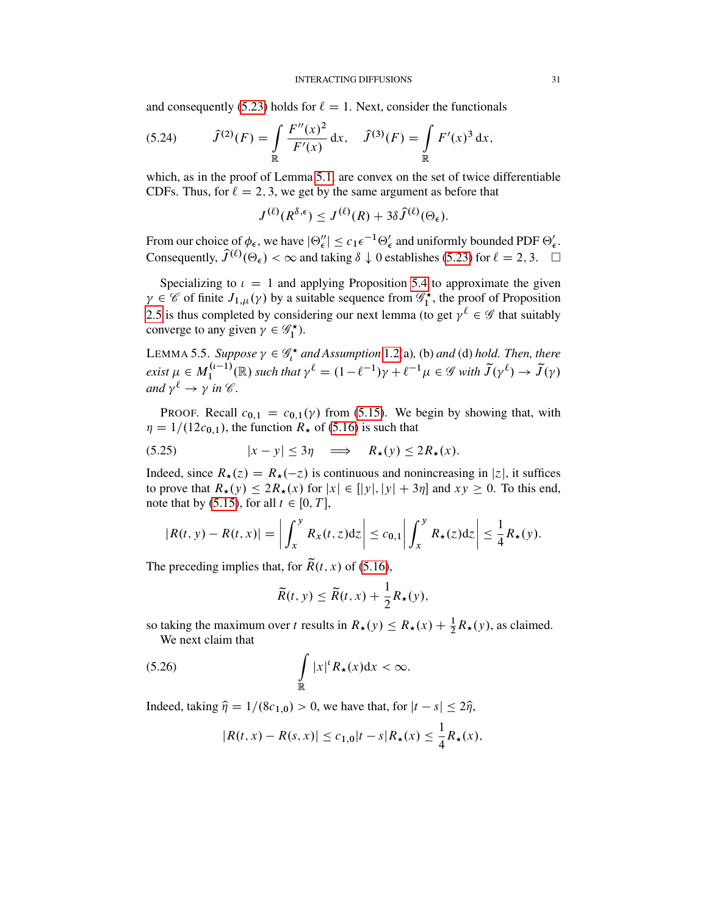and consequently (5.23) holds for $\ell = 1$. Next, consider the functionals

$$\widehat{J}^{(2)}(F) = \int_{\mathbb{R}} \frac{F''(x)^2}{F'(x)}\,\mathrm{d}x, \quad \widehat{J}^{(3)}(F) = \int_{\mathbb{R}} F'(x)^3\,\mathrm{d}x, \tag{5.24}$$

which, as in the proof of Lemma 5.1, are convex on the set of twice differentiable CDFs. Thus, for $\ell = 2, 3$, we get by the same argument as before that

$$J^{(\ell)}(R^{\delta,\epsilon}) \le J^{(\ell)}(R) + 3\delta \widehat{J}^{(\ell)}(\Theta_\epsilon).$$

From our choice of $\phi_\epsilon$, we have $|\Theta''_\epsilon| \le c_1\epsilon^{-1}\Theta'_\epsilon$ and uniformly bounded PDF $\Theta'_\epsilon$. Consequently, $\widehat{J}^{(\ell)}(\Theta_\epsilon) < \infty$ and taking $\delta \downarrow 0$ establishes (5.23) for $\ell = 2, 3$. $\square$

Specializing to $\iota = 1$ and applying Proposition 5.4 to approximate the given $\gamma \in \mathscr{C}$ of finite $J_{1,\mu}(\gamma)$ by a suitable sequence from $\mathscr{G}_1^\star$, the proof of Proposition 2.5 is thus completed by considering our next lemma (to get $\gamma^\ell \in \mathscr{G}$ that suitably converge to any given $\gamma \in \mathscr{G}_1^\star$).

LEMMA 5.5. *Suppose $\gamma \in \mathscr{G}_\iota^\star$ and Assumption 1.2(a), (b) and (d) hold. Then, there exist $\mu \in M_1^{(\iota-1)}(\mathbb{R})$ such that $\gamma^\ell = (1-\ell^{-1})\gamma + \ell^{-1}\mu \in \mathscr{G}$ with $\widetilde{J}(\gamma^\ell) \to \widetilde{J}(\gamma)$ and $\gamma^\ell \to \gamma$ in $\mathscr{C}$.*

PROOF. Recall $c_{0,1} = c_{0,1}(\gamma)$ from (5.15). We begin by showing that, with $\eta = 1/(12c_{0,1})$, the function $R_\star$ of (5.16) is such that

$$|x-y| \le 3\eta \quad \Longrightarrow \quad R_\star(y) \le 2R_\star(x). \tag{5.25}$$

Indeed, since $R_\star(z) = R_\star(-z)$ is continuous and nonincreasing in $|z|$, it suffices to prove that $R_\star(y) \le 2R_\star(x)$ for $|x| \in [|y|, |y| + 3\eta]$ and $xy \ge 0$. To this end, note that by (5.15), for all $t \in [0, T]$,

$$|R(t,y) - R(t,x)| = \left|\int_x^y R_x(t,z)\mathrm{d}z\right| \le c_{0,1}\left|\int_x^y R_\star(z)\mathrm{d}z\right| \le \frac{1}{4}R_\star(y).$$

The preceding implies that, for $\widetilde{R}(t,x)$ of (5.16),

$$\widetilde{R}(t,y) \le \widetilde{R}(t,x) + \frac{1}{2}R_\star(y),$$

so taking the maximum over $t$ results in $R_\star(y) \le R_\star(x) + \frac{1}{2}R_\star(y)$, as claimed.

We next claim that

$$\int_{\mathbb{R}} |x|^\iota R_\star(x)\mathrm{d}x < \infty. \tag{5.26}$$

Indeed, taking $\widehat{\eta} = 1/(8c_{1,0}) > 0$, we have that, for $|t-s| \le 2\widehat{\eta}$,

$$|R(t,x) - R(s,x)| \le c_{1,0}|t-s|R_\star(x) \le \frac{1}{4}R_\star(x),$$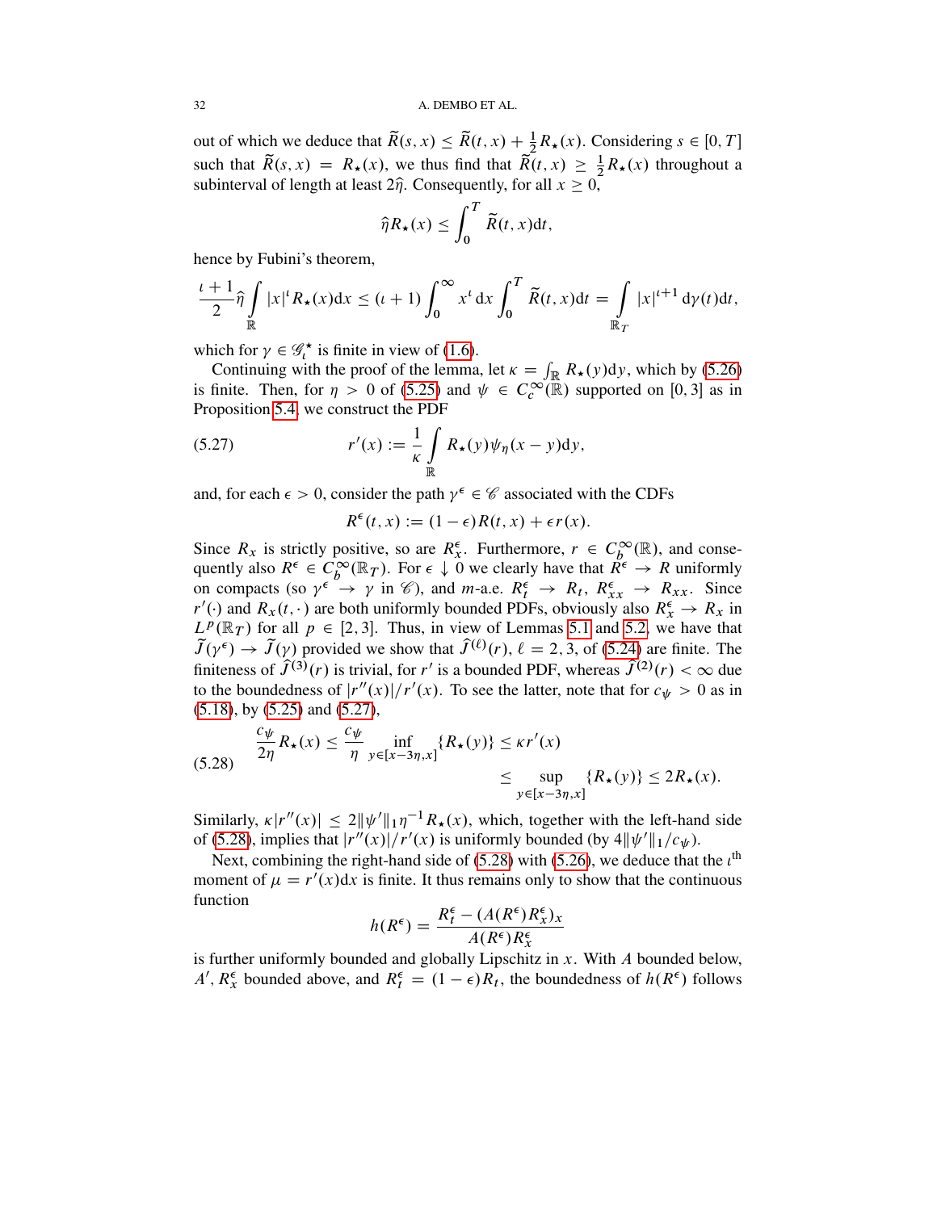out of which we deduce that $\widetilde{R}(s,x) \le \widetilde{R}(t,x) + \frac{1}{2}R_\star(x)$. Considering $s \in [0,T]$ such that $\widetilde{R}(s,x) = R_\star(x)$, we thus find that $\widetilde{R}(t,x) \ge \frac{1}{2}R_\star(x)$ throughout a subinterval of length at least $2\widehat{\eta}$. Consequently, for all $x \ge 0$,

$$\widehat{\eta} R_\star(x) \le \int_0^T \widetilde{R}(t,x)\mathrm{d}t,$$

hence by Fubini's theorem,

$$\frac{\iota+1}{2}\widehat{\eta}\int_{\mathbb{R}} |x|^\iota R_\star(x)\mathrm{d}x \le (\iota+1)\int_0^\infty x^\iota\,\mathrm{d}x \int_0^T \widetilde{R}(t,x)\mathrm{d}t = \int_{\mathbb{R}_T} |x|^{\iota+1}\,\mathrm{d}\gamma(t)\mathrm{d}t,$$

which for $\gamma \in \mathscr{G}_\iota^\star$ is finite in view of (1.6).

Continuing with the proof of the lemma, let $\kappa = \int_{\mathbb{R}} R_\star(y)\mathrm{d}y$, which by (5.26) is finite. Then, for $\eta > 0$ of (5.25) and $\psi \in C_c^\infty(\mathbb{R})$ supported on $[0,3]$ as in Proposition 5.4, we construct the PDF

$$r'(x) := \frac{1}{\kappa}\int_{\mathbb{R}} R_\star(y)\psi_\eta(x-y)\mathrm{d}y, \tag{5.27}$$

and, for each $\epsilon > 0$, consider the path $\gamma^\epsilon \in \mathscr{C}$ associated with the CDFs

$$R^\epsilon(t,x) := (1-\epsilon)R(t,x) + \epsilon r(x).$$

Since $R_x$ is strictly positive, so are $R_x^\epsilon$. Furthermore, $r \in C_b^\infty(\mathbb{R})$, and consequently also $R^\epsilon \in C_b^\infty(\mathbb{R}_T)$. For $\epsilon \downarrow 0$ we clearly have that $R^\epsilon \to R$ uniformly on compacts (so $\gamma^\epsilon \to \gamma$ in $\mathscr{C}$), and $m$-a.e. $R_t^\epsilon \to R_t$, $R_{xx}^\epsilon \to R_{xx}$. Since $r'(\cdot)$ and $R_x(t,\cdot)$ are both uniformly bounded PDFs, obviously also $R_x^\epsilon \to R_x$ in $L^p(\mathbb{R}_T)$ for all $p \in [2,3]$. Thus, in view of Lemmas 5.1 and 5.2, we have that $\widetilde{J}(\gamma^\epsilon) \to \widetilde{J}(\gamma)$ provided we show that $\widehat{J}^{(\ell)}(r)$, $\ell = 2,3$, of (5.24) are finite. The finiteness of $\widehat{J}^{(3)}(r)$ is trivial, for $r'$ is a bounded PDF, whereas $\widehat{J}^{(2)}(r) < \infty$ due to the boundedness of $|r''(x)|/r'(x)$. To see the latter, note that for $c_\psi > 0$ as in (5.18), by (5.25) and (5.27),

$$\begin{aligned}
\frac{c_\psi}{2\eta}R_\star(x) \le \frac{c_\psi}{\eta}\inf_{y\in[x-3\eta,x]}\{R_\star(y)\} &\le \kappa r'(x) \\
&\le \sup_{y\in[x-3\eta,x]}\{R_\star(y)\} \le 2R_\star(x).
\end{aligned} \tag{5.28}$$

Similarly, $\kappa|r''(x)| \le 2\|\psi'\|_1\eta^{-1}R_\star(x)$, which, together with the left-hand side of (5.28), implies that $|r''(x)|/r'(x)$ is uniformly bounded (by $4\|\psi'\|_1/c_\psi$).

Next, combining the right-hand side of (5.28) with (5.26), we deduce that the $\iota^{\text{th}}$ moment of $\mu = r'(x)\mathrm{d}x$ is finite. It thus remains only to show that the continuous function

$$h(R^\epsilon) = \frac{R_t^\epsilon - (A(R^\epsilon)R_x^\epsilon)_x}{A(R^\epsilon)R_x^\epsilon}$$

is further uniformly bounded and globally Lipschitz in $x$. With $A$ bounded below, $A'$, $R_x^\epsilon$ bounded above, and $R_t^\epsilon = (1-\epsilon)R_t$, the boundedness of $h(R^\epsilon)$ follows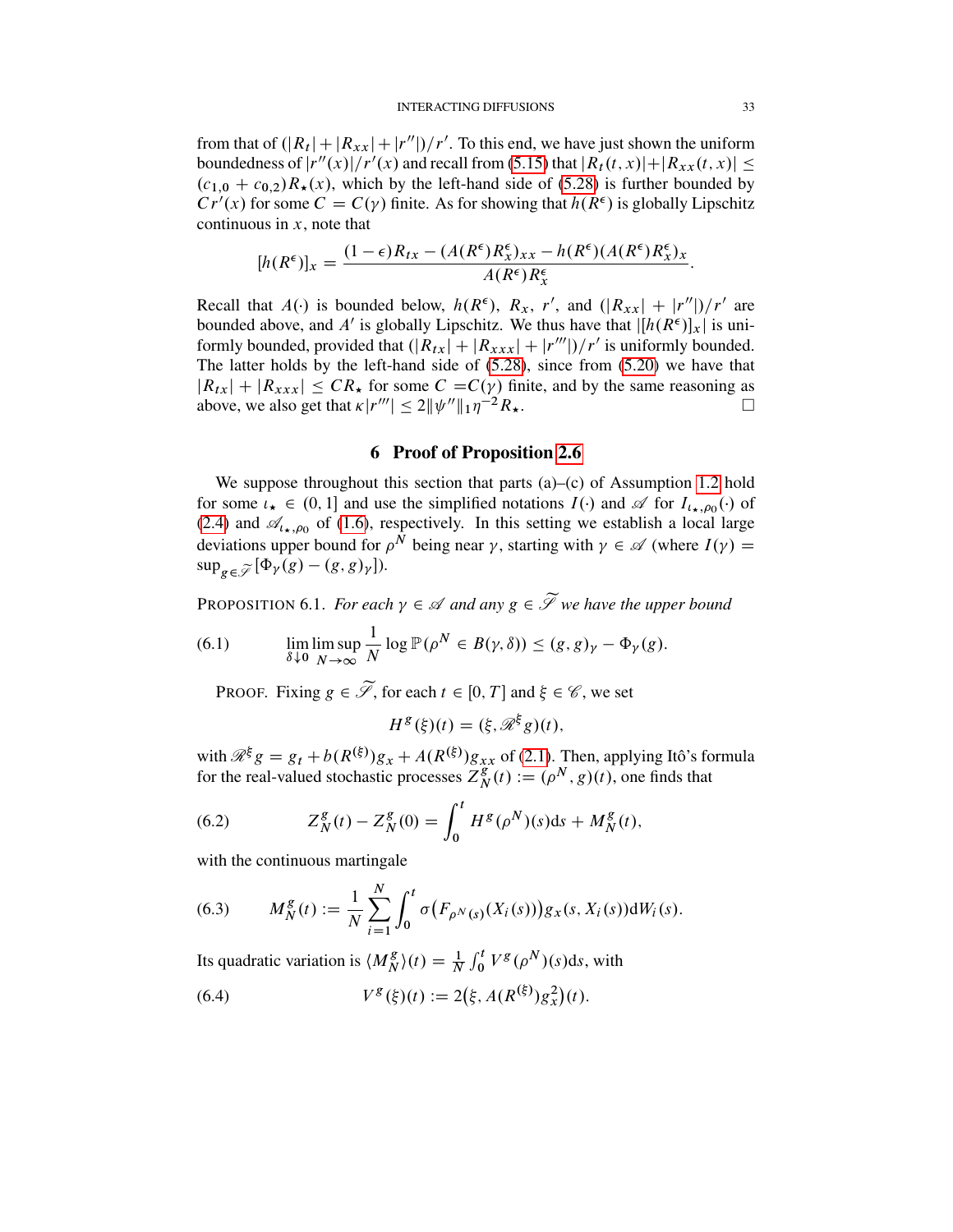from that of $(|R_t|+|R_{xx}|+|r''|)/r'$. To this end, we have just shown the uniform boundedness of $|r''(x)|/r'(x)$ and recall from (5.15) that $|R_t(t,x)|+|R_{xx}(t,x)| \le (c_{1,0}+c_{0,2})R_\star(x)$, which by the left-hand side of (5.28) is further bounded by $Cr'(x)$ for some $C=C(\gamma)$ finite. As for showing that $h(R^\epsilon)$ is globally Lipschitz continuous in $x$, note that

$$[h(R^\epsilon)]_x = \frac{(1-\epsilon)R_{tx} - (A(R^\epsilon)R^\epsilon_x)_{xx} - h(R^\epsilon)(A(R^\epsilon)R^\epsilon_x)_x}{A(R^\epsilon)R^\epsilon_x}.$$

Recall that $A(\cdot)$ is bounded below, $h(R^\epsilon)$, $R_x$, $r'$, and $(|R_{xx}|+|r''|)/r'$ are bounded above, and $A'$ is globally Lipschitz. We thus have that $|[h(R^\epsilon)]_x|$ is uniformly bounded, provided that $(|R_{tx}|+|R_{xxx}|+|r'''|)/r'$ is uniformly bounded. The latter holds by the left-hand side of (5.28), since from (5.20) we have that $|R_{tx}|+|R_{xxx}| \le CR_\star$ for some $C=C(\gamma)$ finite, and by the same reasoning as above, we also get that $\kappa|r'''| \le 2\|\psi''\|_1\eta^{-2}R_\star$. □

## 6 Proof of Proposition 2.6

We suppose throughout this section that parts (a)–(c) of Assumption 1.2 hold for some $\iota_\star \in (0,1]$ and use the simplified notations $I(\cdot)$ and $\mathscr{A}$ for $I_{\iota_\star,\rho_0}(\cdot)$ of (2.4) and $\mathscr{A}_{\iota_\star,\rho_0}$ of (1.6), respectively. In this setting we establish a local large deviations upper bound for $\rho^N$ being near $\gamma$, starting with $\gamma \in \mathscr{A}$ (where $I(\gamma) = \sup_{g\in\widetilde{\mathscr{S}}}[\Phi_\gamma(g)-(g,g)_\gamma]$).

PROPOSITION 6.1. *For each $\gamma \in \mathscr{A}$ and any $g \in \widetilde{\mathscr{S}}$ we have the upper bound*

$$\lim_{\delta\downarrow 0}\limsup_{N\to\infty}\frac{1}{N}\log\mathbb{P}(\rho^N \in B(\gamma,\delta)) \le (g,g)_\gamma - \Phi_\gamma(g). \tag{6.1}$$

PROOF. Fixing $g \in \widetilde{\mathscr{S}}$, for each $t\in[0,T]$ and $\xi \in \mathscr{C}$, we set

$$H^g(\xi)(t) = (\xi, \mathscr{R}^\xi g)(t),$$

with $\mathscr{R}^\xi g = g_t + b(R^{(\xi)})g_x + A(R^{(\xi)})g_{xx}$ of (2.1). Then, applying Itô's formula for the real-valued stochastic processes $Z_N^g(t) := (\rho^N, g)(t)$, one finds that

$$Z_N^g(t) - Z_N^g(0) = \int_0^t H^g(\rho^N)(s)\mathrm{d}s + M_N^g(t), \tag{6.2}$$

with the continuous martingale

$$M_N^g(t) := \frac{1}{N}\sum_{i=1}^N \int_0^t \sigma\big(F_{\rho^N(s)}(X_i(s))\big)g_x(s,X_i(s))\mathrm{d}W_i(s). \tag{6.3}$$

Its quadratic variation is $\langle M_N^g\rangle(t) = \frac{1}{N}\int_0^t V^g(\rho^N)(s)\mathrm{d}s$, with

$$V^g(\xi)(t) := 2\big(\xi, A(R^{(\xi)})g_x^2\big)(t). \tag{6.4}$$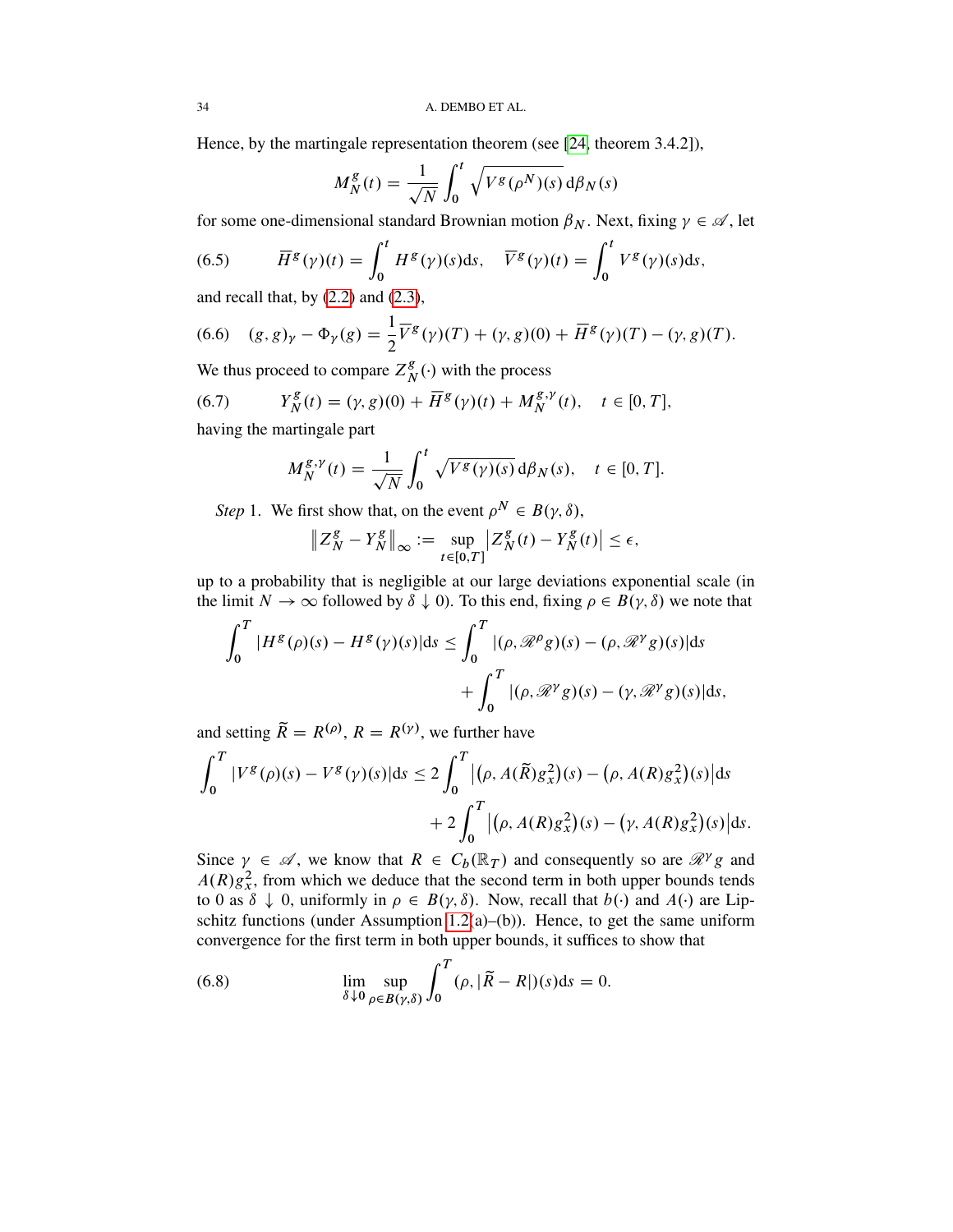Hence, by the martingale representation theorem (see [24, theorem 3.4.2]),

$$M_N^g(t) = \frac{1}{\sqrt{N}} \int_0^t \sqrt{V^g(\rho^N)(s)}\, \mathrm{d}\beta_N(s)$$

for some one-dimensional standard Brownian motion $\beta_N$. Next, fixing $\gamma \in \mathscr{A}$, let

$$\overline{H}^g(\gamma)(t) = \int_0^t H^g(\gamma)(s)\mathrm{d}s, \quad \overline{V}^g(\gamma)(t) = \int_0^t V^g(\gamma)(s)\mathrm{d}s, \tag{6.5}$$

and recall that, by (2.2) and (2.3),

$$(g,g)_\gamma - \Phi_\gamma(g) = \frac{1}{2}\overline{V}^g(\gamma)(T) + (\gamma, g)(0) + \overline{H}^g(\gamma)(T) - (\gamma, g)(T). \tag{6.6}$$

We thus proceed to compare $Z_N^g(\cdot)$ with the process

$$Y_N^g(t) = (\gamma, g)(0) + \overline{H}^g(\gamma)(t) + M_N^{g,\gamma}(t), \quad t \in [0,T], \tag{6.7}$$

having the martingale part

$$M_N^{g,\gamma}(t) = \frac{1}{\sqrt{N}} \int_0^t \sqrt{V^g(\gamma)(s)}\, \mathrm{d}\beta_N(s), \quad t \in [0,T].$$

*Step* 1. We first show that, on the event $\rho^N \in B(\gamma, \delta)$,

$$\left\| Z_N^g - Y_N^g \right\|_\infty := \sup_{t\in[0,T]} \left| Z_N^g(t) - Y_N^g(t) \right| \le \epsilon,$$

up to a probability that is negligible at our large deviations exponential scale (in the limit $N \to \infty$ followed by $\delta \downarrow 0$). To this end, fixing $\rho \in B(\gamma, \delta)$ we note that

$$\begin{aligned}\int_0^T |H^g(\rho)(s) - H^g(\gamma)(s)|\mathrm{d}s \le \int_0^T &|(\rho, \mathscr{R}^\rho g)(s) - (\rho, \mathscr{R}^\gamma g)(s)|\mathrm{d}s \\ &+ \int_0^T |(\rho, \mathscr{R}^\gamma g)(s) - (\gamma, \mathscr{R}^\gamma g)(s)|\mathrm{d}s,\end{aligned}$$

and setting $\widetilde{R} = R^{(\rho)}$, $R = R^{(\gamma)}$, we further have

$$\begin{aligned}\int_0^T |V^g(\rho)(s) - V^g(\gamma)(s)|\mathrm{d}s \le 2\int_0^T &\left|\left(\rho, A(\widetilde{R})g_x^2\right)(s) - \left(\rho, A(R)g_x^2\right)(s)\right|\mathrm{d}s \\ &+ 2\int_0^T \left|\left(\rho, A(R)g_x^2\right)(s) - \left(\gamma, A(R)g_x^2\right)(s)\right|\mathrm{d}s.\end{aligned}$$

Since $\gamma \in \mathscr{A}$, we know that $R \in C_b(\mathbb{R}_T)$ and consequently so are $\mathscr{R}^\gamma g$ and $A(R)g_x^2$, from which we deduce that the second term in both upper bounds tends to 0 as $\delta \downarrow 0$, uniformly in $\rho \in B(\gamma, \delta)$. Now, recall that $b(\cdot)$ and $A(\cdot)$ are Lipschitz functions (under Assumption 1.2(a)–(b)). Hence, to get the same uniform convergence for the first term in both upper bounds, it suffices to show that

$$\lim_{\delta \downarrow 0} \sup_{\rho \in B(\gamma,\delta)} \int_0^T (\rho, |\widetilde{R} - R|)(s)\mathrm{d}s = 0. \tag{6.8}$$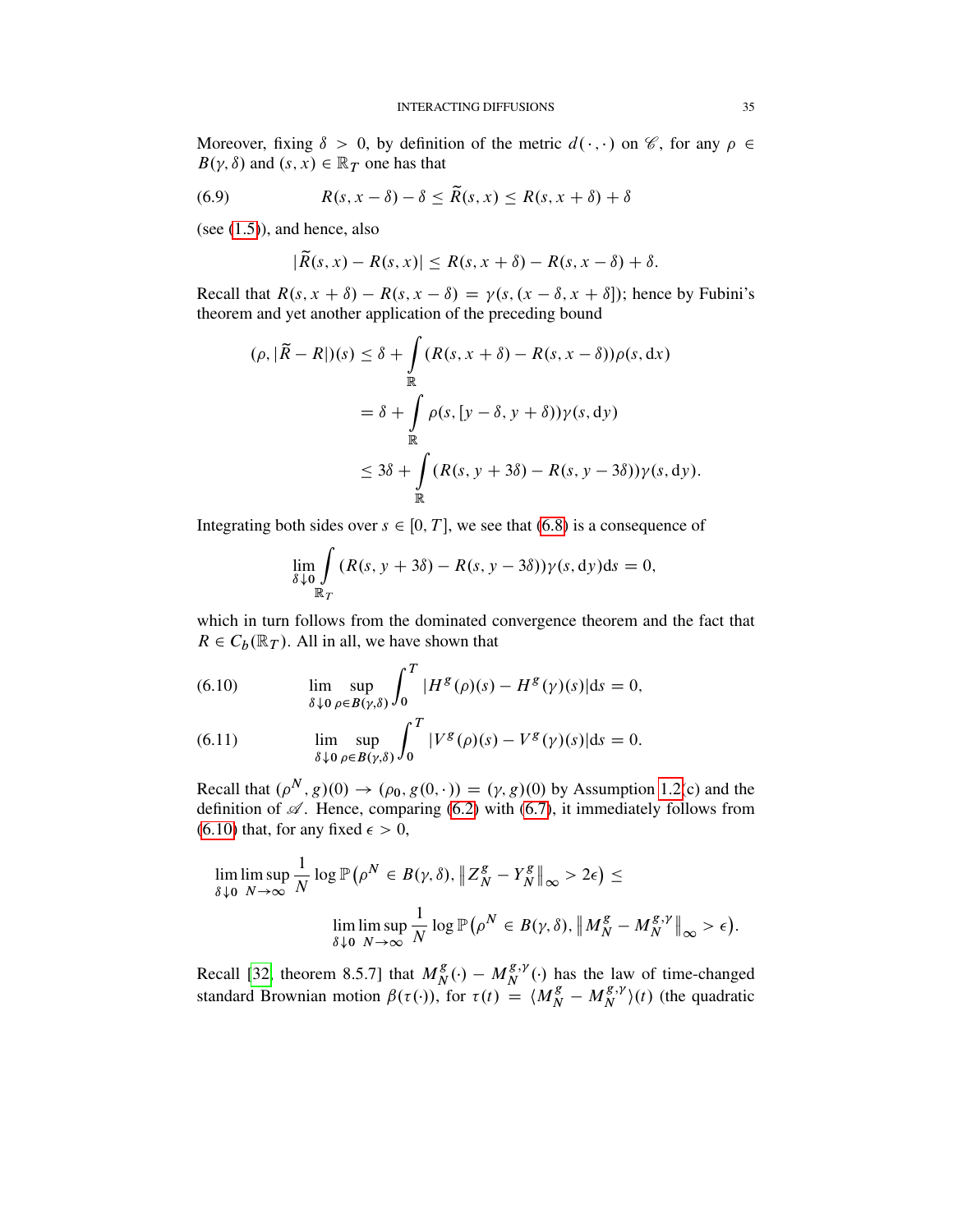Moreover, fixing $\delta > 0$, by definition of the metric $d(\cdot,\cdot)$ on $\mathscr{C}$, for any $\rho \in B(\gamma,\delta)$ and $(s,x) \in \mathbb{R}_T$ one has that

$$R(s,x-\delta) - \delta \leq \widetilde{R}(s,x) \leq R(s,x+\delta) + \delta \tag{6.9}$$

(see (1.5)), and hence, also

$$|\widetilde{R}(s,x) - R(s,x)| \leq R(s,x+\delta) - R(s,x-\delta) + \delta.$$

Recall that $R(s,x+\delta) - R(s,x-\delta) = \gamma(s,(x-\delta,x+\delta])$; hence by Fubini's theorem and yet another application of the preceding bound

$$\begin{aligned}
(\rho, |\widetilde{R} - R|)(s) &\leq \delta + \int_{\mathbb{R}} (R(s,x+\delta) - R(s,x-\delta))\rho(s,\mathrm{d}x) \\
&= \delta + \int_{\mathbb{R}} \rho(s,[y-\delta,y+\delta))\gamma(s,\mathrm{d}y) \\
&\leq 3\delta + \int_{\mathbb{R}} (R(s,y+3\delta) - R(s,y-3\delta))\gamma(s,\mathrm{d}y).
\end{aligned}$$

Integrating both sides over $s \in [0,T]$, we see that (6.8) is a consequence of

$$\lim_{\delta \downarrow 0} \int_{\mathbb{R}_T} (R(s,y+3\delta) - R(s,y-3\delta))\gamma(s,\mathrm{d}y)\mathrm{d}s = 0,$$

which in turn follows from the dominated convergence theorem and the fact that $R \in C_b(\mathbb{R}_T)$. All in all, we have shown that

$$\lim_{\delta \downarrow 0} \sup_{\rho \in B(\gamma,\delta)} \int_0^T |H^g(\rho)(s) - H^g(\gamma)(s)|\mathrm{d}s = 0, \tag{6.10}$$

$$\lim_{\delta \downarrow 0} \sup_{\rho \in B(\gamma,\delta)} \int_0^T |V^g(\rho)(s) - V^g(\gamma)(s)|\mathrm{d}s = 0. \tag{6.11}$$

Recall that $(\rho^N, g)(0) \to (\rho_0, g(0,\cdot)) = (\gamma, g)(0)$ by Assumption 1.2(c) and the definition of $\mathscr{A}$. Hence, comparing (6.2) with (6.7), it immediately follows from (6.10) that, for any fixed $\epsilon > 0$,

$$\begin{aligned}
\lim_{\delta \downarrow 0} \limsup_{N \to \infty} \frac{1}{N} \log \mathbb{P}\big(\rho^N \in B(\gamma,\delta), \big\|Z_N^g - Y_N^g\big\|_\infty > 2\epsilon\big) \leq \\
\lim_{\delta \downarrow 0} \limsup_{N \to \infty} \frac{1}{N} \log \mathbb{P}\big(\rho^N \in B(\gamma,\delta), \big\|M_N^g - M_N^{g,\gamma}\big\|_\infty > \epsilon\big).
\end{aligned}$$

Recall [32, theorem 8.5.7] that $M_N^g(\cdot) - M_N^{g,\gamma}(\cdot)$ has the law of time-changed standard Brownian motion $\beta(\tau(\cdot))$, for $\tau(t) = \langle M_N^g - M_N^{g,\gamma}\rangle(t)$ (the quadratic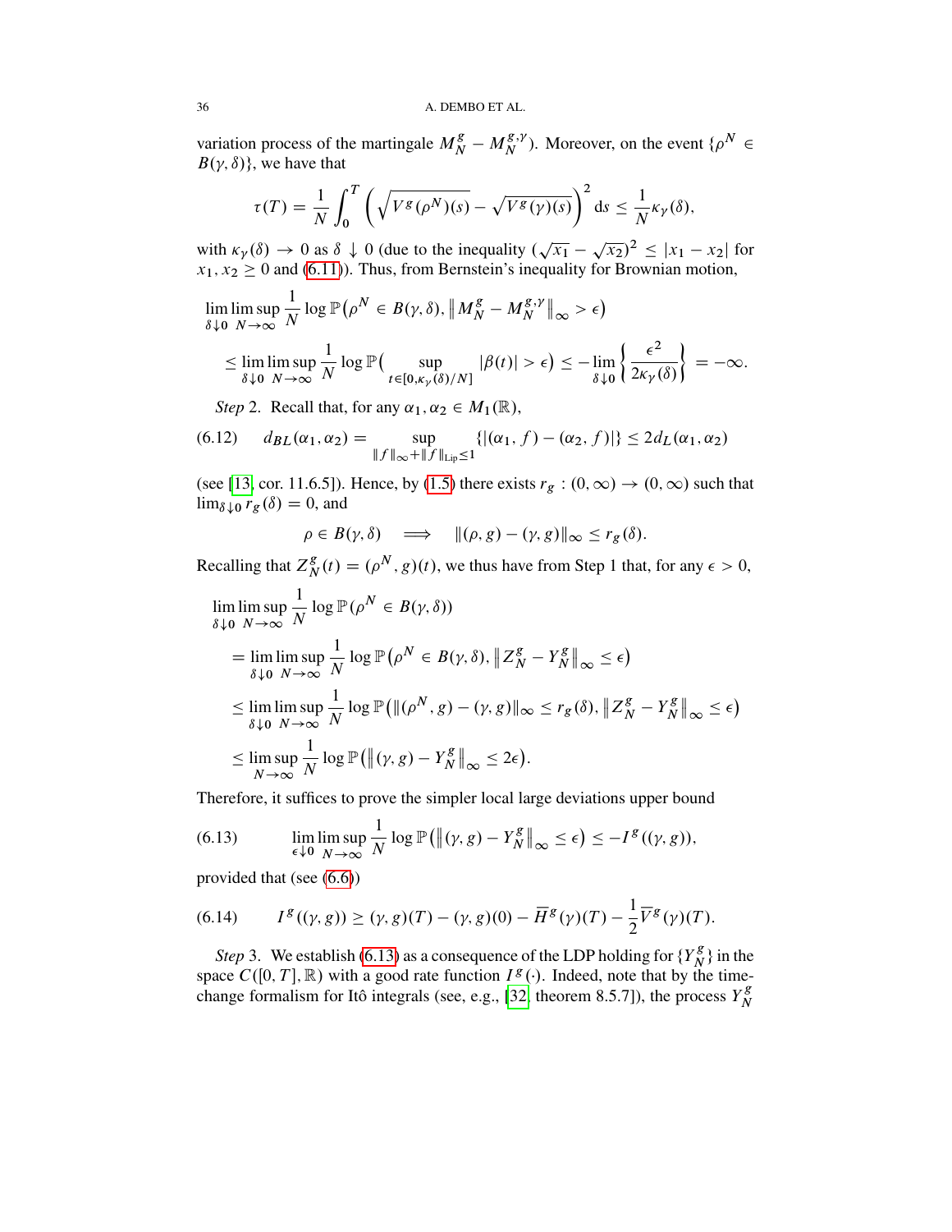variation process of the martingale $M_N^g - M_N^{g,\gamma}$). Moreover, on the event $\{\rho^N \in B(\gamma,\delta)\}$, we have that

$$\tau(T) = \frac{1}{N}\int_0^T \left(\sqrt{V^g(\rho^N)(s)} - \sqrt{V^g(\gamma)(s)}\right)^2 \mathrm{d}s \le \frac{1}{N}\kappa_\gamma(\delta),$$

with $\kappa_\gamma(\delta) \to 0$ as $\delta \downarrow 0$ (due to the inequality $(\sqrt{x_1} - \sqrt{x_2})^2 \le |x_1 - x_2|$ for $x_1, x_2 \ge 0$ and (6.11)). Thus, from Bernstein's inequality for Brownian motion,

$$\begin{aligned}
&\lim_{\delta\downarrow 0}\limsup_{N\to\infty} \frac{1}{N}\log \mathbb{P}\big(\rho^N \in B(\gamma,\delta), \big\| M_N^g - M_N^{g,\gamma}\big\|_\infty > \epsilon\big) \\
&\quad \le \lim_{\delta\downarrow 0}\limsup_{N\to\infty} \frac{1}{N}\log \mathbb{P}\big(\sup_{t\in[0,\kappa_\gamma(\delta)/N]} |\beta(t)| > \epsilon\big) \le -\lim_{\delta\downarrow 0}\left\{\frac{\epsilon^2}{2\kappa_\gamma(\delta)}\right\} = -\infty.
\end{aligned}$$

*Step* 2. Recall that, for any $\alpha_1, \alpha_2 \in M_1(\mathbb{R})$,

$$d_{BL}(\alpha_1,\alpha_2) = \sup_{\|f\|_\infty + \|f\|_{\mathrm{Lip}} \le 1} \{|(\alpha_1, f) - (\alpha_2, f)|\} \le 2 d_L(\alpha_1,\alpha_2) \tag{6.12}$$

(see [13, cor. 11.6.5]). Hence, by (1.5) there exists $r_g : (0,\infty) \to (0,\infty)$ such that $\lim_{\delta\downarrow 0} r_g(\delta) = 0$, and

$$\rho \in B(\gamma,\delta) \quad \Longrightarrow \quad \|(\rho, g) - (\gamma, g)\|_\infty \le r_g(\delta).$$

Recalling that $Z_N^g(t) = (\rho^N, g)(t)$, we thus have from Step 1 that, for any $\epsilon > 0$,

$$\begin{aligned}
&\lim_{\delta\downarrow 0}\limsup_{N\to\infty} \frac{1}{N}\log \mathbb{P}(\rho^N \in B(\gamma,\delta)) \\
&\quad = \lim_{\delta\downarrow 0}\limsup_{N\to\infty} \frac{1}{N}\log \mathbb{P}\big(\rho^N \in B(\gamma,\delta), \big\|Z_N^g - Y_N^g\big\|_\infty \le \epsilon\big) \\
&\quad \le \lim_{\delta\downarrow 0}\limsup_{N\to\infty} \frac{1}{N}\log \mathbb{P}\big(\|(\rho^N, g) - (\gamma, g)\|_\infty \le r_g(\delta), \big\|Z_N^g - Y_N^g\big\|_\infty \le \epsilon\big) \\
&\quad \le \limsup_{N\to\infty} \frac{1}{N}\log \mathbb{P}\big(\big\|(\gamma, g) - Y_N^g\big\|_\infty \le 2\epsilon\big).
\end{aligned}$$

Therefore, it suffices to prove the simpler local large deviations upper bound

$$\lim_{\epsilon\downarrow 0}\limsup_{N\to\infty} \frac{1}{N}\log \mathbb{P}\big(\big\|(\gamma, g) - Y_N^g\big\|_\infty \le \epsilon\big) \le -I^g((\gamma, g)), \tag{6.13}$$

provided that (see (6.6))

$$I^g((\gamma, g)) \ge (\gamma, g)(T) - (\gamma, g)(0) - \overline{H}^g(\gamma)(T) - \frac{1}{2}\overline{V}^g(\gamma)(T). \tag{6.14}$$

*Step* 3. We establish (6.13) as a consequence of the LDP holding for $\{Y_N^g\}$ in the space $C([0,T],\mathbb{R})$ with a good rate function $I^g(\cdot)$. Indeed, note that by the time-change formalism for Itô integrals (see, e.g., [32, theorem 8.5.7]), the process $Y_N^g$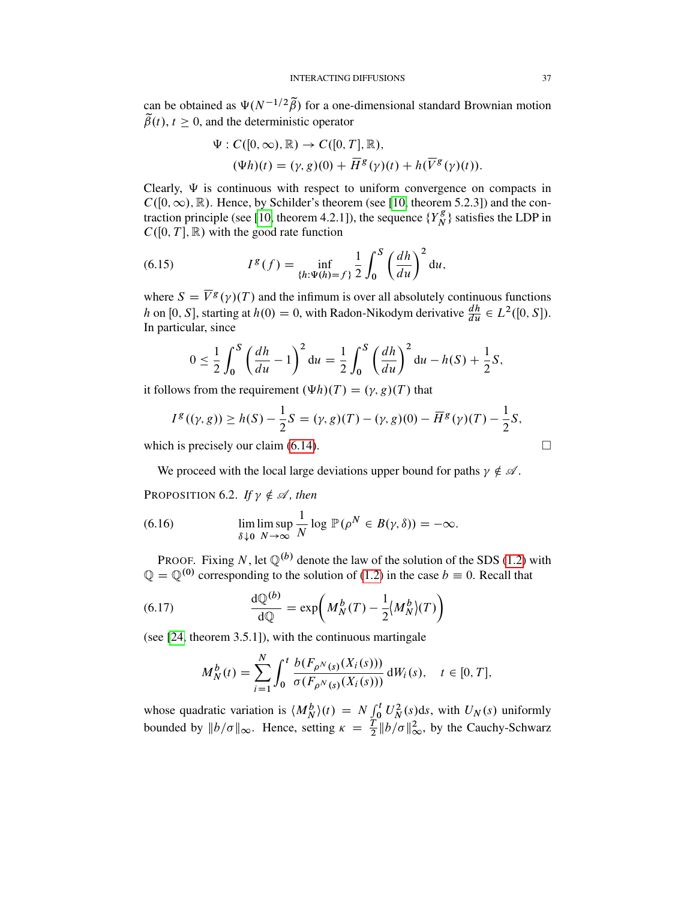can be obtained as $\Psi(N^{-1/2}\widetilde{\beta})$ for a one-dimensional standard Brownian motion $\widetilde{\beta}(t)$, $t \geq 0$, and the deterministic operator

$$
\begin{aligned}
&\Psi : C([0,\infty),\mathbb{R}) \to C([0,T],\mathbb{R}),\\
&(\Psi h)(t) = (\gamma, g)(0) + \overline{H}^g(\gamma)(t) + h(\overline{V}^g(\gamma)(t)).
\end{aligned}
$$

Clearly, $\Psi$ is continuous with respect to uniform convergence on compacts in $C([0,\infty),\mathbb{R})$. Hence, by Schilder's theorem (see [10, theorem 5.2.3]) and the contraction principle (see [10, theorem 4.2.1]), the sequence $\{Y_N^g\}$ satisfies the LDP in $C([0,T],\mathbb{R})$ with the good rate function

$$
I^g(f) = \inf_{\{h:\Psi(h)=f\}} \frac{1}{2}\int_0^S \left(\frac{dh}{du}\right)^2 \mathrm{d}u, \tag{6.15}
$$

where $S = \overline{V}^g(\gamma)(T)$ and the infimum is over all absolutely continuous functions $h$ on $[0,S]$, starting at $h(0) = 0$, with Radon-Nikodym derivative $\frac{dh}{du} \in L^2([0,S])$. In particular, since

$$
0 \leq \frac{1}{2}\int_0^S \left(\frac{dh}{du} - 1\right)^2 \mathrm{d}u = \frac{1}{2}\int_0^S \left(\frac{dh}{du}\right)^2 \mathrm{d}u - h(S) + \frac{1}{2}S,
$$

it follows from the requirement $(\Psi h)(T) = (\gamma, g)(T)$ that

$$
I^g((\gamma,g)) \geq h(S) - \frac{1}{2}S = (\gamma,g)(T) - (\gamma,g)(0) - \overline{H}^g(\gamma)(T) - \frac{1}{2}S,
$$

which is precisely our claim (6.14). $\square$

We proceed with the local large deviations upper bound for paths $\gamma \notin \mathscr{A}$.

PROPOSITION 6.2. *If $\gamma \notin \mathscr{A}$, then*

$$
\lim_{\delta\downarrow 0}\limsup_{N\to\infty} \frac{1}{N}\log \mathbb{P}(\rho^N \in B(\gamma,\delta)) = -\infty. \tag{6.16}
$$

PROOF. Fixing $N$, let $\mathbb{Q}^{(b)}$ denote the law of the solution of the SDS (1.2) with $\mathbb{Q} = \mathbb{Q}^{(0)}$ corresponding to the solution of (1.2) in the case $b \equiv 0$. Recall that

$$
\frac{\mathrm{d}\mathbb{Q}^{(b)}}{\mathrm{d}\mathbb{Q}} = \exp\!\left(M_N^b(T) - \frac{1}{2}\langle M_N^b\rangle(T)\right) \tag{6.17}
$$

(see [24, theorem 3.5.1]), with the continuous martingale

$$
M_N^b(t) = \sum_{i=1}^N \int_0^t \frac{b(F_{\rho^N(s)}(X_i(s)))}{\sigma(F_{\rho^N(s)}(X_i(s)))}\,\mathrm{d}W_i(s), \quad t \in [0,T],
$$

whose quadratic variation is $\langle M_N^b\rangle(t) = N\int_0^t U_N^2(s)\mathrm{d}s$, with $U_N(s)$ uniformly bounded by $\|b/\sigma\|_\infty$. Hence, setting $\kappa = \frac{T}{2}\|b/\sigma\|_\infty^2$, by the Cauchy-Schwarz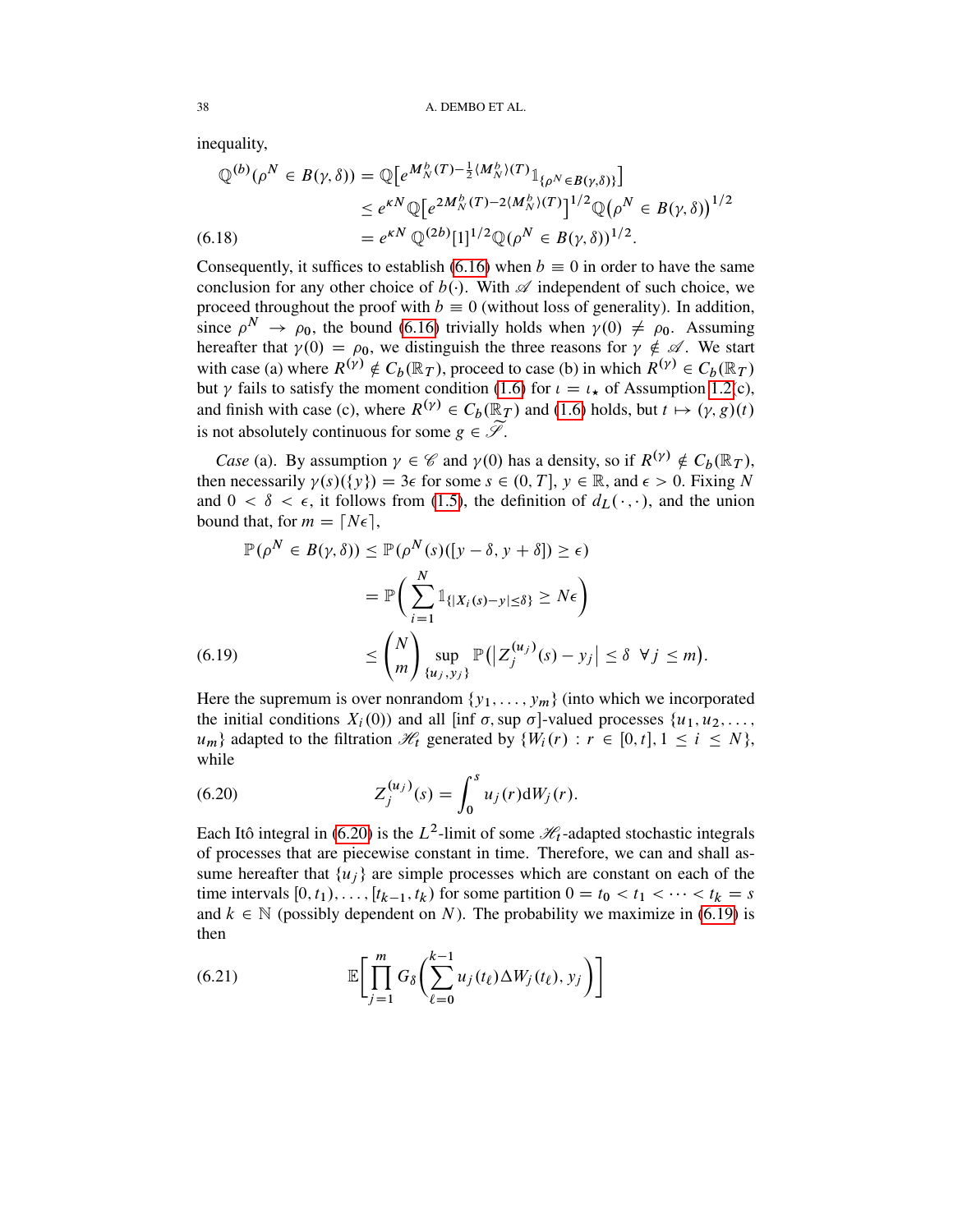inequality,

$$
\begin{aligned}
\mathbb{Q}^{(b)}(\rho^N \in B(\gamma,\delta)) &= \mathbb{Q}\big[e^{M_N^b(T)-\frac{1}{2}\langle M_N^b\rangle(T)}\mathbb{1}_{\{\rho^N\in B(\gamma,\delta)\}}\big] \\
&\le e^{\kappa N}\mathbb{Q}\big[e^{2M_N^b(T)-2\langle M_N^b\rangle(T)}\big]^{1/2}\mathbb{Q}\big(\rho^N \in B(\gamma,\delta)\big)^{1/2} \\
&= e^{\kappa N}\,\mathbb{Q}^{(2b)}[1]^{1/2}\mathbb{Q}(\rho^N \in B(\gamma,\delta))^{1/2}.
\end{aligned}
\tag{6.18}
$$

Consequently, it suffices to establish (6.16) when $b \equiv 0$ in order to have the same conclusion for any other choice of $b(\cdot)$. With $\mathscr{A}$ independent of such choice, we proceed throughout the proof with $b \equiv 0$ (without loss of generality). In addition, since $\rho^N \to \rho_0$, the bound (6.16) trivially holds when $\gamma(0) \neq \rho_0$. Assuming hereafter that $\gamma(0) = \rho_0$, we distinguish the three reasons for $\gamma \notin \mathscr{A}$. We start with case (a) where $R^{(\gamma)} \notin C_b(\mathbb{R}_T)$, proceed to case (b) in which $R^{(\gamma)} \in C_b(\mathbb{R}_T)$ but $\gamma$ fails to satisfy the moment condition (1.6) for $\iota = \iota_\star$ of Assumption 1.2(c), and finish with case (c), where $R^{(\gamma)} \in C_b(\mathbb{R}_T)$ and (1.6) holds, but $t \mapsto (\gamma, g)(t)$ is not absolutely continuous for some $g \in \widetilde{\mathscr{S}}$.

*Case* (a). By assumption $\gamma \in \mathscr{C}$ and $\gamma(0)$ has a density, so if $R^{(\gamma)} \notin C_b(\mathbb{R}_T)$, then necessarily $\gamma(s)(\{y\}) = 3\epsilon$ for some $s \in (0,T]$, $y \in \mathbb{R}$, and $\epsilon > 0$. Fixing $N$ and $0 < \delta < \epsilon$, it follows from (1.5), the definition of $d_L(\cdot,\cdot)$, and the union bound that, for $m = \lceil N\epsilon \rceil$,

$$
\begin{aligned}
\mathbb{P}(\rho^N \in B(\gamma,\delta)) &\le \mathbb{P}(\rho^N(s)([y-\delta, y+\delta]) \ge \epsilon) \\
&= \mathbb{P}\bigg(\sum_{i=1}^N \mathbb{1}_{\{|X_i(s)-y|\le\delta\}} \ge N\epsilon\bigg) \\
&\le \binom{N}{m} \sup_{\{u_j,y_j\}} \mathbb{P}\big(\big|Z_j^{(u_j)}(s) - y_j\big| \le \delta \ \ \forall j \le m\big).
\end{aligned}
\tag{6.19}
$$

Here the supremum is over nonrandom $\{y_1,\dots,y_m\}$ (into which we incorporated the initial conditions $X_i(0)$) and all $[\inf\sigma, \sup\sigma]$-valued processes $\{u_1, u_2, \dots, u_m\}$ adapted to the filtration $\mathscr{H}_t$ generated by $\{W_i(r) : r \in [0,t], 1 \le i \le N\}$, while

$$
Z_j^{(u_j)}(s) = \int_0^s u_j(r)\mathrm{d}W_j(r).
\tag{6.20}
$$

Each Itô integral in (6.20) is the $L^2$-limit of some $\mathscr{H}_t$-adapted stochastic integrals of processes that are piecewise constant in time. Therefore, we can and shall assume hereafter that $\{u_j\}$ are simple processes which are constant on each of the time intervals $[0,t_1),\dots,[t_{k-1},t_k)$ for some partition $0 = t_0 < t_1 < \dots < t_k = s$ and $k \in \mathbb{N}$ (possibly dependent on $N$). The probability we maximize in (6.19) is then

$$
\mathbb{E}\bigg[\prod_{j=1}^m G_\delta\bigg(\sum_{\ell=0}^{k-1} u_j(t_\ell)\Delta W_j(t_\ell), y_j\bigg)\bigg]
\tag{6.21}
$$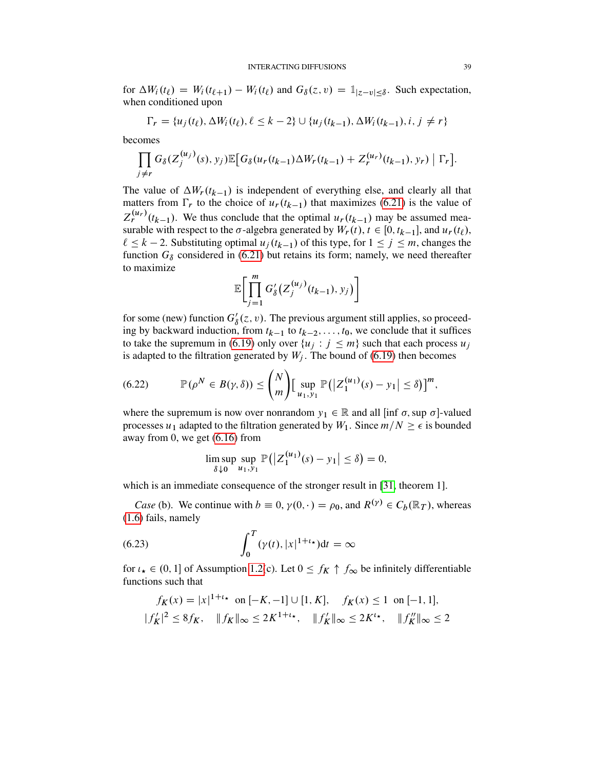for $\Delta W_i(t_\ell) = W_i(t_{\ell+1}) - W_i(t_\ell)$ and $G_\delta(z, v) = \mathbb{1}_{|z-v|\le\delta}$. Such expectation, when conditioned upon

$$\Gamma_r = \{u_j(t_\ell), \Delta W_i(t_\ell), \ell \le k-2\} \cup \{u_j(t_{k-1}), \Delta W_i(t_{k-1}), i, j \neq r\}$$

becomes

$$\prod_{j\neq r} G_\delta(Z_j^{(u_j)}(s), y_j)\mathbb{E}\big[G_\delta(u_r(t_{k-1})\Delta W_r(t_{k-1}) + Z_r^{(u_r)}(t_{k-1}), y_r) \mid \Gamma_r\big].$$

The value of $\Delta W_r(t_{k-1})$ is independent of everything else, and clearly all that matters from $\Gamma_r$ to the choice of $u_r(t_{k-1})$ that maximizes (6.21) is the value of $Z_r^{(u_r)}(t_{k-1})$. We thus conclude that the optimal $u_r(t_{k-1})$ may be assumed measurable with respect to the $\sigma$-algebra generated by $W_r(t)$, $t \in [0, t_{k-1}]$, and $u_r(t_\ell)$, $\ell \le k-2$. Substituting optimal $u_j(t_{k-1})$ of this type, for $1 \le j \le m$, changes the function $G_\delta$ considered in (6.21) but retains its form; namely, we need thereafter to maximize

$$\mathbb{E}\bigg[\prod_{j=1}^{m} G'_\delta\big(Z_j^{(u_j)}(t_{k-1}), y_j\big)\bigg]$$

for some (new) function $G'_\delta(z, v)$. The previous argument still applies, so proceeding by backward induction, from $t_{k-1}$ to $t_{k-2}, \ldots, t_0$, we conclude that it suffices to take the supremum in (6.19) only over $\{u_j : j \le m\}$ such that each process $u_j$ is adapted to the filtration generated by $W_j$. The bound of (6.19) then becomes

$$\mathbb{P}(\rho^N \in B(\gamma, \delta)) \le \binom{N}{m}\Big[\sup_{u_1, y_1} \mathbb{P}\big(\big|Z_1^{(u_1)}(s) - y_1\big| \le \delta\big)\Big]^m, \tag{6.22}$$

where the supremum is now over nonrandom $y_1 \in \mathbb{R}$ and all $[\inf\sigma, \sup\sigma]$-valued processes $u_1$ adapted to the filtration generated by $W_1$. Since $m/N \ge \epsilon$ is bounded away from 0, we get (6.16) from

$$\limsup_{\delta\downarrow 0} \sup_{u_1, y_1} \mathbb{P}\big(\big|Z_1^{(u_1)}(s) - y_1\big| \le \delta\big) = 0,$$

which is an immediate consequence of the stronger result in [31, theorem 1].

*Case* (b). We continue with $b \equiv 0$, $\gamma(0, \cdot) = \rho_0$, and $R^{(\gamma)} \in C_b(\mathbb{R}_T)$, whereas (1.6) fails, namely

$$\int_0^T (\gamma(t), |x|^{1+\iota_\star})\mathrm{d}t = \infty \tag{6.23}$$

for $\iota_\star \in (0, 1]$ of Assumption 1.2(c). Let $0 \le f_K \uparrow f_\infty$ be infinitely differentiable functions such that

$$f_K(x) = |x|^{1+\iota_\star} \text{ on } [-K, -1] \cup [1, K], \quad f_K(x) \le 1 \text{ on } [-1, 1],$$
$$|f'_K|^2 \le 8 f_K, \quad \|f_K\|_\infty \le 2K^{1+\iota_\star}, \quad \|f'_K\|_\infty \le 2K^{\iota_\star}, \quad \|f''_K\|_\infty \le 2$$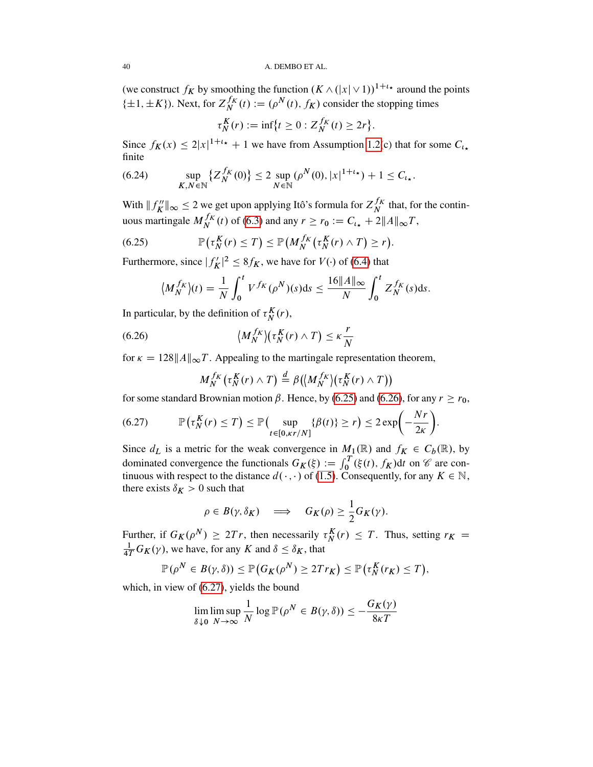(we construct $f_K$ by smoothing the function $(K \wedge (|x| \vee 1))^{1+\iota_\star}$ around the points $\{\pm 1, \pm K\}$). Next, for $Z_N^{f_K}(t) := (\rho^N(t), f_K)$ consider the stopping times

$$\tau_N^K(r) := \inf\{t \geq 0 : Z_N^{f_K}(t) \geq 2r\}.$$

Since $f_K(x) \leq 2|x|^{1+\iota_\star} + 1$ we have from Assumption 1.2(c) that for some $C_{\iota_\star}$ finite

$$\sup_{K,N \in \mathbb{N}} \{Z_N^{f_K}(0)\} \leq 2 \sup_{N \in \mathbb{N}} (\rho^N(0), |x|^{1+\iota_\star}) + 1 \leq C_{\iota_\star}. \tag{6.24}$$

With $\|f_K''\|_\infty \leq 2$ we get upon applying Itô's formula for $Z_N^{f_K}$ that, for the continuous martingale $M_N^{f_K}(t)$ of (6.3) and any $r \geq r_0 := C_{\iota_\star} + 2\|A\|_\infty T$,

$$\mathbb{P}\big(\tau_N^K(r) \leq T\big) \leq \mathbb{P}\big(M_N^{f_K}\big(\tau_N^K(r) \wedge T\big) \geq r\big). \tag{6.25}$$

Furthermore, since $|f_K'|^2 \leq 8 f_K$, we have for $V(\cdot)$ of (6.4) that

$$\langle M_N^{f_K}\rangle(t) = \frac{1}{N}\int_0^t V^{f_K}(\rho^N)(s)\mathrm{d}s \leq \frac{16\|A\|_\infty}{N}\int_0^t Z_N^{f_K}(s)\mathrm{d}s.$$

In particular, by the definition of $\tau_N^K(r)$,

$$\langle M_N^{f_K}\rangle\big(\tau_N^K(r) \wedge T\big) \leq \kappa \frac{r}{N} \tag{6.26}$$

for $\kappa = 128\|A\|_\infty T$. Appealing to the martingale representation theorem,

$$M_N^{f_K}\big(\tau_N^K(r) \wedge T\big) \overset{d}{=} \beta\big(\langle M_N^{f_K}\rangle\big(\tau_N^K(r) \wedge T\big)\big)$$

for some standard Brownian motion $\beta$. Hence, by (6.25) and (6.26), for any $r \geq r_0$,

$$\mathbb{P}\big(\tau_N^K(r) \leq T\big) \leq \mathbb{P}\Big(\sup_{t \in [0, \kappa r/N]}\{\beta(t)\} \geq r\Big) \leq 2\exp\Big(-\frac{Nr}{2\kappa}\Big). \tag{6.27}$$

Since $d_L$ is a metric for the weak convergence in $M_1(\mathbb{R})$ and $f_K \in C_b(\mathbb{R})$, by dominated convergence the functionals $G_K(\xi) := \int_0^T (\xi(t), f_K)\mathrm{d}t$ on $\mathscr{C}$ are continuous with respect to the distance $d(\cdot,\cdot)$ of (1.5). Consequently, for any $K \in \mathbb{N}$, there exists $\delta_K > 0$ such that

$$\rho \in B(\gamma, \delta_K) \quad \Longrightarrow \quad G_K(\rho) \geq \frac{1}{2}G_K(\gamma).$$

Further, if $G_K(\rho^N) \geq 2Tr$, then necessarily $\tau_N^K(r) \leq T$. Thus, setting $r_K = \frac{1}{4T}G_K(\gamma)$, we have, for any $K$ and $\delta \leq \delta_K$, that

$$\mathbb{P}(\rho^N \in B(\gamma, \delta)) \leq \mathbb{P}\big(G_K(\rho^N) \geq 2Tr_K\big) \leq \mathbb{P}\big(\tau_N^K(r_K) \leq T\big),$$

which, in view of (6.27), yields the bound

$$\lim_{\delta \downarrow 0}\limsup_{N \to \infty} \frac{1}{N}\log \mathbb{P}(\rho^N \in B(\gamma, \delta)) \leq -\frac{G_K(\gamma)}{8\kappa T}$$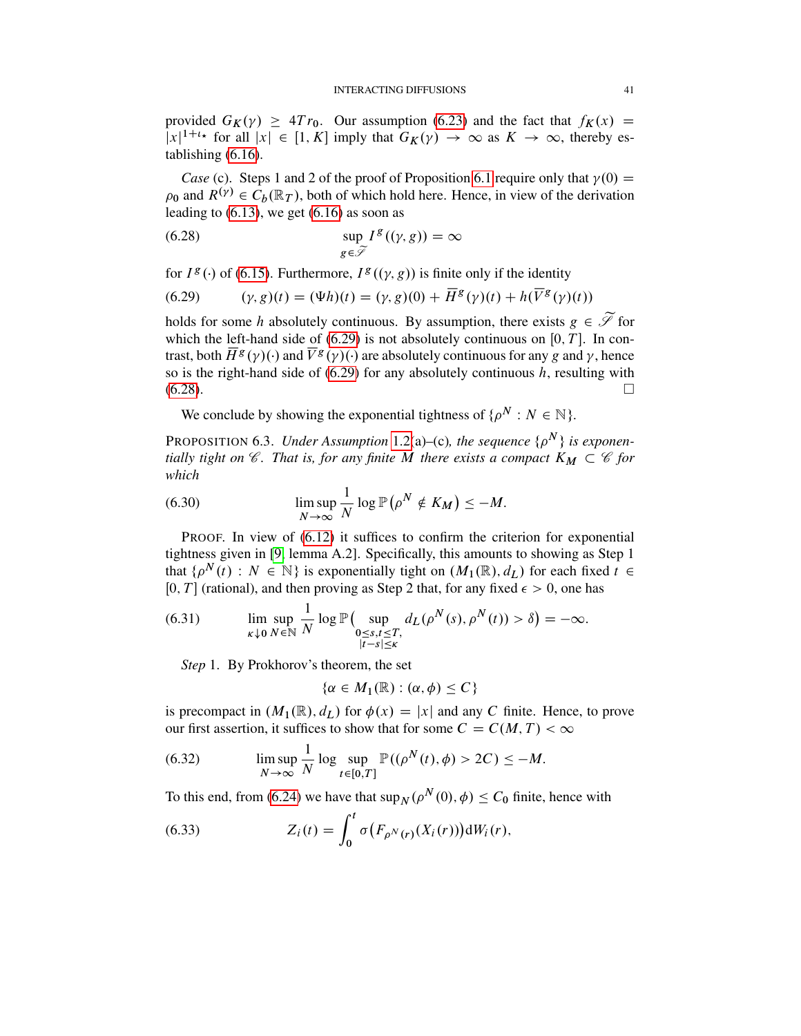provided $G_K(\gamma) \geq 4Tr_0$. Our assumption (6.23) and the fact that $f_K(x) = |x|^{1+\iota_\star}$ for all $|x| \in [1, K]$ imply that $G_K(\gamma) \to \infty$ as $K \to \infty$, thereby establishing (6.16).

*Case* (c). Steps 1 and 2 of the proof of Proposition 6.1 require only that $\gamma(0) = \rho_0$ and $R^{(\gamma)} \in C_b(\mathbb{R}_T)$, both of which hold here. Hence, in view of the derivation leading to (6.13), we get (6.16) as soon as

$$\sup_{g \in \widetilde{\mathscr{S}}} I^g((\gamma, g)) = \infty \tag{6.28}$$

for $I^g(\cdot)$ of (6.15). Furthermore, $I^g((\gamma, g))$ is finite only if the identity

$$(\gamma, g)(t) = (\Psi h)(t) = (\gamma, g)(0) + \overline{H}^g(\gamma)(t) + h(\overline{V}^g(\gamma)(t)) \tag{6.29}$$

holds for some $h$ absolutely continuous. By assumption, there exists $g \in \widetilde{\mathscr{S}}$ for which the left-hand side of (6.29) is not absolutely continuous on $[0, T]$. In contrast, both $\overline{H}^g(\gamma)(\cdot)$ and $\overline{V}^g(\gamma)(\cdot)$ are absolutely continuous for any $g$ and $\gamma$, hence so is the right-hand side of (6.29) for any absolutely continuous $h$, resulting with (6.28). $\square$

We conclude by showing the exponential tightness of $\{\rho^N : N \in \mathbb{N}\}$.

PROPOSITION 6.3. *Under Assumption* 1.2(a)–(c), *the sequence* $\{\rho^N\}$ *is exponentially tight on* $\mathscr{C}$. *That is, for any finite* $M$ *there exists a compact* $K_M \subset \mathscr{C}$ *for which*

$$\limsup_{N \to \infty} \frac{1}{N} \log \mathbb{P}\big(\rho^N \notin K_M\big) \leq -M. \tag{6.30}$$

PROOF. In view of (6.12) it suffices to confirm the criterion for exponential tightness given in [9, lemma A.2]. Specifically, this amounts to showing as Step 1 that $\{\rho^N(t) : N \in \mathbb{N}\}$ is exponentially tight on $(M_1(\mathbb{R}), d_L)$ for each fixed $t \in [0, T]$ (rational), and then proving as Step 2 that, for any fixed $\epsilon > 0$, one has

$$\lim_{\kappa \downarrow 0} \sup_{N \in \mathbb{N}} \frac{1}{N} \log \mathbb{P}\Big( \sup_{\substack{0 \leq s,t \leq T, \\ |t-s| \leq \kappa}} d_L(\rho^N(s), \rho^N(t)) > \delta\Big) = -\infty. \tag{6.31}$$

*Step* 1. By Prokhorov's theorem, the set

$$\{\alpha \in M_1(\mathbb{R}) : (\alpha, \phi) \leq C\}$$

is precompact in $(M_1(\mathbb{R}), d_L)$ for $\phi(x) = |x|$ and any $C$ finite. Hence, to prove our first assertion, it suffices to show that for some $C = C(M, T) < \infty$

$$\limsup_{N \to \infty} \frac{1}{N} \log \sup_{t \in [0,T]} \mathbb{P}((\rho^N(t), \phi) > 2C) \leq -M. \tag{6.32}$$

To this end, from (6.24) we have that $\sup_N (\rho^N(0), \phi) \leq C_0$ finite, hence with

$$Z_i(t) = \int_0^t \sigma\big(F_{\rho^N(r)}(X_i(r))\big) \mathrm{d}W_i(r), \tag{6.33}$$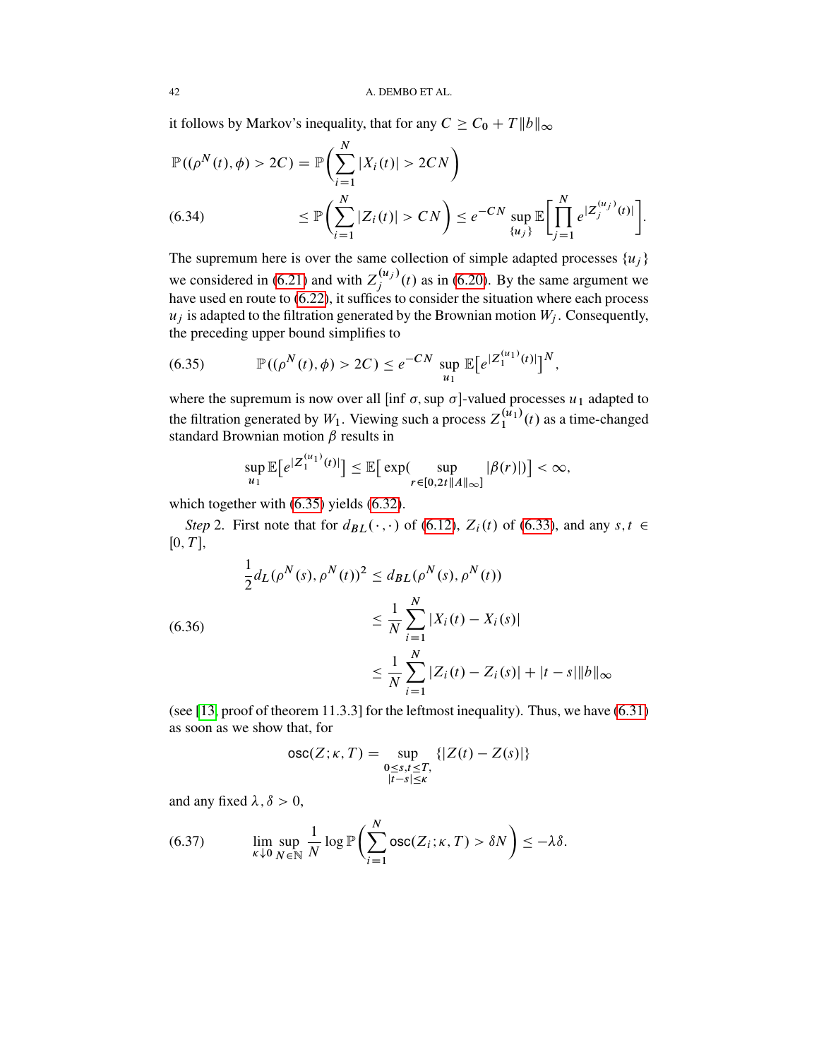it follows by Markov's inequality, that for any $C \geq C_0 + T\|b\|_\infty$

$$
\begin{aligned}
\mathbb{P}((\rho^N(t), \phi) > 2C) &= \mathbb{P}\left(\sum_{i=1}^N |X_i(t)| > 2CN\right) \\
&\leq \mathbb{P}\left(\sum_{i=1}^N |Z_i(t)| > CN\right) \leq e^{-CN} \sup_{\{u_j\}} \mathbb{E}\left[\prod_{j=1}^N e^{|Z_j^{(u_j)}(t)|}\right].
\end{aligned}
\tag{6.34}
$$

The supremum here is over the same collection of simple adapted processes $\{u_j\}$ we considered in (6.21) and with $Z_j^{(u_j)}(t)$ as in (6.20). By the same argument we have used en route to (6.22), it suffices to consider the situation where each process $u_j$ is adapted to the filtration generated by the Brownian motion $W_j$. Consequently, the preceding upper bound simplifies to

$$
\mathbb{P}((\rho^N(t), \phi) > 2C) \leq e^{-CN} \sup_{u_1} \mathbb{E}\big[e^{|Z_1^{(u_1)}(t)|}\big]^N,
\tag{6.35}
$$

where the supremum is now over all $[\inf \sigma, \sup \sigma]$-valued processes $u_1$ adapted to the filtration generated by $W_1$. Viewing such a process $Z_1^{(u_1)}(t)$ as a time-changed standard Brownian motion $\beta$ results in

$$
\sup_{u_1} \mathbb{E}\big[e^{|Z_1^{(u_1)}(t)|}\big] \leq \mathbb{E}\big[\exp\big(\sup_{r \in [0, 2t\|A\|_\infty]} |\beta(r)|\big)\big] < \infty,
$$

which together with (6.35) yields (6.32).

*Step* 2. First note that for $d_{BL}(\cdot, \cdot)$ of (6.12), $Z_i(t)$ of (6.33), and any $s, t \in [0, T]$,

$$
\begin{aligned}
\frac{1}{2} d_L(\rho^N(s), \rho^N(t))^2 &\leq d_{BL}(\rho^N(s), \rho^N(t)) \\
&\leq \frac{1}{N} \sum_{i=1}^N |X_i(t) - X_i(s)| \\
&\leq \frac{1}{N} \sum_{i=1}^N |Z_i(t) - Z_i(s)| + |t - s|\|b\|_\infty
\end{aligned}
\tag{6.36}
$$

(see [13, proof of theorem 11.3.3] for the leftmost inequality). Thus, we have (6.31) as soon as we show that, for

$$
\mathsf{osc}(Z; \kappa, T) = \sup_{\substack{0 \leq s, t \leq T, \\ |t-s| \leq \kappa}} \{|Z(t) - Z(s)|\}
$$

and any fixed $\lambda, \delta > 0$,

$$
\lim_{\kappa \downarrow 0} \sup_{N \in \mathbb{N}} \frac{1}{N} \log \mathbb{P}\left(\sum_{i=1}^N \mathsf{osc}(Z_i; \kappa, T) > \delta N\right) \leq -\lambda\delta.
\tag{6.37}
$$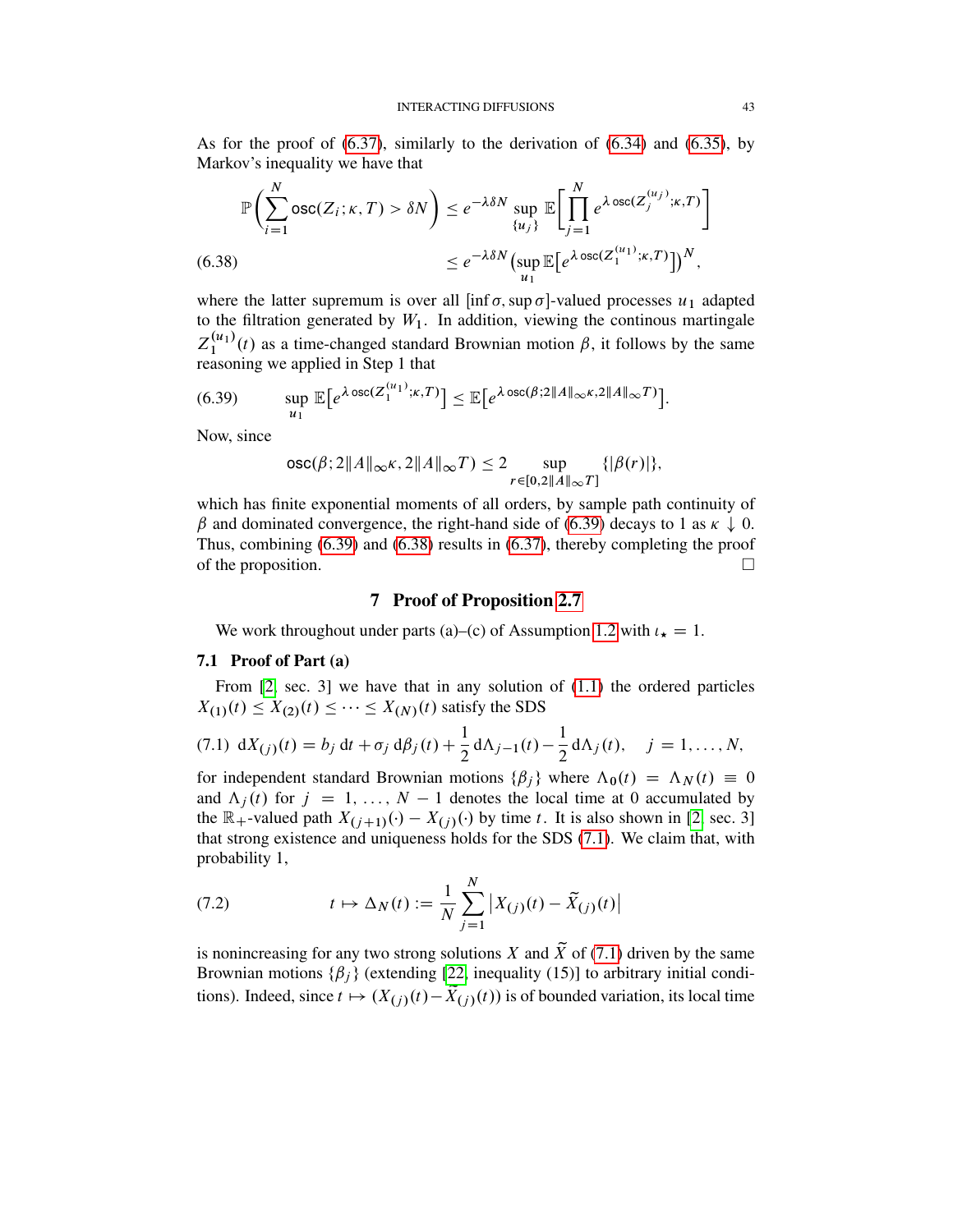As for the proof of (6.37), similarly to the derivation of (6.34) and (6.35), by Markov's inequality we have that

$$
\begin{aligned}
\mathbb{P}\bigg(\sum_{i=1}^{N} \mathsf{osc}(Z_i;\kappa,T) > \delta N\bigg) &\le e^{-\lambda\delta N} \sup_{\{u_j\}} \mathbb{E}\bigg[\prod_{j=1}^{N} e^{\lambda\, \mathsf{osc}(Z_j^{(u_j)};\kappa,T)}\bigg] \\
&\le e^{-\lambda\delta N} \big(\sup_{u_1} \mathbb{E}\big[e^{\lambda\, \mathsf{osc}(Z_1^{(u_1)};\kappa,T)}\big]\big)^N,
\end{aligned}
\tag{6.38}
$$

where the latter supremum is over all $[\inf\sigma, \sup\sigma]$-valued processes $u_1$ adapted to the filtration generated by $W_1$. In addition, viewing the continous martingale $Z_1^{(u_1)}(t)$ as a time-changed standard Brownian motion $\beta$, it follows by the same reasoning we applied in Step 1 that

$$
\sup_{u_1} \mathbb{E}\big[e^{\lambda\, \mathsf{osc}(Z_1^{(u_1)};\kappa,T)}\big] \le \mathbb{E}\big[e^{\lambda\, \mathsf{osc}(\beta;2\|A\|_\infty\kappa,2\|A\|_\infty T)}\big]. \tag{6.39}
$$

Now, since

$$
\mathsf{osc}(\beta; 2\|A\|_\infty\kappa, 2\|A\|_\infty T) \le 2 \sup_{r\in[0,2\|A\|_\infty T]} \{|\beta(r)|\},
$$

which has finite exponential moments of all orders, by sample path continuity of $\beta$ and dominated convergence, the right-hand side of (6.39) decays to 1 as $\kappa \downarrow 0$. Thus, combining (6.39) and (6.38) results in (6.37), thereby completing the proof of the proposition. □

# 7 Proof of Proposition 2.7

We work throughout under parts (a)–(c) of Assumption 1.2 with $\iota_\star = 1$.

## 7.1 Proof of Part (a)

From [2, sec. 3] we have that in any solution of (1.1) the ordered particles $X_{(1)}(t) \le X_{(2)}(t) \le \cdots \le X_{(N)}(t)$ satisfy the SDS

$$
\mathrm{d}X_{(j)}(t) = b_j\,\mathrm{d}t + \sigma_j\,\mathrm{d}\beta_j(t) + \frac{1}{2}\,\mathrm{d}\Lambda_{j-1}(t) - \frac{1}{2}\,\mathrm{d}\Lambda_j(t), \quad j = 1,\ldots,N, \tag{7.1}
$$

for independent standard Brownian motions $\{\beta_j\}$ where $\Lambda_0(t) = \Lambda_N(t) \equiv 0$ and $\Lambda_j(t)$ for $j = 1,\ldots,N-1$ denotes the local time at 0 accumulated by the $\mathbb{R}_+$-valued path $X_{(j+1)}(\cdot) - X_{(j)}(\cdot)$ by time $t$. It is also shown in [2, sec. 3] that strong existence and uniqueness holds for the SDS (7.1). We claim that, with probability 1,

$$
t \mapsto \Delta_N(t) := \frac{1}{N}\sum_{j=1}^{N} \big|X_{(j)}(t) - \widetilde{X}_{(j)}(t)\big| \tag{7.2}
$$

is nonincreasing for any two strong solutions $X$ and $\widetilde{X}$ of (7.1) driven by the same Brownian motions $\{\beta_j\}$ (extending [22, inequality (15)] to arbitrary initial conditions). Indeed, since $t \mapsto (X_{(j)}(t) - \widetilde{X}_{(j)}(t))$ is of bounded variation, its local time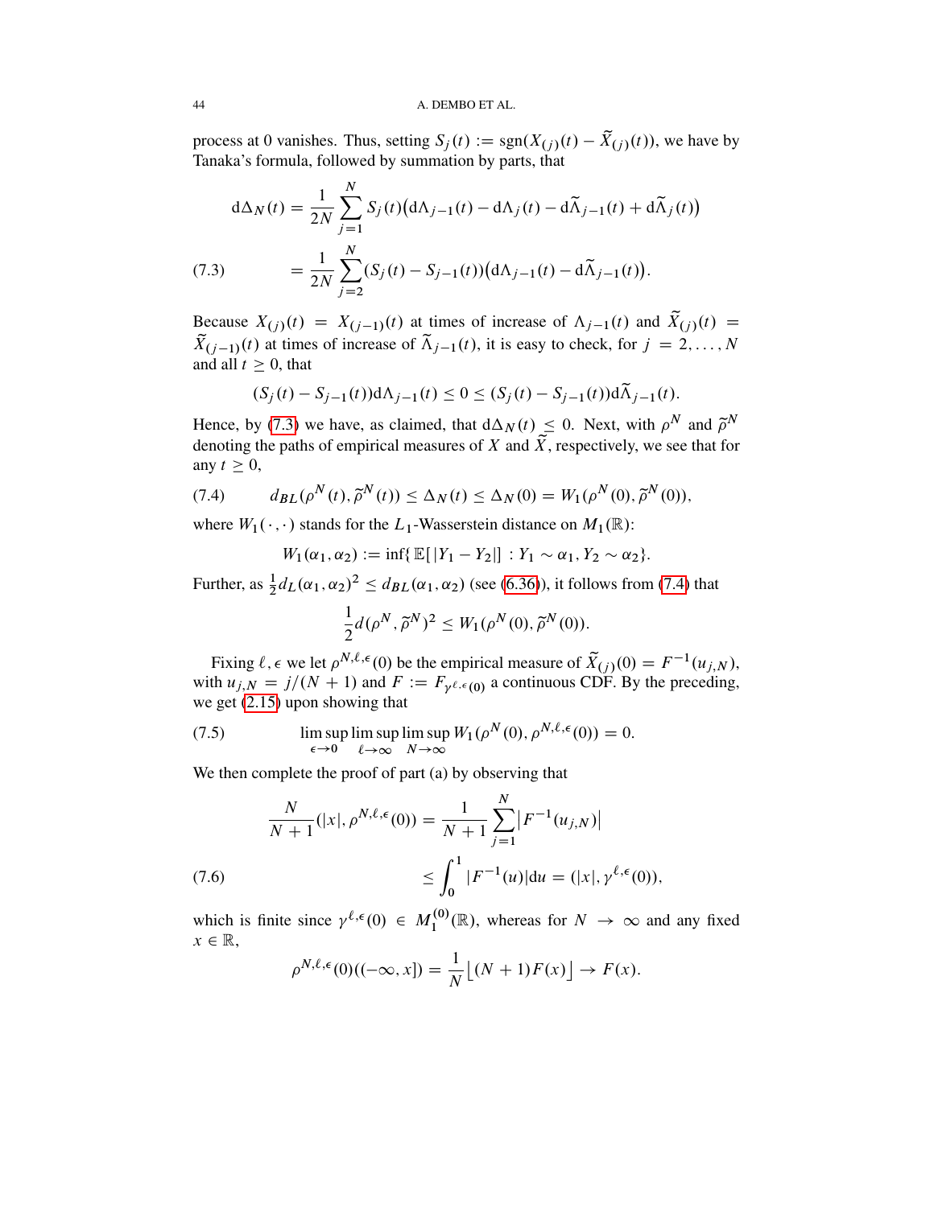process at 0 vanishes. Thus, setting $S_j(t) := \operatorname{sgn}(X_{(j)}(t) - \widetilde{X}_{(j)}(t))$, we have by Tanaka's formula, followed by summation by parts, that

$$
\begin{aligned}
\mathrm{d}\Delta_N(t) &= \frac{1}{2N}\sum_{j=1}^{N} S_j(t)\big(\mathrm{d}\Lambda_{j-1}(t) - \mathrm{d}\Lambda_j(t) - \mathrm{d}\widetilde{\Lambda}_{j-1}(t) + \mathrm{d}\widetilde{\Lambda}_j(t)\big) \\
&= \frac{1}{2N}\sum_{j=2}^{N}(S_j(t) - S_{j-1}(t))\big(\mathrm{d}\Lambda_{j-1}(t) - \mathrm{d}\widetilde{\Lambda}_{j-1}(t)\big).
\end{aligned} \tag{7.3}
$$

Because $X_{(j)}(t) = X_{(j-1)}(t)$ at times of increase of $\Lambda_{j-1}(t)$ and $\widetilde{X}_{(j)}(t) = \widetilde{X}_{(j-1)}(t)$ at times of increase of $\widetilde{\Lambda}_{j-1}(t)$, it is easy to check, for $j = 2, \dots, N$ and all $t \geq 0$, that

$$
(S_j(t) - S_{j-1}(t))\mathrm{d}\Lambda_{j-1}(t) \leq 0 \leq (S_j(t) - S_{j-1}(t))\mathrm{d}\widetilde{\Lambda}_{j-1}(t).
$$

Hence, by (7.3) we have, as claimed, that $\mathrm{d}\Delta_N(t) \leq 0$. Next, with $\rho^N$ and $\widetilde{\rho}^N$ denoting the paths of empirical measures of $X$ and $\widetilde{X}$, respectively, we see that for any $t \geq 0$,

$$
d_{BL}(\rho^N(t), \widetilde{\rho}^N(t)) \leq \Delta_N(t) \leq \Delta_N(0) = W_1(\rho^N(0), \widetilde{\rho}^N(0)), \tag{7.4}
$$

where $W_1(\cdot,\cdot)$ stands for the $L_1$-Wasserstein distance on $M_1(\mathbb{R})$:

$$
W_1(\alpha_1, \alpha_2) := \inf\{\,\mathbb{E}[\,|Y_1 - Y_2|\,] : Y_1 \sim \alpha_1, Y_2 \sim \alpha_2\}.
$$

Further, as $\frac{1}{2}d_L(\alpha_1,\alpha_2)^2 \leq d_{BL}(\alpha_1,\alpha_2)$ (see (6.36)), it follows from (7.4) that

$$
\frac{1}{2}d(\rho^N, \widetilde{\rho}^N)^2 \leq W_1(\rho^N(0), \widetilde{\rho}^N(0)).
$$

Fixing $\ell, \epsilon$ we let $\rho^{N,\ell,\epsilon}(0)$ be the empirical measure of $\widetilde{X}_{(j)}(0) = F^{-1}(u_{j,N})$, with $u_{j,N} = j/(N+1)$ and $F := F_{\gamma^{\ell,\epsilon}(0)}$ a continuous CDF. By the preceding, we get (2.15) upon showing that

$$
\limsup_{\epsilon\to 0}\limsup_{\ell\to\infty}\limsup_{N\to\infty} W_1(\rho^N(0), \rho^{N,\ell,\epsilon}(0)) = 0. \tag{7.5}
$$

We then complete the proof of part (a) by observing that

$$
\begin{aligned}
\frac{N}{N+1}(|x|, \rho^{N,\ell,\epsilon}(0)) &= \frac{1}{N+1}\sum_{j=1}^{N}\big|F^{-1}(u_{j,N})\big| \\
&\leq \int_0^1 |F^{-1}(u)|\mathrm{d}u = (|x|, \gamma^{\ell,\epsilon}(0)),
\end{aligned} \tag{7.6}
$$

which is finite since $\gamma^{\ell,\epsilon}(0) \in M_1^{(0)}(\mathbb{R})$, whereas for $N \to \infty$ and any fixed $x \in \mathbb{R}$,

$$
\rho^{N,\ell,\epsilon}(0)((-\infty, x]) = \frac{1}{N}\big\lfloor (N+1)F(x)\big\rfloor \to F(x).
$$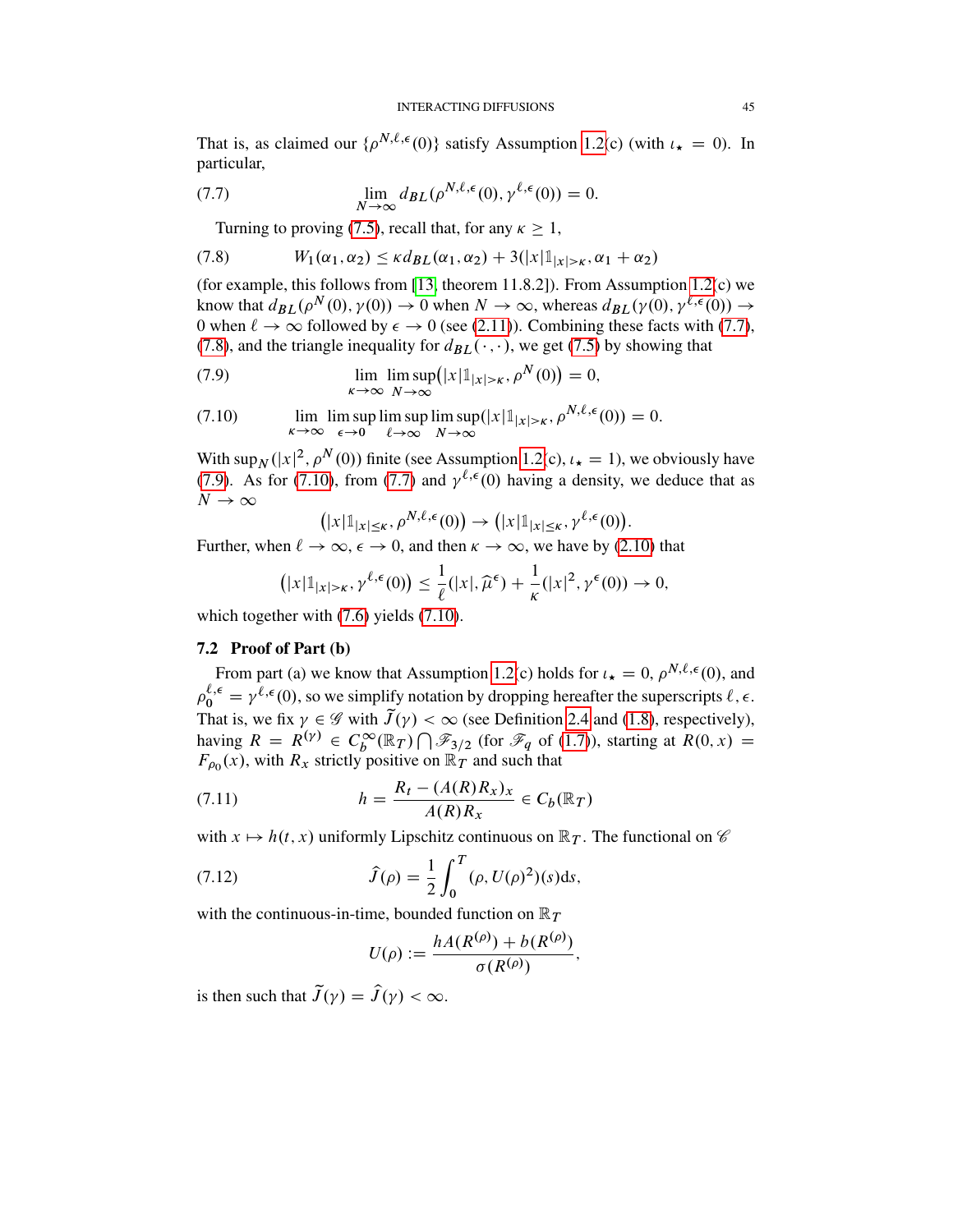That is, as claimed our $\{\rho^{N,\ell,\epsilon}(0)\}$ satisfy Assumption 1.2(c) (with $\iota_\star = 0$). In particular,

$$\lim_{N\to\infty} d_{BL}(\rho^{N,\ell,\epsilon}(0), \gamma^{\ell,\epsilon}(0)) = 0. \tag{7.7}$$

Turning to proving (7.5), recall that, for any $\kappa \geq 1$,

$$W_1(\alpha_1, \alpha_2) \leq \kappa d_{BL}(\alpha_1, \alpha_2) + 3(|x|\mathbb{1}_{|x|>\kappa}, \alpha_1 + \alpha_2) \tag{7.8}$$

(for example, this follows from [13, theorem 11.8.2]). From Assumption 1.2(c) we know that $d_{BL}(\rho^N(0), \gamma(0)) \to 0$ when $N \to \infty$, whereas $d_{BL}(\gamma(0), \gamma^{\ell,\epsilon}(0)) \to 0$ when $\ell \to \infty$ followed by $\epsilon \to 0$ (see (2.11)). Combining these facts with (7.7), (7.8), and the triangle inequality for $d_{BL}(\cdot, \cdot)$, we get (7.5) by showing that

$$\lim_{\kappa\to\infty} \limsup_{N\to\infty} \big(|x|\mathbb{1}_{|x|>\kappa}, \rho^N(0)\big) = 0, \tag{7.9}$$

$$\lim_{\kappa\to\infty} \limsup_{\epsilon\to 0} \limsup_{\ell\to\infty} \limsup_{N\to\infty} (|x|\mathbb{1}_{|x|>\kappa}, \rho^{N,\ell,\epsilon}(0)) = 0. \tag{7.10}$$

With $\sup_N(|x|^2, \rho^N(0))$ finite (see Assumption 1.2(c), $\iota_\star = 1$), we obviously have (7.9). As for (7.10), from (7.7) and $\gamma^{\ell,\epsilon}(0)$ having a density, we deduce that as $N \to \infty$

$$\big(|x|\mathbb{1}_{|x|\leq\kappa}, \rho^{N,\ell,\epsilon}(0)\big) \to \big(|x|\mathbb{1}_{|x|\leq\kappa}, \gamma^{\ell,\epsilon}(0)\big).$$

Further, when $\ell \to \infty$, $\epsilon \to 0$, and then $\kappa \to \infty$, we have by (2.10) that

$$\big(|x|\mathbb{1}_{|x|>\kappa}, \gamma^{\ell,\epsilon}(0)\big) \leq \frac{1}{\ell}(|x|, \widehat{\mu}^\epsilon) + \frac{1}{\kappa}(|x|^2, \gamma^\epsilon(0)) \to 0,$$

which together with (7.6) yields (7.10).

### 7.2 Proof of Part (b)

From part (a) we know that Assumption 1.2(c) holds for $\iota_\star = 0$, $\rho^{N,\ell,\epsilon}(0)$, and $\rho_0^{\ell,\epsilon} = \gamma^{\ell,\epsilon}(0)$, so we simplify notation by dropping hereafter the superscripts $\ell, \epsilon$. That is, we fix $\gamma \in \mathscr{G}$ with $\widetilde{J}(\gamma) < \infty$ (see Definition 2.4 and (1.8), respectively), having $R = R^{(\gamma)} \in C_b^\infty(\mathbb{R}_T) \bigcap \mathscr{F}_{3/2}$ (for $\mathscr{F}_q$ of (1.7)), starting at $R(0, x) = F_{\rho_0}(x)$, with $R_x$ strictly positive on $\mathbb{R}_T$ and such that

$$h = \frac{R_t - (A(R)R_x)_x}{A(R)R_x} \in C_b(\mathbb{R}_T) \tag{7.11}$$

with $x \mapsto h(t, x)$ uniformly Lipschitz continuous on $\mathbb{R}_T$. The functional on $\mathscr{C}$

$$\hat{J}(\rho) = \frac{1}{2}\int_0^T (\rho, U(\rho)^2)(s)\mathrm{d}s, \tag{7.12}$$

with the continuous-in-time, bounded function on $\mathbb{R}_T$

$$U(\rho) := \frac{hA(R^{(\rho)}) + b(R^{(\rho)})}{\sigma(R^{(\rho)})},$$

is then such that $\widetilde{J}(\gamma) = \hat{J}(\gamma) < \infty$.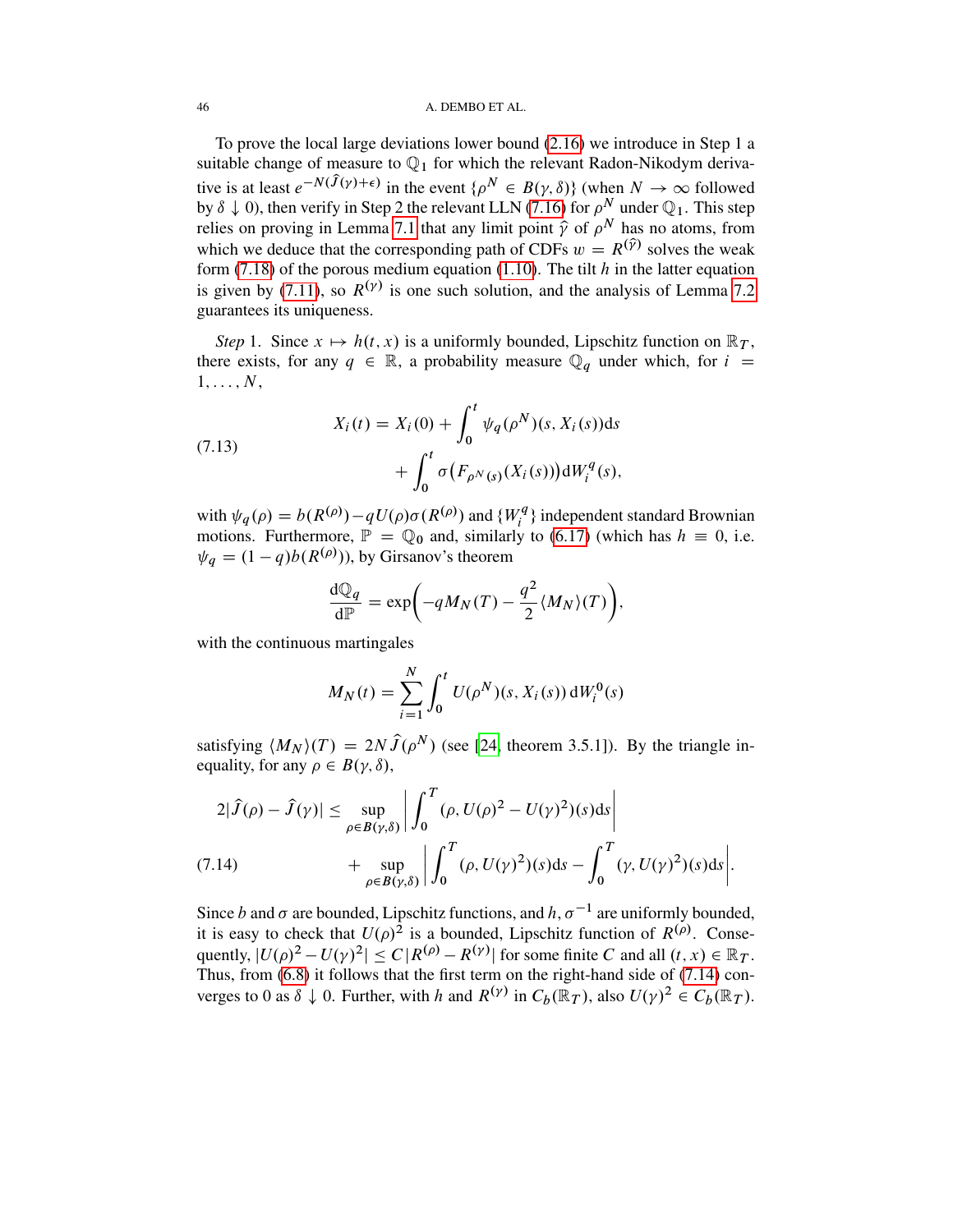To prove the local large deviations lower bound (2.16) we introduce in Step 1 a suitable change of measure to $\mathbb{Q}_1$ for which the relevant Radon-Nikodym derivative is at least $e^{-N(\widehat{J}(\gamma)+\epsilon)}$ in the event $\{\rho^N \in B(\gamma,\delta)\}$ (when $N \to \infty$ followed by $\delta \downarrow 0$), then verify in Step 2 the relevant LLN (7.16) for $\rho^N$ under $\mathbb{Q}_1$. This step relies on proving in Lemma 7.1 that any limit point $\widehat{\gamma}$ of $\rho^N$ has no atoms, from which we deduce that the corresponding path of CDFs $w = R^{(\widehat{\gamma})}$ solves the weak form (7.18) of the porous medium equation (1.10). The tilt $h$ in the latter equation is given by (7.11), so $R^{(\gamma)}$ is one such solution, and the analysis of Lemma 7.2 guarantees its uniqueness.

*Step* 1. Since $x \mapsto h(t,x)$ is a uniformly bounded, Lipschitz function on $\mathbb{R}_T$, there exists, for any $q \in \mathbb{R}$, a probability measure $\mathbb{Q}_q$ under which, for $i = 1,\dots,N$,

$$
\begin{aligned}
X_i(t) = X_i(0) &+ \int_0^t \psi_q(\rho^N)(s, X_i(s))\mathrm{d}s \\
&+ \int_0^t \sigma\big(F_{\rho^N(s)}(X_i(s))\big)\mathrm{d}W_i^q(s),
\end{aligned}
\tag{7.13}
$$

with $\psi_q(\rho) = b(R^{(\rho)}) - qU(\rho)\sigma(R^{(\rho)})$ and $\{W_i^q\}$ independent standard Brownian motions. Furthermore, $\mathbb{P} = \mathbb{Q}_0$ and, similarly to (6.17) (which has $h \equiv 0$, i.e. $\psi_q = (1-q)b(R^{(\rho)})$), by Girsanov's theorem

$$
\frac{\mathrm{d}\mathbb{Q}_q}{\mathrm{d}\mathbb{P}} = \exp\Big(-qM_N(T) - \frac{q^2}{2}\langle M_N\rangle(T)\Big),
$$

with the continuous martingales

$$
M_N(t) = \sum_{i=1}^N \int_0^t U(\rho^N)(s, X_i(s))\,\mathrm{d}W_i^0(s)
$$

satisfying $\langle M_N\rangle(T) = 2N\widehat{J}(\rho^N)$ (see [24, theorem 3.5.1]). By the triangle inequality, for any $\rho \in B(\gamma,\delta)$,

$$
\begin{aligned}
2|\widehat{J}(\rho) - \widehat{J}(\gamma)| \le &\sup_{\rho\in B(\gamma,\delta)} \left| \int_0^T (\rho, U(\rho)^2 - U(\gamma)^2)(s)\mathrm{d}s \right| \\
&+ \sup_{\rho\in B(\gamma,\delta)} \left| \int_0^T (\rho, U(\gamma)^2)(s)\mathrm{d}s - \int_0^T (\gamma, U(\gamma)^2)(s)\mathrm{d}s \right|.
\end{aligned}
\tag{7.14}
$$

Since $b$ and $\sigma$ are bounded, Lipschitz functions, and $h, \sigma^{-1}$ are uniformly bounded, it is easy to check that $U(\rho)^2$ is a bounded, Lipschitz function of $R^{(\rho)}$. Consequently, $|U(\rho)^2 - U(\gamma)^2| \le C|R^{(\rho)} - R^{(\gamma)}|$ for some finite $C$ and all $(t,x) \in \mathbb{R}_T$. Thus, from (6.8) it follows that the first term on the right-hand side of (7.14) converges to 0 as $\delta \downarrow 0$. Further, with $h$ and $R^{(\gamma)}$ in $C_b(\mathbb{R}_T)$, also $U(\gamma)^2 \in C_b(\mathbb{R}_T)$.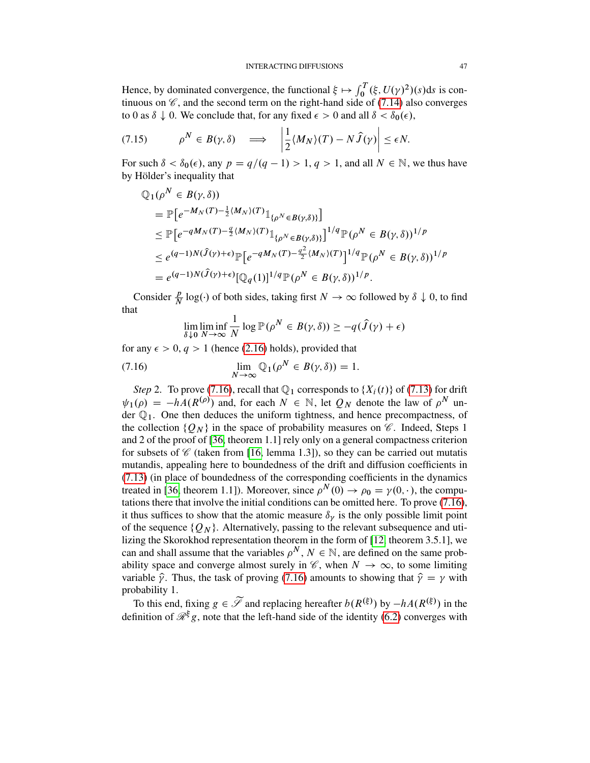Hence, by dominated convergence, the functional $\xi \mapsto \int_0^T (\xi, U(\gamma)^2)(s)ds$ is continuous on $\mathscr{C}$, and the second term on the right-hand side of (7.14) also converges to 0 as $\delta \downarrow 0$. We conclude that, for any fixed $\epsilon > 0$ and all $\delta < \delta_0(\epsilon)$,

$$
\rho^N \in B(\gamma, \delta) \quad \Longrightarrow \quad \left| \frac{1}{2}\langle M_N \rangle(T) - N\hat{J}(\gamma) \right| \leq \epsilon N. \tag{7.15}
$$

For such $\delta < \delta_0(\epsilon)$, any $p = q/(q-1) > 1$, $q > 1$, and all $N \in \mathbb{N}$, we thus have by Hölder's inequality that

$$
\begin{aligned}
&\mathbb{Q}_1(\rho^N \in B(\gamma, \delta)) \\
&= \mathbb{P}\big[e^{-M_N(T) - \frac{1}{2}\langle M_N \rangle(T)} \mathbb{1}_{\{\rho^N \in B(\gamma,\delta)\}}\big] \\
&\leq \mathbb{P}\big[e^{-qM_N(T) - \frac{q}{2}\langle M_N \rangle(T)} \mathbb{1}_{\{\rho^N \in B(\gamma,\delta)\}}\big]^{1/q} \mathbb{P}(\rho^N \in B(\gamma, \delta))^{1/p} \\
&\leq e^{(q-1)N(\hat{J}(\gamma)+\epsilon)} \mathbb{P}\big[e^{-qM_N(T) - \frac{q^2}{2}\langle M_N \rangle(T)}\big]^{1/q} \mathbb{P}(\rho^N \in B(\gamma, \delta))^{1/p} \\
&= e^{(q-1)N(\hat{J}(\gamma)+\epsilon)} [\mathbb{Q}_q(1)]^{1/q} \mathbb{P}(\rho^N \in B(\gamma, \delta))^{1/p}.
\end{aligned}
$$

Consider $\frac{p}{N}\log(\cdot)$ of both sides, taking first $N \to \infty$ followed by $\delta \downarrow 0$, to find that

$$
\lim_{\delta \downarrow 0} \liminf_{N \to \infty} \frac{1}{N} \log \mathbb{P}(\rho^N \in B(\gamma, \delta)) \geq -q(\hat{J}(\gamma) + \epsilon)
$$

for any $\epsilon > 0$, $q > 1$ (hence (2.16) holds), provided that

$$
\lim_{N \to \infty} \mathbb{Q}_1(\rho^N \in B(\gamma, \delta)) = 1. \tag{7.16}
$$

*Step* 2. To prove (7.16), recall that $\mathbb{Q}_1$ corresponds to $\{X_i(t)\}$ of (7.13) for drift $\psi_1(\rho) = -hA(R^{(\rho)})$ and, for each $N \in \mathbb{N}$, let $Q_N$ denote the law of $\rho^N$ under $\mathbb{Q}_1$. One then deduces the uniform tightness, and hence precompactness, of the collection $\{Q_N\}$ in the space of probability measures on $\mathscr{C}$. Indeed, Steps 1 and 2 of the proof of [36, theorem 1.1] rely only on a general compactness criterion for subsets of $\mathscr{C}$ (taken from [16, lemma 1.3]), so they can be carried out mutatis mutandis, appealing here to boundedness of the drift and diffusion coefficients in (7.13) (in place of boundedness of the corresponding coefficients in the dynamics treated in [36, theorem 1.1]). Moreover, since $\rho^N(0) \to \rho_0 = \gamma(0, \cdot)$, the computations there that involve the initial conditions can be omitted here. To prove (7.16), it thus suffices to show that the atomic measure $\delta_\gamma$ is the only possible limit point of the sequence $\{Q_N\}$. Alternatively, passing to the relevant subsequence and utilizing the Skorokhod representation theorem in the form of [12, theorem 3.5.1], we can and shall assume that the variables $\rho^N$, $N \in \mathbb{N}$, are defined on the same probability space and converge almost surely in $\mathscr{C}$, when $N \to \infty$, to some limiting variable $\hat{\gamma}$. Thus, the task of proving (7.16) amounts to showing that $\hat{\gamma} = \gamma$ with probability 1.

To this end, fixing $g \in \widetilde{\mathscr{S}}$ and replacing hereafter $b(R^{(\xi)})$ by $-hA(R^{(\xi)})$ in the definition of $\mathscr{R}^\xi g$, note that the left-hand side of the identity (6.2) converges with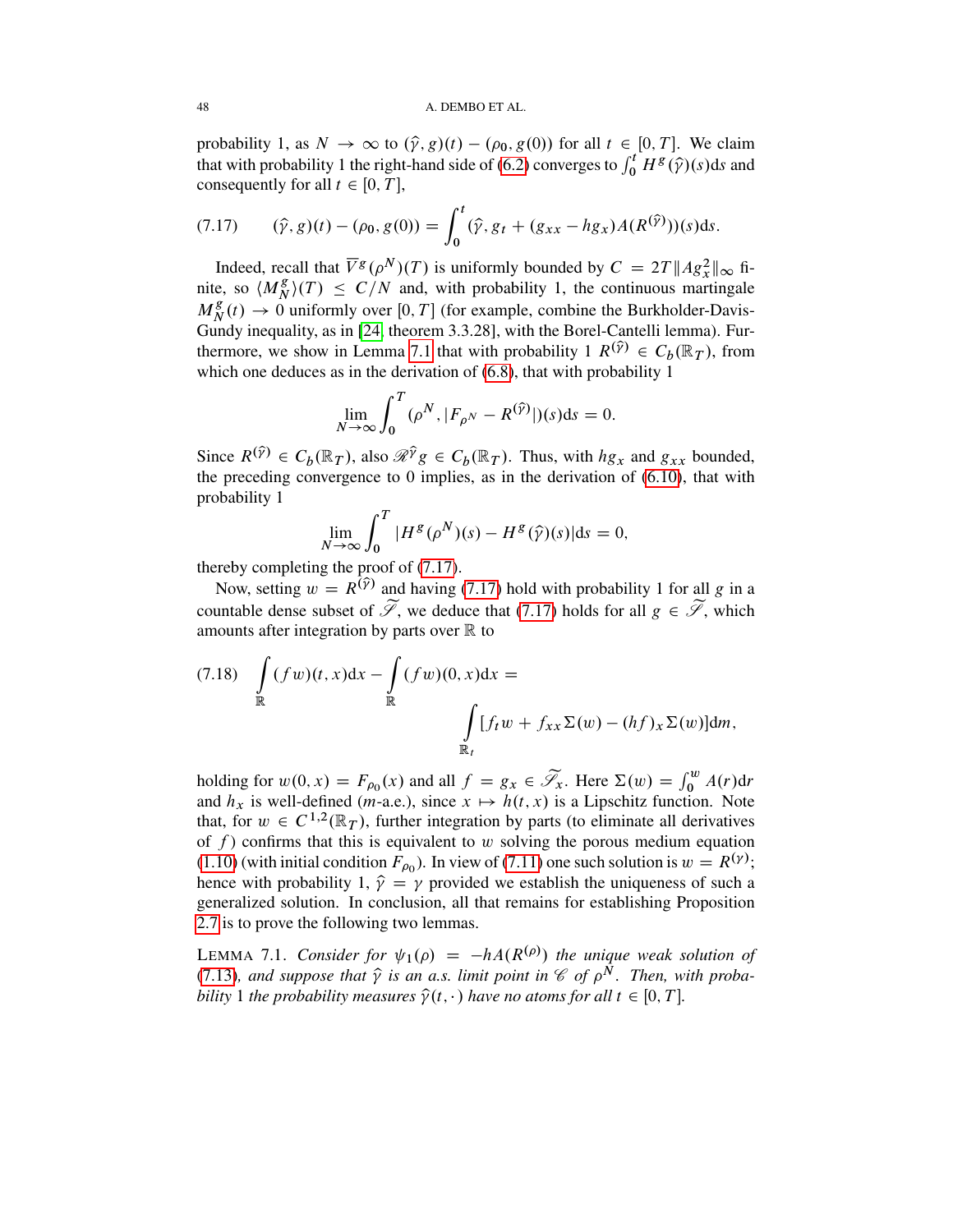probability 1, as $N \to \infty$ to $(\widehat{\gamma}, g)(t) - (\rho_0, g(0))$ for all $t \in [0, T]$. We claim that with probability 1 the right-hand side of (6.2) converges to $\int_0^t H^g(\widehat{\gamma})(s)\mathrm{d}s$ and consequently for all $t \in [0, T]$,

$$
(7.17) \qquad (\widehat{\gamma}, g)(t) - (\rho_0, g(0)) = \int_0^t (\widehat{\gamma}, g_t + (g_{xx} - hg_x)A(R^{(\widehat{\gamma})}))(s)\mathrm{d}s.
$$

Indeed, recall that $\overline{V}^g(\rho^N)(T)$ is uniformly bounded by $C = 2T\|Ag_x^2\|_\infty$ finite, so $\langle M_N^g \rangle(T) \leq C/N$ and, with probability 1, the continuous martingale $M_N^g(t) \to 0$ uniformly over $[0, T]$ (for example, combine the Burkholder-Davis-Gundy inequality, as in [24, theorem 3.3.28], with the Borel-Cantelli lemma). Furthermore, we show in Lemma 7.1 that with probability 1 $R^{(\widehat{\gamma})} \in C_b(\mathbb{R}_T)$, from which one deduces as in the derivation of (6.8), that with probability 1

$$
\lim_{N\to\infty} \int_0^T (\rho^N, |F_{\rho^N} - R^{(\widehat{\gamma})}|)(s)\mathrm{d}s = 0.
$$

Since $R^{(\widehat{\gamma})} \in C_b(\mathbb{R}_T)$, also $\mathscr{R}^{\widehat{\gamma}} g \in C_b(\mathbb{R}_T)$. Thus, with $hg_x$ and $g_{xx}$ bounded, the preceding convergence to 0 implies, as in the derivation of (6.10), that with probability 1

$$
\lim_{N\to\infty} \int_0^T |H^g(\rho^N)(s) - H^g(\widehat{\gamma})(s)|\mathrm{d}s = 0,
$$

thereby completing the proof of (7.17).

Now, setting $w = R^{(\widehat{\gamma})}$ and having (7.17) hold with probability 1 for all $g$ in a countable dense subset of $\widetilde{\mathscr{S}}$, we deduce that (7.17) holds for all $g \in \widetilde{\mathscr{S}}$, which amounts after integration by parts over $\mathbb{R}$ to

$$
(7.18) \quad \int_{\mathbb{R}} (fw)(t,x)\mathrm{d}x - \int_{\mathbb{R}} (fw)(0,x)\mathrm{d}x = \int_{\mathbb{R}_t} [f_t w + f_{xx}\Sigma(w) - (hf)_x \Sigma(w)]\mathrm{d}m,
$$

holding for $w(0,x) = F_{\rho_0}(x)$ and all $f = g_x \in \widetilde{\mathscr{S}}_x$. Here $\Sigma(w) = \int_0^w A(r)\mathrm{d}r$ and $h_x$ is well-defined ($m$-a.e.), since $x \mapsto h(t,x)$ is a Lipschitz function. Note that, for $w \in C^{1,2}(\mathbb{R}_T)$, further integration by parts (to eliminate all derivatives of $f$) confirms that this is equivalent to $w$ solving the porous medium equation (1.10) (with initial condition $F_{\rho_0}$). In view of (7.11) one such solution is $w = R^{(\gamma)}$; hence with probability 1, $\widehat{\gamma} = \gamma$ provided we establish the uniqueness of such a generalized solution. In conclusion, all that remains for establishing Proposition 2.7 is to prove the following two lemmas.

LEMMA 7.1. *Consider for $\psi_1(\rho) = -hA(R^{(\rho)})$ the unique weak solution of (7.13), and suppose that $\widehat{\gamma}$ is an a.s. limit point in $\mathscr{C}$ of $\rho^N$. Then, with probability 1 the probability measures $\widehat{\gamma}(t,\cdot)$ have no atoms for all $t \in [0,T]$.*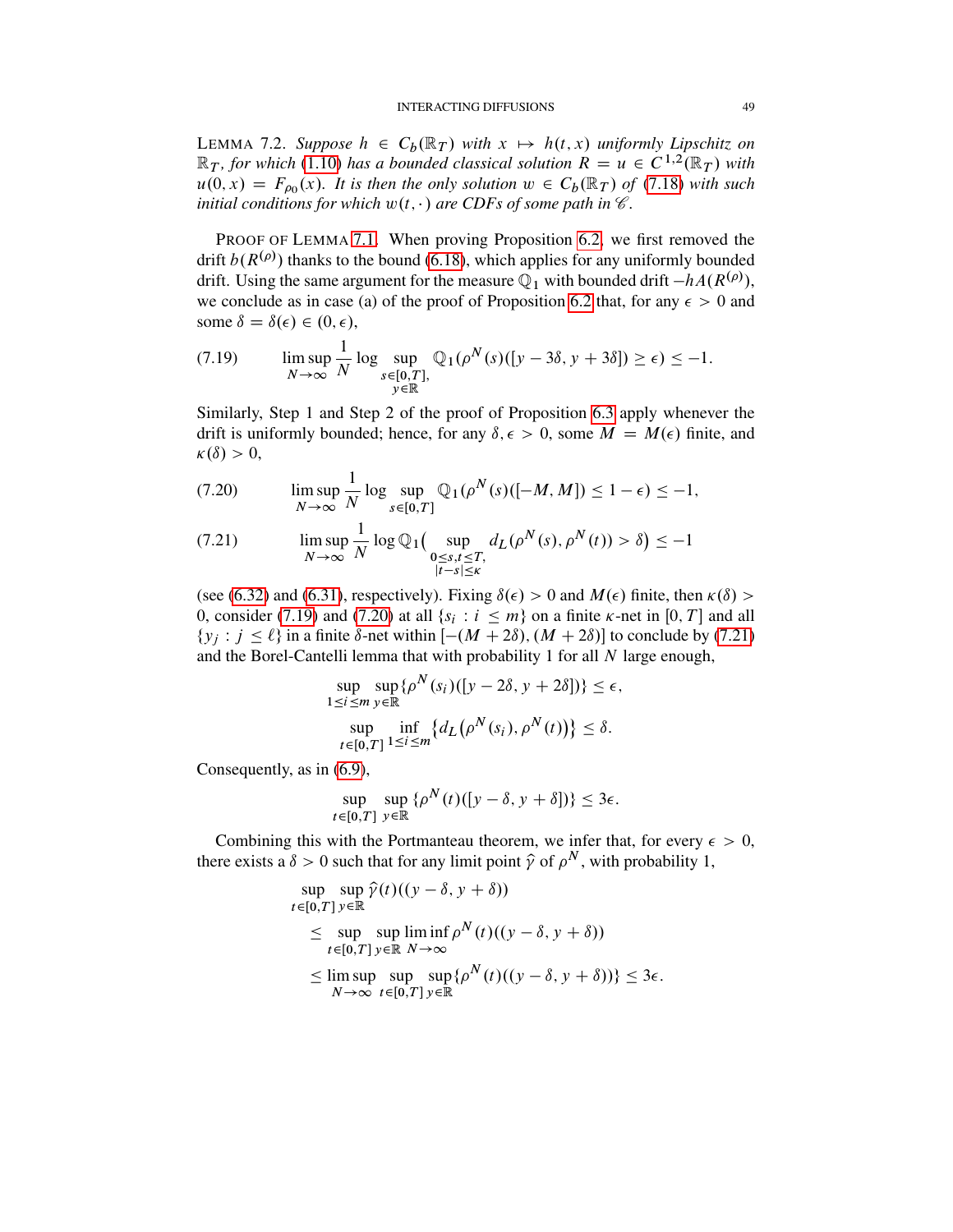LEMMA 7.2. *Suppose $h \in C_b(\mathbb{R}_T)$ with $x \mapsto h(t,x)$ uniformly Lipschitz on $\mathbb{R}_T$, for which (1.10) has a bounded classical solution $R = u \in C^{1,2}(\mathbb{R}_T)$ with $u(0,x) = F_{\rho_0}(x)$. It is then the only solution $w \in C_b(\mathbb{R}_T)$ of (7.18) with such initial conditions for which $w(t,\cdot)$ are CDFs of some path in $\mathscr{C}$.*

PROOF OF LEMMA 7.1. When proving Proposition 6.2, we first removed the drift $b(R^{(\rho)})$ thanks to the bound (6.18), which applies for any uniformly bounded drift. Using the same argument for the measure $\mathbb{Q}_1$ with bounded drift $-hA(R^{(\rho)})$, we conclude as in case (a) of the proof of Proposition 6.2 that, for any $\epsilon > 0$ and some $\delta = \delta(\epsilon) \in (0,\epsilon)$,

$$\limsup_{N\to\infty} \frac{1}{N} \log \sup_{\substack{s\in[0,T],\\ y\in\mathbb{R}}} \mathbb{Q}_1(\rho^N(s)([y-3\delta, y+3\delta]) \geq \epsilon) \leq -1. \tag{7.19}$$

Similarly, Step 1 and Step 2 of the proof of Proposition 6.3 apply whenever the drift is uniformly bounded; hence, for any $\delta, \epsilon > 0$, some $M = M(\epsilon)$ finite, and $\kappa(\delta) > 0$,

$$\limsup_{N\to\infty} \frac{1}{N} \log \sup_{s\in[0,T]} \mathbb{Q}_1(\rho^N(s)([-M,M]) \leq 1-\epsilon) \leq -1, \tag{7.20}$$

$$\limsup_{N\to\infty} \frac{1}{N} \log \mathbb{Q}_1\Big( \sup_{\substack{0\leq s,t\leq T,\\ |t-s|\leq\kappa}} d_L(\rho^N(s), \rho^N(t)) > \delta\Big) \leq -1 \tag{7.21}$$

(see (6.32) and (6.31), respectively). Fixing $\delta(\epsilon) > 0$ and $M(\epsilon)$ finite, then $\kappa(\delta) > 0$, consider (7.19) and (7.20) at all $\{s_i : i \leq m\}$ on a finite $\kappa$-net in $[0,T]$ and all $\{y_j : j \leq \ell\}$ in a finite $\delta$-net within $[-(M+2\delta), (M+2\delta)]$ to conclude by (7.21) and the Borel-Cantelli lemma that with probability 1 for all $N$ large enough,

$$\sup_{1\leq i\leq m} \sup_{y\in\mathbb{R}} \{\rho^N(s_i)([y-2\delta, y+2\delta])\} \leq \epsilon,$$

$$\sup_{t\in[0,T]} \inf_{1\leq i\leq m} \big\{d_L\big(\rho^N(s_i), \rho^N(t)\big)\big\} \leq \delta.$$

Consequently, as in (6.9),

$$\sup_{t\in[0,T]} \sup_{y\in\mathbb{R}} \{\rho^N(t)([y-\delta, y+\delta])\} \leq 3\epsilon.$$

Combining this with the Portmanteau theorem, we infer that, for every $\epsilon > 0$, there exists a $\delta > 0$ such that for any limit point $\widehat{\gamma}$ of $\rho^N$, with probability 1,

$$\begin{aligned}
&\sup_{t\in[0,T]} \sup_{y\in\mathbb{R}} \widehat{\gamma}(t)((y-\delta, y+\delta)) \\
&\quad\leq \sup_{t\in[0,T]} \sup_{y\in\mathbb{R}} \liminf_{N\to\infty} \rho^N(t)((y-\delta, y+\delta)) \\
&\quad\leq \limsup_{N\to\infty} \sup_{t\in[0,T]} \sup_{y\in\mathbb{R}} \{\rho^N(t)((y-\delta, y+\delta))\} \leq 3\epsilon.
\end{aligned}$$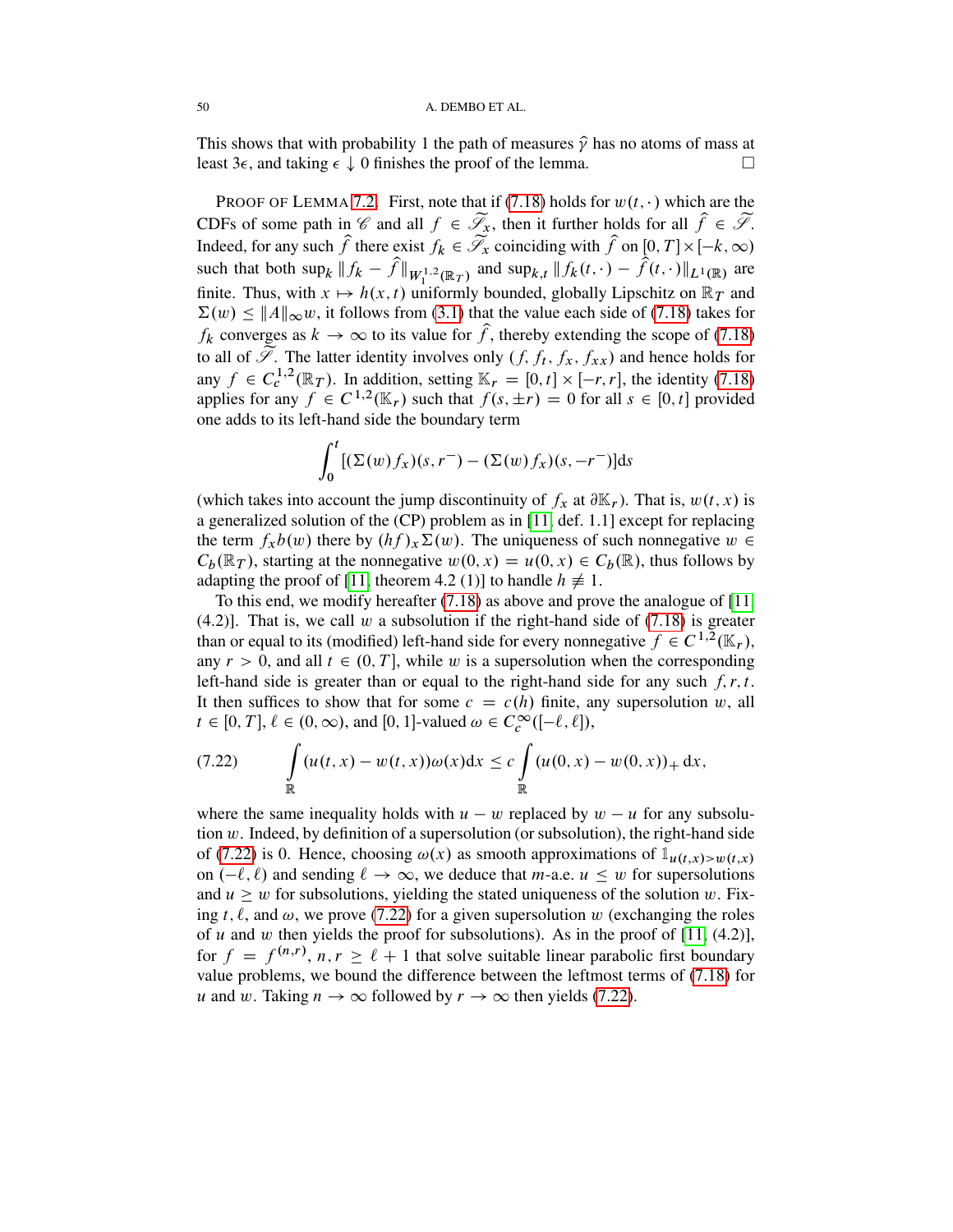This shows that with probability 1 the path of measures $\widehat{\gamma}$ has no atoms of mass at least $3\epsilon$, and taking $\epsilon \downarrow 0$ finishes the proof of the lemma. □

PROOF OF LEMMA 7.2. First, note that if (7.18) holds for $w(t,\cdot)$ which are the CDFs of some path in $\mathscr{C}$ and all $f \in \widetilde{\mathscr{S}}_x$, then it further holds for all $\widehat{f} \in \widetilde{\mathscr{S}}$. Indeed, for any such $\widehat{f}$ there exist $f_k \in \widetilde{\mathscr{S}}_x$ coinciding with $\widehat{f}$ on $[0,T] \times [-k,\infty)$ such that both $\sup_k \|f_k - \widehat{f}\|_{W_1^{1,2}(\mathbb{R}_T)}$ and $\sup_{k,t} \|f_k(t,\cdot) - \widehat{f}(t,\cdot)\|_{L^1(\mathbb{R})}$ are finite. Thus, with $x \mapsto h(x,t)$ uniformly bounded, globally Lipschitz on $\mathbb{R}_T$ and $\Sigma(w) \le \|A\|_\infty w$, it follows from (3.1) that the value each side of (7.18) takes for $f_k$ converges as $k \to \infty$ to its value for $\widehat{f}$, thereby extending the scope of (7.18) to all of $\widetilde{\mathscr{S}}$. The latter identity involves only $(f, f_t, f_x, f_{xx})$ and hence holds for any $f \in C_c^{1,2}(\mathbb{R}_T)$. In addition, setting $\mathbb{K}_r = [0,t] \times [-r,r]$, the identity (7.18) applies for any $f \in C^{1,2}(\mathbb{K}_r)$ such that $f(s,\pm r) = 0$ for all $s \in [0,t]$ provided one adds to its left-hand side the boundary term

$$\int_0^t [(\Sigma(w) f_x)(s, r^-) - (\Sigma(w) f_x)(s, -r^-)] \mathrm{d}s$$

(which takes into account the jump discontinuity of $f_x$ at $\partial \mathbb{K}_r$). That is, $w(t,x)$ is a generalized solution of the (CP) problem as in [11, def. 1.1] except for replacing the term $f_x b(w)$ there by $(hf)_x \Sigma(w)$. The uniqueness of such nonnegative $w \in C_b(\mathbb{R}_T)$, starting at the nonnegative $w(0,x) = u(0,x) \in C_b(\mathbb{R})$, thus follows by adapting the proof of [11, theorem 4.2 (1)] to handle $h \not\equiv 1$.

To this end, we modify hereafter (7.18) as above and prove the analogue of [11, (4.2)]. That is, we call $w$ a subsolution if the right-hand side of (7.18) is greater than or equal to its (modified) left-hand side for every nonnegative $f \in C^{1,2}(\mathbb{K}_r)$, any $r > 0$, and all $t \in (0,T]$, while $w$ is a supersolution when the corresponding left-hand side is greater than or equal to the right-hand side for any such $f, r, t$. It then suffices to show that for some $c = c(h)$ finite, any supersolution $w$, all $t \in [0,T]$, $\ell \in (0,\infty)$, and $[0,1]$-valued $\omega \in C_c^\infty([-\ell,\ell])$,

$$\int_{\mathbb{R}} (u(t,x) - w(t,x)) \omega(x) \mathrm{d}x \le c \int_{\mathbb{R}} (u(0,x) - w(0,x))_+ \, \mathrm{d}x, \tag{7.22}$$

where the same inequality holds with $u - w$ replaced by $w - u$ for any subsolution $w$. Indeed, by definition of a supersolution (or subsolution), the right-hand side of (7.22) is 0. Hence, choosing $\omega(x)$ as smooth approximations of $\mathbb{1}_{u(t,x) > w(t,x)}$ on $(-\ell,\ell)$ and sending $\ell \to \infty$, we deduce that $m$-a.e. $u \le w$ for supersolutions and $u \ge w$ for subsolutions, yielding the stated uniqueness of the solution $w$. Fixing $t, \ell$, and $\omega$, we prove (7.22) for a given supersolution $w$ (exchanging the roles of $u$ and $w$ then yields the proof for subsolutions). As in the proof of [11, (4.2)], for $f = f^{(n,r)}$, $n, r \ge \ell + 1$ that solve suitable linear parabolic first boundary value problems, we bound the difference between the leftmost terms of (7.18) for $u$ and $w$. Taking $n \to \infty$ followed by $r \to \infty$ then yields (7.22).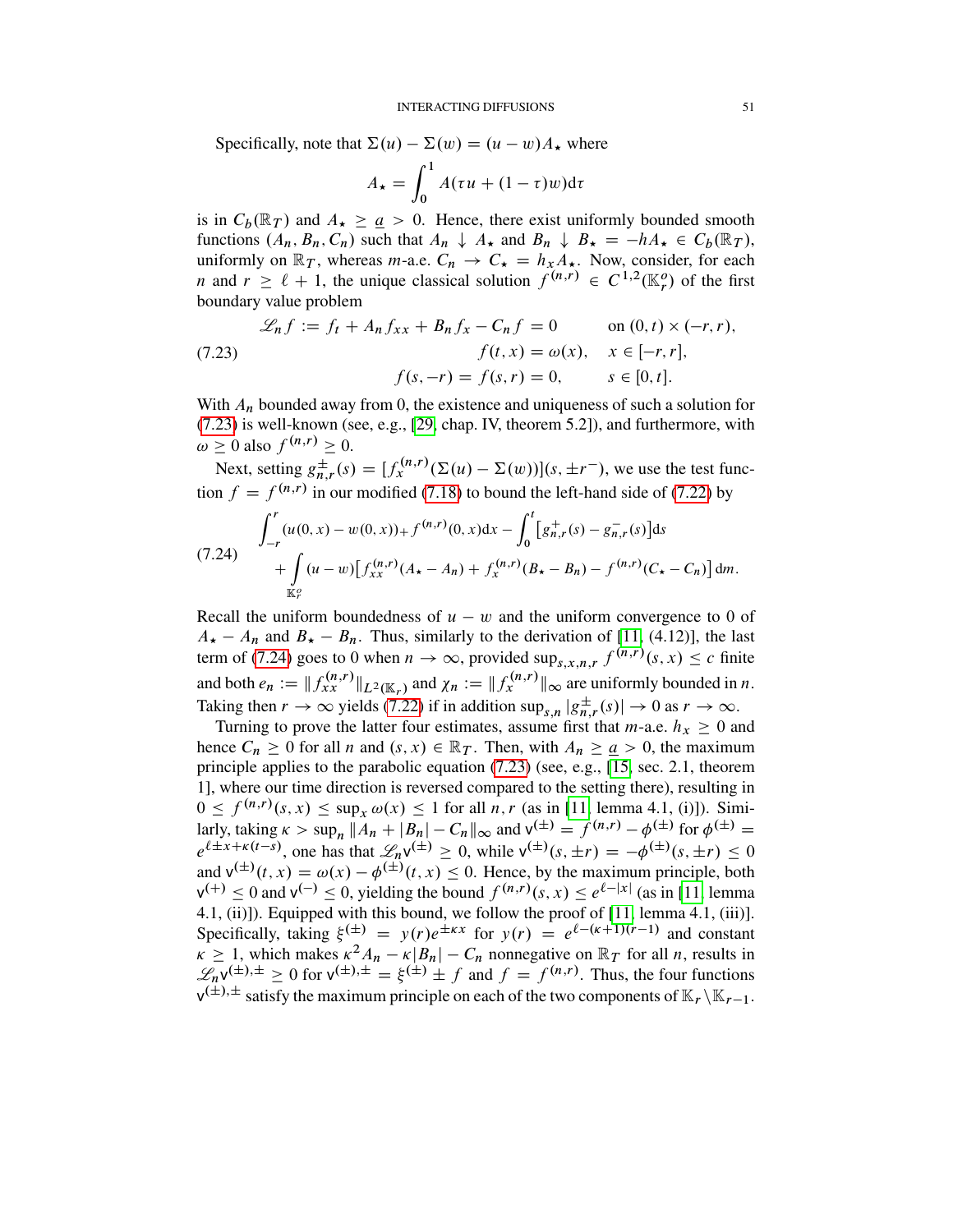Specifically, note that $\Sigma(u) - \Sigma(w) = (u - w)A_\star$ where

$$A_\star = \int_0^1 A(\tau u + (1-\tau)w)\mathrm{d}\tau$$

is in $C_b(\mathbb{R}_T)$ and $A_\star \geq \underline{a} > 0$. Hence, there exist uniformly bounded smooth functions $(A_n, B_n, C_n)$ such that $A_n \downarrow A_\star$ and $B_n \downarrow B_\star = -hA_\star \in C_b(\mathbb{R}_T)$, uniformly on $\mathbb{R}_T$, whereas $m$-a.e. $C_n \to C_\star = h_x A_\star$. Now, consider, for each $n$ and $r \geq \ell + 1$, the unique classical solution $f^{(n,r)} \in C^{1,2}(\mathbb{K}_r^o)$ of the first boundary value problem

$$
\begin{aligned}
\mathscr{L}_n f := f_t + A_n f_{xx} + B_n f_x - C_n f = 0 \qquad & \text{on } (0,t) \times (-r, r), \\
f(t,x) = \omega(x), \quad & x \in [-r, r], \\
f(s,-r) = f(s,r) = 0, \qquad & s \in [0,t].
\end{aligned}
\tag{7.23}
$$

With $A_n$ bounded away from 0, the existence and uniqueness of such a solution for (7.23) is well-known (see, e.g., [29, chap. IV, theorem 5.2]), and furthermore, with $\omega \geq 0$ also $f^{(n,r)} \geq 0$.

Next, setting $g^{\pm}_{n,r}(s) = [f_x^{(n,r)}(\Sigma(u) - \Sigma(w))](s, \pm r^-)$, we use the test function $f = f^{(n,r)}$ in our modified (7.18) to bound the left-hand side of (7.22) by

$$
\begin{aligned}
&\int_{-r}^{r} (u(0,x) - w(0,x))_+ f^{(n,r)}(0,x)\mathrm{d}x - \int_0^t \big[g^+_{n,r}(s) - g^-_{n,r}(s)\big]\mathrm{d}s \\
&\quad + \int_{\mathbb{K}_r^o} (u - w)\big[f_{xx}^{(n,r)}(A_\star - A_n) + f_x^{(n,r)}(B_\star - B_n) - f^{(n,r)}(C_\star - C_n)\big]\,\mathrm{d}m.
\end{aligned}
\tag{7.24}
$$

Recall the uniform boundedness of $u - w$ and the uniform convergence to 0 of $A_\star - A_n$ and $B_\star - B_n$. Thus, similarly to the derivation of [11, (4.12)], the last term of (7.24) goes to 0 when $n \to \infty$, provided $\sup_{s,x,n,r} f^{(n,r)}(s,x) \leq c$ finite and both $e_n := \|f_{xx}^{(n,r)}\|_{L^2(\mathbb{K}_r)}$ and $\chi_n := \|f_x^{(n,r)}\|_\infty$ are uniformly bounded in $n$. Taking then $r \to \infty$ yields (7.22) if in addition $\sup_{s,n} |g^{\pm}_{n,r}(s)| \to 0$ as $r \to \infty$.

Turning to prove the latter four estimates, assume first that $m$-a.e. $h_x \geq 0$ and hence $C_n \geq 0$ for all $n$ and $(s,x) \in \mathbb{R}_T$. Then, with $A_n \geq \underline{a} > 0$, the maximum principle applies to the parabolic equation (7.23) (see, e.g., [15, sec. 2.1, theorem 1], where our time direction is reversed compared to the setting there), resulting in $0 \leq f^{(n,r)}(s,x) \leq \sup_x \omega(x) \leq 1$ for all $n, r$ (as in [11, lemma 4.1, (i)]). Similarly, taking $\kappa > \sup_n \|A_n + |B_n| - C_n\|_\infty$ and $\mathsf{v}^{(\pm)} = f^{(n,r)} - \phi^{(\pm)}$ for $\phi^{(\pm)} = e^{\ell \pm x + \kappa(t-s)}$, one has that $\mathscr{L}_n \mathsf{v}^{(\pm)} \geq 0$, while $\mathsf{v}^{(\pm)}(s, \pm r) = -\phi^{(\pm)}(s, \pm r) \leq 0$ and $\mathsf{v}^{(\pm)}(t,x) = \omega(x) - \phi^{(\pm)}(t,x) \leq 0$. Hence, by the maximum principle, both $\mathsf{v}^{(+)} \leq 0$ and $\mathsf{v}^{(-)} \leq 0$, yielding the bound $f^{(n,r)}(s,x) \leq e^{\ell - |x|}$ (as in [11, lemma 4.1, (ii)]). Equipped with this bound, we follow the proof of [11, lemma 4.1, (iii)]. Specifically, taking $\xi^{(\pm)} = y(r)e^{\pm\kappa x}$ for $y(r) = e^{\ell - (\kappa+1)(r-1)}$ and constant $\kappa \geq 1$, which makes $\kappa^2 A_n - \kappa|B_n| - C_n$ nonnegative on $\mathbb{R}_T$ for all $n$, results in $\mathscr{L}_n \mathsf{v}^{(\pm),\pm} \geq 0$ for $\mathsf{v}^{(\pm),\pm} = \xi^{(\pm)} \pm f$ and $f = f^{(n,r)}$. Thus, the four functions $\mathsf{v}^{(\pm),\pm}$ satisfy the maximum principle on each of the two components of $\mathbb{K}_r \backslash \mathbb{K}_{r-1}$.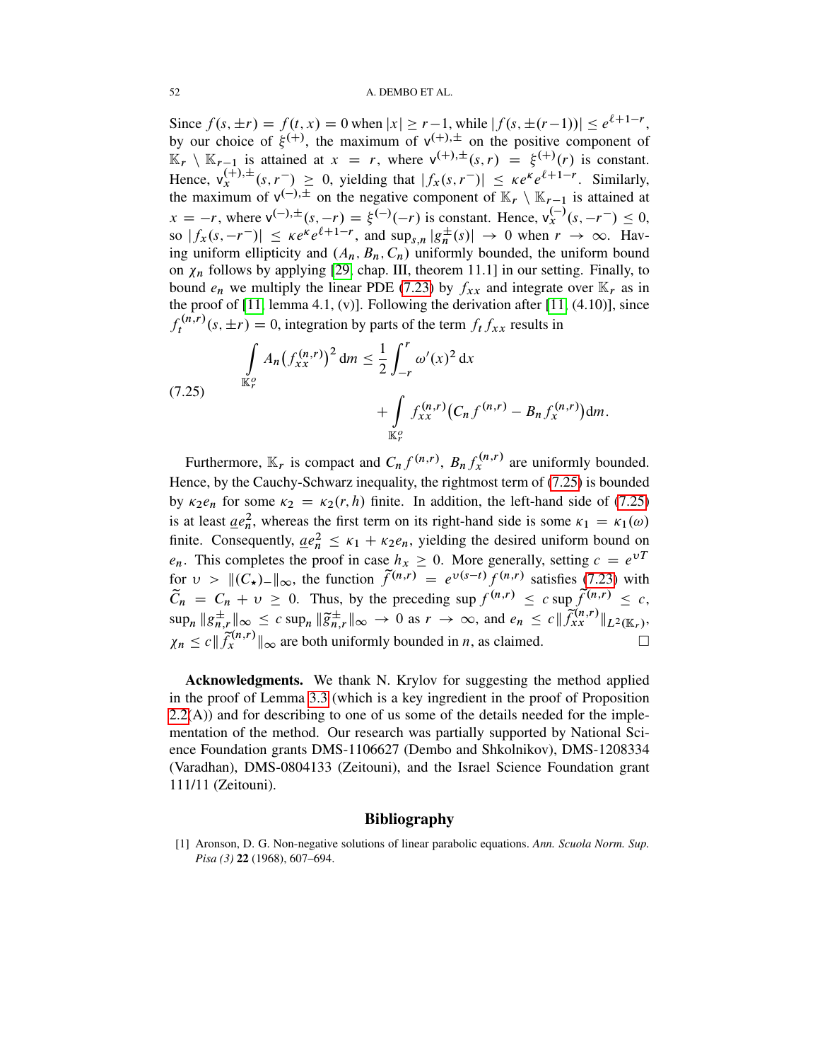Since $f(s, \pm r) = f(t, x) = 0$ when $|x| \geq r-1$, while $|f(s, \pm(r-1))| \leq e^{\ell+1-r}$, by our choice of $\xi^{(+)}$, the maximum of $\mathsf{v}^{(+),\pm}$ on the positive component of $\mathbb{K}_r \setminus \mathbb{K}_{r-1}$ is attained at $x = r$, where $\mathsf{v}^{(+),\pm}(s, r) = \xi^{(+)}(r)$ is constant. Hence, $\mathsf{v}_x^{(+),\pm}(s, r^-) \geq 0$, yielding that $|f_x(s, r^-)| \leq \kappa e^{\kappa} e^{\ell+1-r}$. Similarly, the maximum of $\mathsf{v}^{(-),\pm}$ on the negative component of $\mathbb{K}_r \setminus \mathbb{K}_{r-1}$ is attained at $x = -r$, where $\mathsf{v}^{(-),\pm}(s, -r) = \xi^{(-)}(-r)$ is constant. Hence, $\mathsf{v}_x^{(-)}(s, -r^-) \leq 0$, so $|f_x(s, -r^-)| \leq \kappa e^{\kappa} e^{\ell+1-r}$, and $\sup_{s,n} |g_n^{\pm}(s)| \to 0$ when $r \to \infty$. Having uniform ellipticity and $(A_n, B_n, C_n)$ uniformly bounded, the uniform bound on $\chi_n$ follows by applying [29, chap. III, theorem 11.1] in our setting. Finally, to bound $e_n$ we multiply the linear PDE (7.23) by $f_{xx}$ and integrate over $\mathbb{K}_r$ as in the proof of [11, lemma 4.1, (v)]. Following the derivation after [11, (4.10)], since $f_t^{(n,r)}(s, \pm r) = 0$, integration by parts of the term $f_t f_{xx}$ results in

$$
\int_{\mathbb{K}_r^o} A_n \big(f_{xx}^{(n,r)}\big)^2 \,\mathrm{d}m \leq \frac{1}{2} \int_{-r}^{r} \omega'(x)^2 \,\mathrm{d}x + \int_{\mathbb{K}_r^o} f_{xx}^{(n,r)} \big(C_n f^{(n,r)} - B_n f_x^{(n,r)}\big) \mathrm{d}m. \tag{7.25}
$$

Furthermore, $\mathbb{K}_r$ is compact and $C_n f^{(n,r)}$, $B_n f_x^{(n,r)}$ are uniformly bounded. Hence, by the Cauchy-Schwarz inequality, the rightmost term of (7.25) is bounded by $\kappa_2 e_n$ for some $\kappa_2 = \kappa_2(r, h)$ finite. In addition, the left-hand side of (7.25) is at least $\underline{a} e_n^2$, whereas the first term on its right-hand side is some $\kappa_1 = \kappa_1(\omega)$ finite. Consequently, $\underline{a} e_n^2 \leq \kappa_1 + \kappa_2 e_n$, yielding the desired uniform bound on $e_n$. This completes the proof in case $h_x \geq 0$. More generally, setting $c = e^{\upsilon T}$ for $\upsilon > \|(C_\star)_-\|_\infty$, the function $\widetilde{f}^{(n,r)} = e^{\upsilon(s-t)} f^{(n,r)}$ satisfies (7.23) with $\widetilde{C}_n = C_n + \upsilon \geq 0$. Thus, by the preceding $\sup f^{(n,r)} \leq c \sup \widetilde{f}^{(n,r)} \leq c$, $\sup_n \|g_{n,r}^{\pm}\|_\infty \leq c \sup_n \|\widetilde{g}_{n,r}^{\pm}\|_\infty \to 0$ as $r \to \infty$, and $e_n \leq c \|\widetilde{f}_{xx}^{(n,r)}\|_{L^2(\mathbb{K}_r)}$, $\chi_n \leq c \|\widetilde{f}_x^{(n,r)}\|_\infty$ are both uniformly bounded in $n$, as claimed. □

**Acknowledgments.** We thank N. Krylov for suggesting the method applied in the proof of Lemma 3.3 (which is a key ingredient in the proof of Proposition 2.2(A)) and for describing to one of us some of the details needed for the implementation of the method. Our research was partially supported by National Science Foundation grants DMS-1106627 (Dembo and Shkolnikov), DMS-1208334 (Varadhan), DMS-0804133 (Zeitouni), and the Israel Science Foundation grant 111/11 (Zeitouni).

## Bibliography

[1] Aronson, D. G. Non-negative solutions of linear parabolic equations. *Ann. Scuola Norm. Sup. Pisa (3)* **22** (1968), 607–694.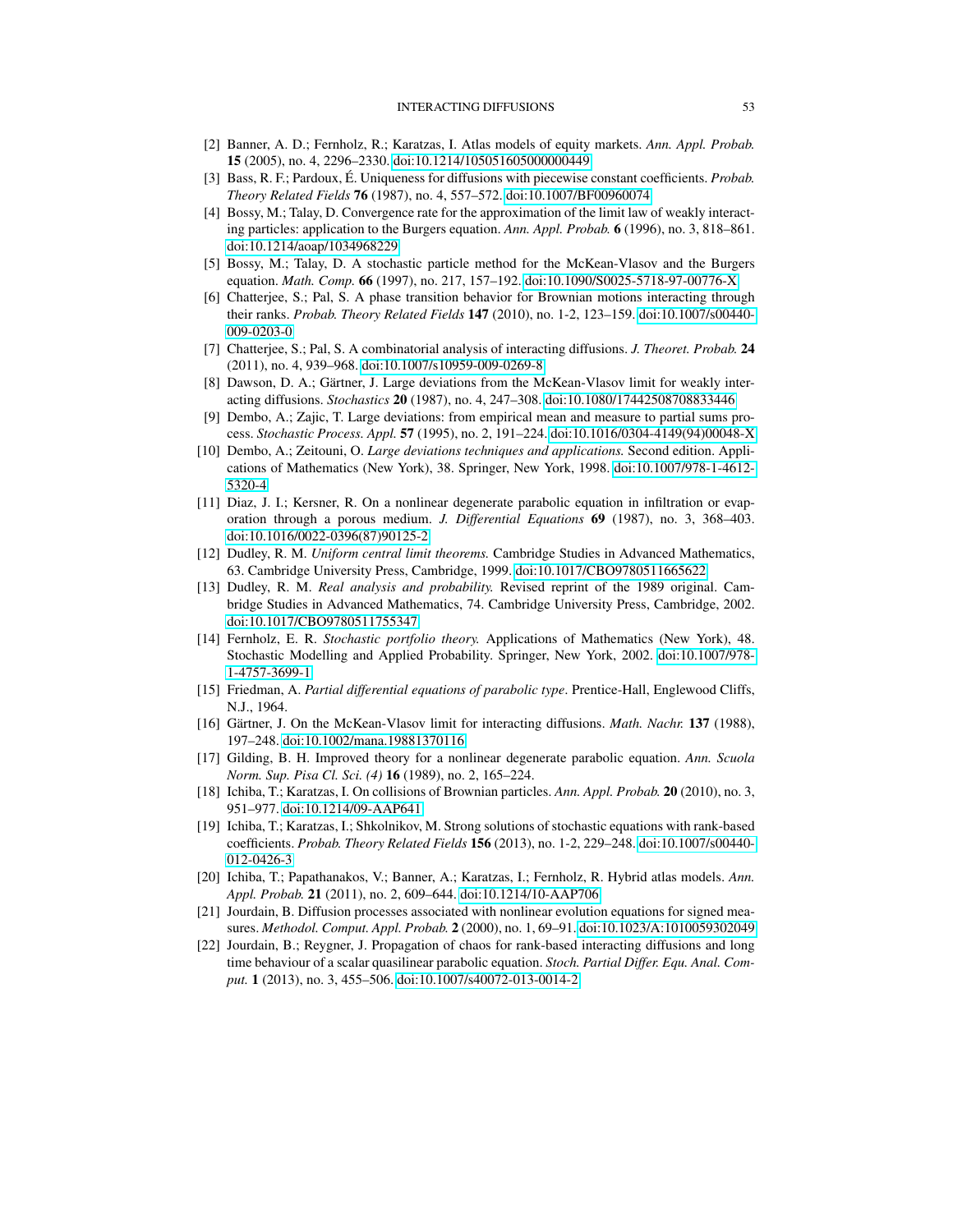[2] Banner, A. D.; Fernholz, R.; Karatzas, I. Atlas models of equity markets. *Ann. Appl. Probab.* **15** (2005), no. 4, 2296–2330. doi:10.1214/105051605000000449

[3] Bass, R. F.; Pardoux, É. Uniqueness for diffusions with piecewise constant coefficients. *Probab. Theory Related Fields* **76** (1987), no. 4, 557–572. doi:10.1007/BF00960074

[4] Bossy, M.; Talay, D. Convergence rate for the approximation of the limit law of weakly interacting particles: application to the Burgers equation. *Ann. Appl. Probab.* **6** (1996), no. 3, 818–861. doi:10.1214/aoap/1034968229

[5] Bossy, M.; Talay, D. A stochastic particle method for the McKean-Vlasov and the Burgers equation. *Math. Comp.* **66** (1997), no. 217, 157–192. doi:10.1090/S0025-5718-97-00776-X

[6] Chatterjee, S.; Pal, S. A phase transition behavior for Brownian motions interacting through their ranks. *Probab. Theory Related Fields* **147** (2010), no. 1-2, 123–159. doi:10.1007/s00440-009-0203-0

[7] Chatterjee, S.; Pal, S. A combinatorial analysis of interacting diffusions. *J. Theoret. Probab.* **24** (2011), no. 4, 939–968. doi:10.1007/s10959-009-0269-8

[8] Dawson, D. A.; Gärtner, J. Large deviations from the McKean-Vlasov limit for weakly interacting diffusions. *Stochastics* **20** (1987), no. 4, 247–308. doi:10.1080/17442508708833446

[9] Dembo, A.; Zajic, T. Large deviations: from empirical mean and measure to partial sums process. *Stochastic Process. Appl.* **57** (1995), no. 2, 191–224. doi:10.1016/0304-4149(94)00048-X

[10] Dembo, A.; Zeitouni, O. *Large deviations techniques and applications.* Second edition. Applications of Mathematics (New York), 38. Springer, New York, 1998. doi:10.1007/978-1-4612-5320-4

[11] Diaz, J. I.; Kersner, R. On a nonlinear degenerate parabolic equation in infiltration or evaporation through a porous medium. *J. Differential Equations* **69** (1987), no. 3, 368–403. doi:10.1016/0022-0396(87)90125-2

[12] Dudley, R. M. *Uniform central limit theorems.* Cambridge Studies in Advanced Mathematics, 63. Cambridge University Press, Cambridge, 1999. doi:10.1017/CBO9780511665622

[13] Dudley, R. M. *Real analysis and probability.* Revised reprint of the 1989 original. Cambridge Studies in Advanced Mathematics, 74. Cambridge University Press, Cambridge, 2002. doi:10.1017/CBO9780511755347

[14] Fernholz, E. R. *Stochastic portfolio theory.* Applications of Mathematics (New York), 48. Stochastic Modelling and Applied Probability. Springer, New York, 2002. doi:10.1007/978-1-4757-3699-1

[15] Friedman, A. *Partial differential equations of parabolic type*. Prentice-Hall, Englewood Cliffs, N.J., 1964.

[16] Gärtner, J. On the McKean-Vlasov limit for interacting diffusions. *Math. Nachr.* **137** (1988), 197–248. doi:10.1002/mana.19881370116

[17] Gilding, B. H. Improved theory for a nonlinear degenerate parabolic equation. *Ann. Scuola Norm. Sup. Pisa Cl. Sci. (4)* **16** (1989), no. 2, 165–224.

[18] Ichiba, T.; Karatzas, I. On collisions of Brownian particles. *Ann. Appl. Probab.* **20** (2010), no. 3, 951–977. doi:10.1214/09-AAP641

[19] Ichiba, T.; Karatzas, I.; Shkolnikov, M. Strong solutions of stochastic equations with rank-based coefficients. *Probab. Theory Related Fields* **156** (2013), no. 1-2, 229–248. doi:10.1007/s00440-012-0426-3

[20] Ichiba, T.; Papathanakos, V.; Banner, A.; Karatzas, I.; Fernholz, R. Hybrid atlas models. *Ann. Appl. Probab.* **21** (2011), no. 2, 609–644. doi:10.1214/10-AAP706

[21] Jourdain, B. Diffusion processes associated with nonlinear evolution equations for signed measures. *Methodol. Comput. Appl. Probab.* **2** (2000), no. 1, 69–91. doi:10.1023/A:1010059302049

[22] Jourdain, B.; Reygner, J. Propagation of chaos for rank-based interacting diffusions and long time behaviour of a scalar quasilinear parabolic equation. *Stoch. Partial Differ. Equ. Anal. Comput.* **1** (2013), no. 3, 455–506. doi:10.1007/s40072-013-0014-2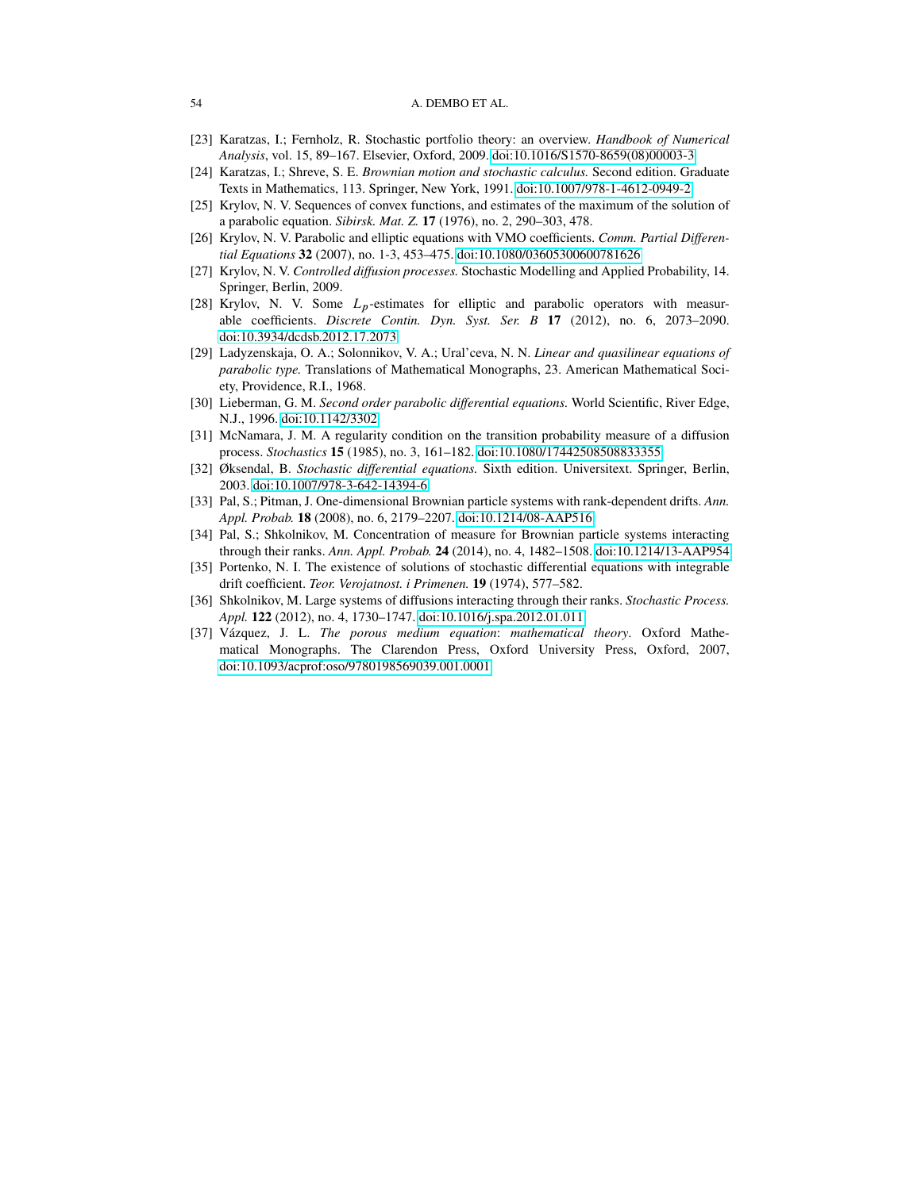[23] Karatzas, I.; Fernholz, R. Stochastic portfolio theory: an overview. *Handbook of Numerical Analysis*, vol. 15, 89–167. Elsevier, Oxford, 2009. doi:10.1016/S1570-8659(08)00003-3

[24] Karatzas, I.; Shreve, S. E. *Brownian motion and stochastic calculus.* Second edition. Graduate Texts in Mathematics, 113. Springer, New York, 1991. doi:10.1007/978-1-4612-0949-2

[25] Krylov, N. V. Sequences of convex functions, and estimates of the maximum of the solution of a parabolic equation. *Sibirsk. Mat. Z.* **17** (1976), no. 2, 290–303, 478.

[26] Krylov, N. V. Parabolic and elliptic equations with VMO coefficients. *Comm. Partial Differential Equations* **32** (2007), no. 1-3, 453–475. doi:10.1080/03605300600781626

[27] Krylov, N. V. *Controlled diffusion processes.* Stochastic Modelling and Applied Probability, 14. Springer, Berlin, 2009.

[28] Krylov, N. V. Some $L_p$-estimates for elliptic and parabolic operators with measurable coefficients. *Discrete Contin. Dyn. Syst. Ser. B* **17** (2012), no. 6, 2073–2090. doi:10.3934/dcdsb.2012.17.2073

[29] Ladyzenskaja, O. A.; Solonnikov, V. A.; Ural'ceva, N. N. *Linear and quasilinear equations of parabolic type.* Translations of Mathematical Monographs, 23. American Mathematical Society, Providence, R.I., 1968.

[30] Lieberman, G. M. *Second order parabolic differential equations.* World Scientific, River Edge, N.J., 1996. doi:10.1142/3302

[31] McNamara, J. M. A regularity condition on the transition probability measure of a diffusion process. *Stochastics* **15** (1985), no. 3, 161–182. doi:10.1080/17442508508833355

[32] Øksendal, B. *Stochastic differential equations.* Sixth edition. Universitext. Springer, Berlin, 2003. doi:10.1007/978-3-642-14394-6

[33] Pal, S.; Pitman, J. One-dimensional Brownian particle systems with rank-dependent drifts. *Ann. Appl. Probab.* **18** (2008), no. 6, 2179–2207. doi:10.1214/08-AAP516

[34] Pal, S.; Shkolnikov, M. Concentration of measure for Brownian particle systems interacting through their ranks. *Ann. Appl. Probab.* **24** (2014), no. 4, 1482–1508. doi:10.1214/13-AAP954

[35] Portenko, N. I. The existence of solutions of stochastic differential equations with integrable drift coefficient. *Teor. Verojatnost. i Primenen.* **19** (1974), 577–582.

[36] Shkolnikov, M. Large systems of diffusions interacting through their ranks. *Stochastic Process. Appl.* **122** (2012), no. 4, 1730–1747. doi:10.1016/j.spa.2012.01.011

[37] Vázquez, J. L. *The porous medium equation: mathematical theory*. Oxford Mathematical Monographs. The Clarendon Press, Oxford University Press, Oxford, 2007, doi:10.1093/acprof:oso/9780198569039.001.0001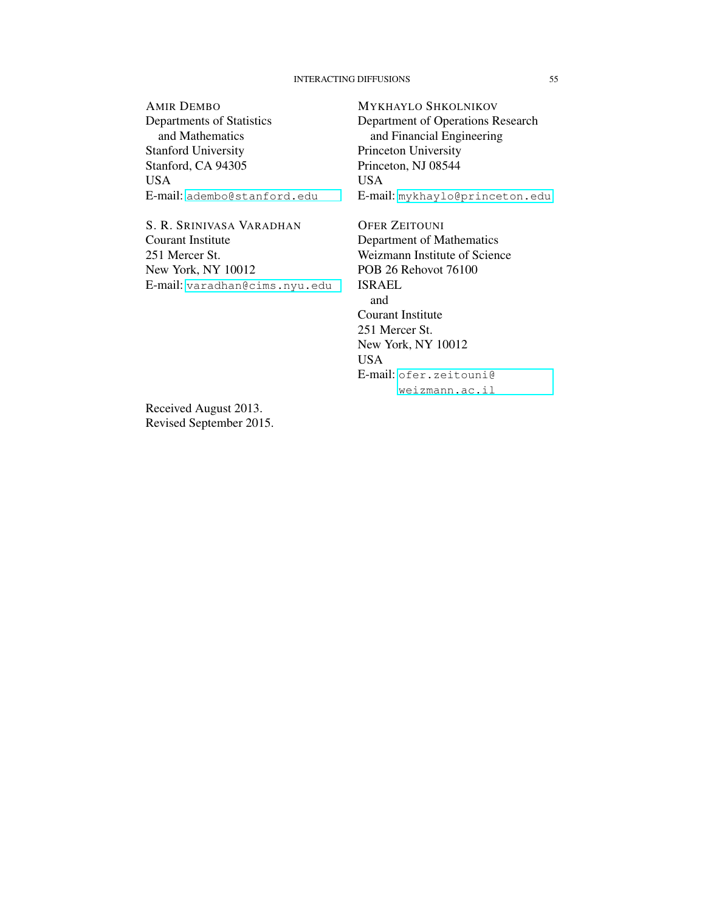AMIR DEMBO
Departments of Statistics
and Mathematics
Stanford University
Stanford, CA 94305
USA
E-mail: adembo@stanford.edu

MYKHAYLO SHKOLNIKOV
Department of Operations Research
and Financial Engineering
Princeton University
Princeton, NJ 08544
USA
E-mail: mykhaylo@princeton.edu

S. R. SRINIVASA VARADHAN
Courant Institute
251 Mercer St.
New York, NY 10012
E-mail: varadhan@cims.nyu.edu

OFER ZEITOUNI
Department of Mathematics
Weizmann Institute of Science
POB 26 Rehovot 76100
ISRAEL
and
Courant Institute
251 Mercer St.
New York, NY 10012
USA
E-mail: ofer.zeitouni@weizmann.ac.il

Received August 2013.
Revised September 2015.